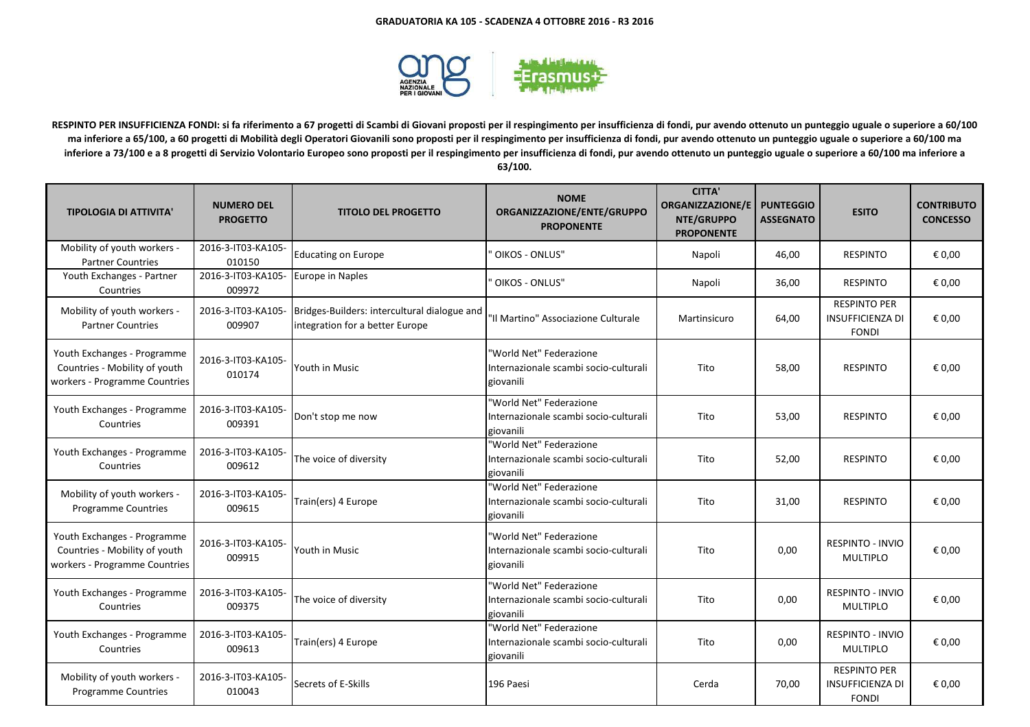**GRADUATORIA KA 105 - SCADENZA 4 OTTOBRE 2016 - R3 2016**

**RESPINTO PER INSUFFICIENZA FONDI: si fa riferimento a 67 progetti di Scambi di Giovani proposti per il respingimento per insufficienza di fondi, pur avendo ottenuto un punteggio uguale o superiore a 60/100 ma inferiore a 65/100, a 60 progetti di Mobilità degli Operatori Giovanili sono proposti per il respingimento per insufficienza di fondi, pur avendo ottenuto un punteggio uguale o superiore a 60/100 ma inferiore a 73/100 e a 8 progetti di Servizio Volontario Europeo sono proposti per il respingimento per insufficienza di fondi, pur avendo ottenuto un punteggio uguale o superiore a 60/100 ma inferiore a 63/100.**

| TIPOLOGIA DI ATTIVITA' | NUMERO DEL PROGETTO | TITOLO DEL PROGETTO | NOME ORGANIZZAZIONE/ENTE/GRUPPO PROPONENTE | CITTA' ORGANIZZAZIONE/ENTE/GRUPPO PROPONENTE | PUNTEGGIO ASSEGNATO | ESITO | CONTRIBUTO CONCESSO |
|---|---|---|---|---|---|---|---|
| Mobility of youth workers - Partner Countries | 2016-3-IT03-KA105-010150 | Educating on Europe | " OIKOS - ONLUS" | Napoli | 46,00 | RESPINTO | € 0,00 |
| Youth Exchanges - Partner Countries | 2016-3-IT03-KA105-009972 | Europe in Naples | " OIKOS - ONLUS" | Napoli | 36,00 | RESPINTO | € 0,00 |
| Mobility of youth workers - Partner Countries | 2016-3-IT03-KA105-009907 | Bridges-Builders: intercultural dialogue and integration for a better Europe | "Il Martino" Associazione Culturale | Martinsicuro | 64,00 | RESPINTO PER INSUFFICIENZA DI FONDI | € 0,00 |
| Youth Exchanges - Programme Countries - Mobility of youth workers - Programme Countries | 2016-3-IT03-KA105-010174 | Youth in Music | "World Net" Federazione Internazionale scambi socio-culturali giovanili | Tito | 58,00 | RESPINTO | € 0,00 |
| Youth Exchanges - Programme Countries | 2016-3-IT03-KA105-009391 | Don't stop me now | "World Net" Federazione Internazionale scambi socio-culturali giovanili | Tito | 53,00 | RESPINTO | € 0,00 |
| Youth Exchanges - Programme Countries | 2016-3-IT03-KA105-009612 | The voice of diversity | "World Net" Federazione Internazionale scambi socio-culturali giovanili | Tito | 52,00 | RESPINTO | € 0,00 |
| Mobility of youth workers - Programme Countries | 2016-3-IT03-KA105-009615 | Train(ers) 4 Europe | "World Net" Federazione Internazionale scambi socio-culturali giovanili | Tito | 31,00 | RESPINTO | € 0,00 |
| Youth Exchanges - Programme Countries - Mobility of youth workers - Programme Countries | 2016-3-IT03-KA105-009915 | Youth in Music | "World Net" Federazione Internazionale scambi socio-culturali giovanili | Tito | 0,00 | RESPINTO - INVIO MULTIPLO | € 0,00 |
| Youth Exchanges - Programme Countries | 2016-3-IT03-KA105-009375 | The voice of diversity | "World Net" Federazione Internazionale scambi socio-culturali giovanili | Tito | 0,00 | RESPINTO - INVIO MULTIPLO | € 0,00 |
| Youth Exchanges - Programme Countries | 2016-3-IT03-KA105-009613 | Train(ers) 4 Europe | "World Net" Federazione Internazionale scambi socio-culturali giovanili | Tito | 0,00 | RESPINTO - INVIO MULTIPLO | € 0,00 |
| Mobility of youth workers - Programme Countries | 2016-3-IT03-KA105-010043 | Secrets of E-Skills | 196 Paesi | Cerda | 70,00 | RESPINTO PER INSUFFICIENZA DI FONDI | € 0,00 |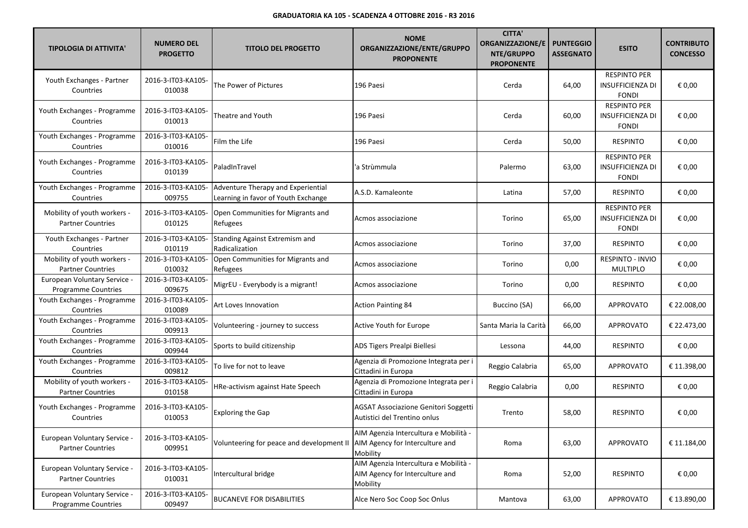**GRADUATORIA KA 105 - SCADENZA 4 OTTOBRE 2016 - R3 2016**

| TIPOLOGIA DI ATTIVITA' | NUMERO DEL PROGETTO | TITOLO DEL PROGETTO | NOME ORGANIZZAZIONE/ENTE/GRUPPO PROPONENTE | CITTA' ORGANIZZAZIONE/ENTE/GRUPPO PROPONENTE | PUNTEGGIO ASSEGNATO | ESITO | CONTRIBUTO CONCESSO |
|---|---|---|---|---|---|---|---|
| Youth Exchanges - Partner Countries | 2016-3-IT03-KA105-010038 | The Power of Pictures | 196 Paesi | Cerda | 64,00 | RESPINTO PER INSUFFICIENZA DI FONDI | € 0,00 |
| Youth Exchanges - Programme Countries | 2016-3-IT03-KA105-010013 | Theatre and Youth | 196 Paesi | Cerda | 60,00 | RESPINTO PER INSUFFICIENZA DI FONDI | € 0,00 |
| Youth Exchanges - Programme Countries | 2016-3-IT03-KA105-010016 | Film the Life | 196 Paesi | Cerda | 50,00 | RESPINTO | € 0,00 |
| Youth Exchanges - Programme Countries | 2016-3-IT03-KA105-010139 | PaladInTravel | 'a Strùmmula | Palermo | 63,00 | RESPINTO PER INSUFFICIENZA DI FONDI | € 0,00 |
| Youth Exchanges - Programme Countries | 2016-3-IT03-KA105-009755 | Adventure Therapy and Experiential Learning in favor of Youth Exchange | A.S.D. Kamaleonte | Latina | 57,00 | RESPINTO | € 0,00 |
| Mobility of youth workers - Partner Countries | 2016-3-IT03-KA105-010125 | Open Communities for Migrants and Refugees | Acmos associazione | Torino | 65,00 | RESPINTO PER INSUFFICIENZA DI FONDI | € 0,00 |
| Youth Exchanges - Partner Countries | 2016-3-IT03-KA105-010119 | Standing Against Extremism and Radicalization | Acmos associazione | Torino | 37,00 | RESPINTO | € 0,00 |
| Mobility of youth workers - Partner Countries | 2016-3-IT03-KA105-010032 | Open Communities for Migrants and Refugees | Acmos associazione | Torino | 0,00 | RESPINTO - INVIO MULTIPLO | € 0,00 |
| European Voluntary Service - Programme Countries | 2016-3-IT03-KA105-009675 | MigrEU - Everybody is a migrant! | Acmos associazione | Torino | 0,00 | RESPINTO | € 0,00 |
| Youth Exchanges - Programme Countries | 2016-3-IT03-KA105-010089 | Art Loves Innovation | Action Painting 84 | Buccino (SA) | 66,00 | APPROVATO | € 22.008,00 |
| Youth Exchanges - Programme Countries | 2016-3-IT03-KA105-009913 | Volunteering - journey to success | Active Youth for Europe | Santa Maria la Carità | 66,00 | APPROVATO | € 22.473,00 |
| Youth Exchanges - Programme Countries | 2016-3-IT03-KA105-009944 | Sports to build citizenship | ADS Tigers Prealpi Biellesi | Lessona | 44,00 | RESPINTO | € 0,00 |
| Youth Exchanges - Programme Countries | 2016-3-IT03-KA105-009812 | To live for not to leave | Agenzia di Promozione Integrata per i Cittadini in Europa | Reggio Calabria | 65,00 | APPROVATO | € 11.398,00 |
| Mobility of youth workers - Partner Countries | 2016-3-IT03-KA105-010158 | HRe-activism against Hate Speech | Agenzia di Promozione Integrata per i Cittadini in Europa | Reggio Calabria | 0,00 | RESPINTO | € 0,00 |
| Youth Exchanges - Programme Countries | 2016-3-IT03-KA105-010053 | Exploring the Gap | AGSAT Associazione Genitori Soggetti Autistici del Trentino onlus | Trento | 58,00 | RESPINTO | € 0,00 |
| European Voluntary Service - Partner Countries | 2016-3-IT03-KA105-009951 | Volunteering for peace and development II | AIM Agenzia Intercultura e Mobilità - AIM Agency for Interculture and Mobility | Roma | 63,00 | APPROVATO | € 11.184,00 |
| European Voluntary Service - Partner Countries | 2016-3-IT03-KA105-010031 | Intercultural bridge | AIM Agenzia Intercultura e Mobilità - AIM Agency for Interculture and Mobility | Roma | 52,00 | RESPINTO | € 0,00 |
| European Voluntary Service - Programme Countries | 2016-3-IT03-KA105-009497 | BUCANEVE FOR DISABILITIES | Alce Nero Soc Coop Soc Onlus | Mantova | 63,00 | APPROVATO | € 13.890,00 |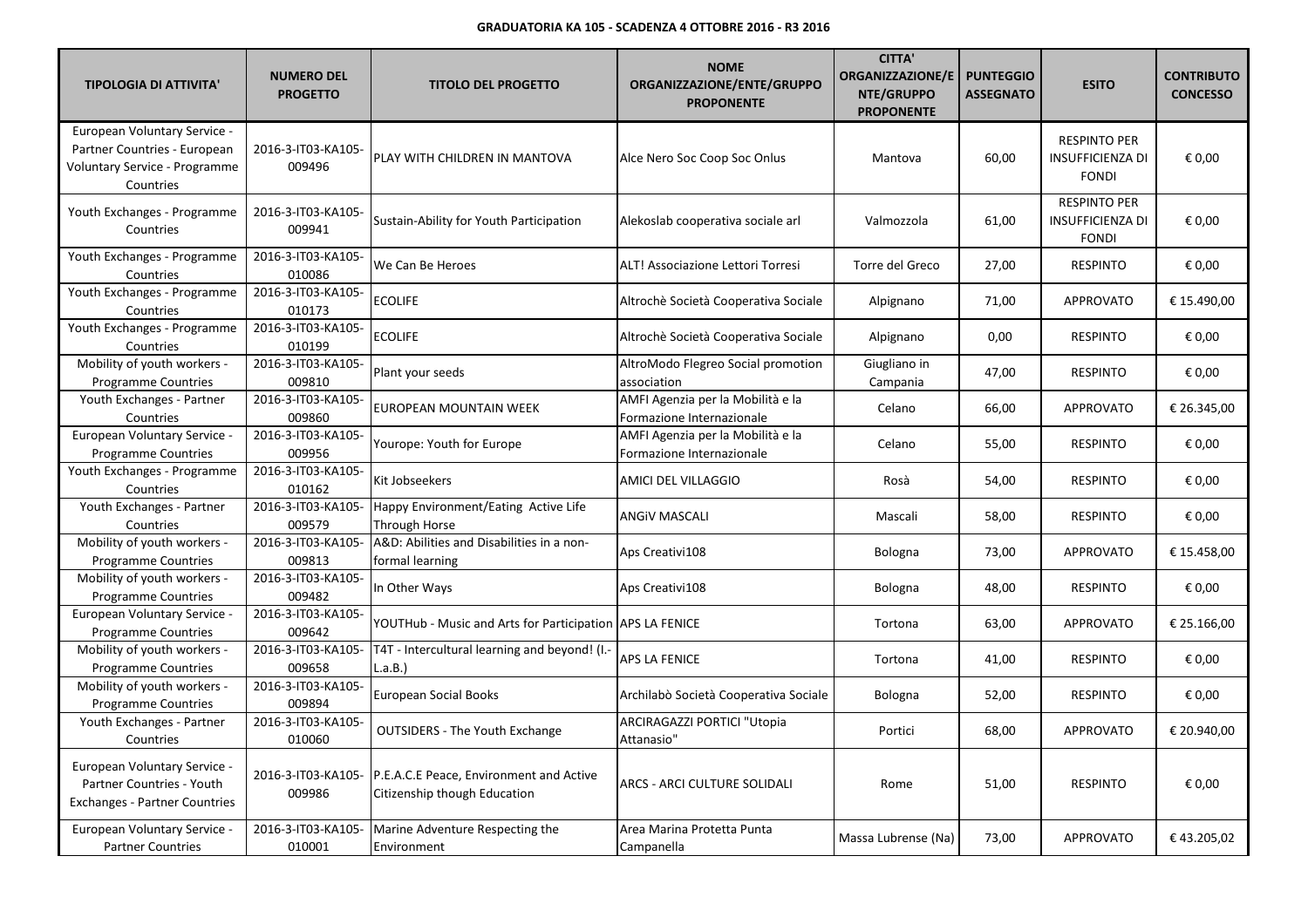**GRADUATORIA KA 105 - SCADENZA 4 OTTOBRE 2016 - R3 2016**

| TIPOLOGIA DI ATTIVITA' | NUMERO DEL PROGETTO | TITOLO DEL PROGETTO | NOME ORGANIZZAZIONE/ENTE/GRUPPO PROPONENTE | CITTA' ORGANIZZAZIONE/ENTE/GRUPPO PROPONENTE | PUNTEGGIO ASSEGNATO | ESITO | CONTRIBUTO CONCESSO |
|---|---|---|---|---|---|---|---|
| European Voluntary Service - Partner Countries - European Voluntary Service - Programme Countries | 2016-3-IT03-KA105-009496 | PLAY WITH CHILDREN IN MANTOVA | Alce Nero Soc Coop Soc Onlus | Mantova | 60,00 | RESPINTO PER INSUFFICIENZA DI FONDI | € 0,00 |
| Youth Exchanges - Programme Countries | 2016-3-IT03-KA105-009941 | Sustain-Ability for Youth Participation | Alekoslab cooperativa sociale arl | Valmozzola | 61,00 | RESPINTO PER INSUFFICIENZA DI FONDI | € 0,00 |
| Youth Exchanges - Programme Countries | 2016-3-IT03-KA105-010086 | We Can Be Heroes | ALT! Associazione Lettori Torresi | Torre del Greco | 27,00 | RESPINTO | € 0,00 |
| Youth Exchanges - Programme Countries | 2016-3-IT03-KA105-010173 | ECOLIFE | Altrochè Società Cooperativa Sociale | Alpignano | 71,00 | APPROVATO | € 15.490,00 |
| Youth Exchanges - Programme Countries | 2016-3-IT03-KA105-010199 | ECOLIFE | Altrochè Società Cooperativa Sociale | Alpignano | 0,00 | RESPINTO | € 0,00 |
| Mobility of youth workers - Programme Countries | 2016-3-IT03-KA105-009810 | Plant your seeds | AltroModo Flegreo Social promotion association | Giugliano in Campania | 47,00 | RESPINTO | € 0,00 |
| Youth Exchanges - Partner Countries | 2016-3-IT03-KA105-009860 | EUROPEAN MOUNTAIN WEEK | AMFI Agenzia per la Mobilità e la Formazione Internazionale | Celano | 66,00 | APPROVATO | € 26.345,00 |
| European Voluntary Service - Programme Countries | 2016-3-IT03-KA105-009956 | Yourope: Youth for Europe | AMFI Agenzia per la Mobilità e la Formazione Internazionale | Celano | 55,00 | RESPINTO | € 0,00 |
| Youth Exchanges - Programme Countries | 2016-3-IT03-KA105-010162 | Kit Jobseekers | AMICI DEL VILLAGGIO | Rosà | 54,00 | RESPINTO | € 0,00 |
| Youth Exchanges - Partner Countries | 2016-3-IT03-KA105-009579 | Happy Environment/Eating Active Life Through Horse | ANGiV MASCALI | Mascali | 58,00 | RESPINTO | € 0,00 |
| Mobility of youth workers - Programme Countries | 2016-3-IT03-KA105-009813 | A&D: Abilities and Disabilities in a non-formal learning | Aps Creativi108 | Bologna | 73,00 | APPROVATO | € 15.458,00 |
| Mobility of youth workers - Programme Countries | 2016-3-IT03-KA105-009482 | In Other Ways | Aps Creativi108 | Bologna | 48,00 | RESPINTO | € 0,00 |
| European Voluntary Service - Programme Countries | 2016-3-IT03-KA105-009642 | YOUTHub - Music and Arts for Participation | APS LA FENICE | Tortona | 63,00 | APPROVATO | € 25.166,00 |
| Mobility of youth workers - Programme Countries | 2016-3-IT03-KA105-009658 | T4T - Intercultural learning and beyond! (I.-L.a.B.) | APS LA FENICE | Tortona | 41,00 | RESPINTO | € 0,00 |
| Mobility of youth workers - Programme Countries | 2016-3-IT03-KA105-009894 | European Social Books | Archilabò Società Cooperativa Sociale | Bologna | 52,00 | RESPINTO | € 0,00 |
| Youth Exchanges - Partner Countries | 2016-3-IT03-KA105-010060 | OUTSIDERS - The Youth Exchange | ARCIRAGAZZI PORTICI "Utopia Attanasio" | Portici | 68,00 | APPROVATO | € 20.940,00 |
| European Voluntary Service - Partner Countries - Youth Exchanges - Partner Countries | 2016-3-IT03-KA105-009986 | P.E.A.C.E Peace, Environment and Active Citizenship though Education | ARCS - ARCI CULTURE SOLIDALI | Rome | 51,00 | RESPINTO | € 0,00 |
| European Voluntary Service - Partner Countries | 2016-3-IT03-KA105-010001 | Marine Adventure Respecting the Environment | Area Marina Protetta Punta Campanella | Massa Lubrense (Na) | 73,00 | APPROVATO | € 43.205,02 |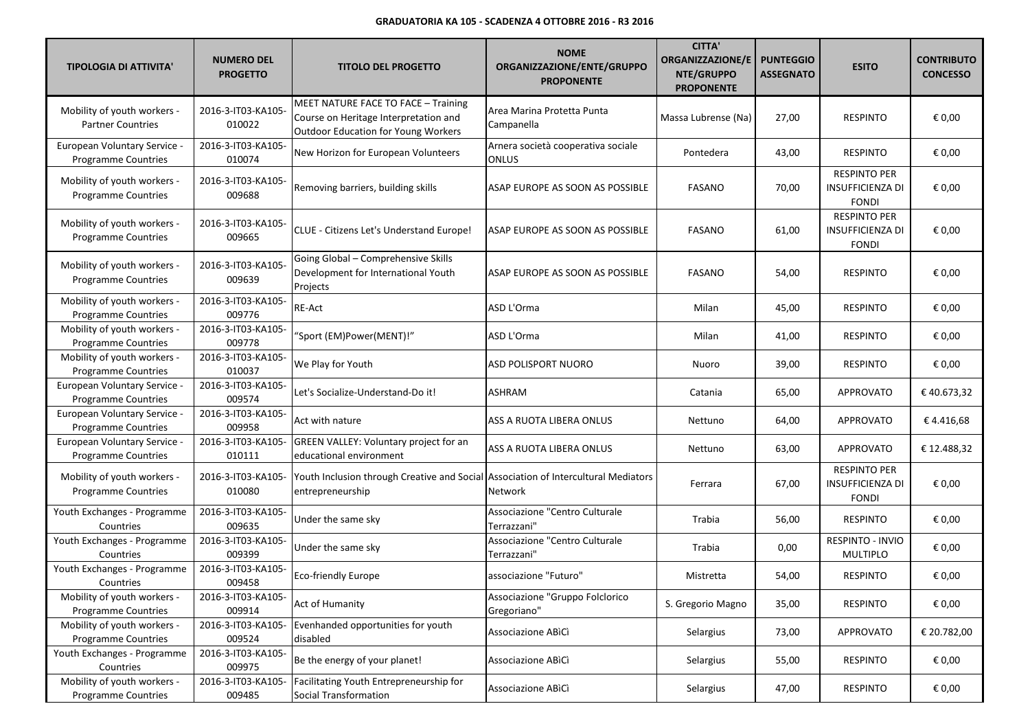**GRADUATORIA KA 105 - SCADENZA 4 OTTOBRE 2016 - R3 2016**

| TIPOLOGIA DI ATTIVITA' | NUMERO DEL PROGETTO | TITOLO DEL PROGETTO | NOME ORGANIZZAZIONE/ENTE/GRUPPO PROPONENTE | CITTA' ORGANIZZAZIONE/ENTE/GRUPPO PROPONENTE | PUNTEGGIO ASSEGNATO | ESITO | CONTRIBUTO CONCESSO |
|---|---|---|---|---|---|---|---|
| Mobility of youth workers - Partner Countries | 2016-3-IT03-KA105-010022 | MEET NATURE FACE TO FACE – Training Course on Heritage Interpretation and Outdoor Education for Young Workers | Area Marina Protetta Punta Campanella | Massa Lubrense (Na) | 27,00 | RESPINTO | € 0,00 |
| European Voluntary Service - Programme Countries | 2016-3-IT03-KA105-010074 | New Horizon for European Volunteers | Arnera società cooperativa sociale ONLUS | Pontedera | 43,00 | RESPINTO | € 0,00 |
| Mobility of youth workers - Programme Countries | 2016-3-IT03-KA105-009688 | Removing barriers, building skills | ASAP EUROPE AS SOON AS POSSIBLE | FASANO | 70,00 | RESPINTO PER INSUFFICIENZA DI FONDI | € 0,00 |
| Mobility of youth workers - Programme Countries | 2016-3-IT03-KA105-009665 | CLUE - Citizens Let's Understand Europe! | ASAP EUROPE AS SOON AS POSSIBLE | FASANO | 61,00 | RESPINTO PER INSUFFICIENZA DI FONDI | € 0,00 |
| Mobility of youth workers - Programme Countries | 2016-3-IT03-KA105-009639 | Going Global – Comprehensive Skills Development for International Youth Projects | ASAP EUROPE AS SOON AS POSSIBLE | FASANO | 54,00 | RESPINTO | € 0,00 |
| Mobility of youth workers - Programme Countries | 2016-3-IT03-KA105-009776 | RE-Act | ASD L'Orma | Milan | 45,00 | RESPINTO | € 0,00 |
| Mobility of youth workers - Programme Countries | 2016-3-IT03-KA105-009778 | "Sport (EM)Power(MENT)!" | ASD L'Orma | Milan | 41,00 | RESPINTO | € 0,00 |
| Mobility of youth workers - Programme Countries | 2016-3-IT03-KA105-010037 | We Play for Youth | ASD POLISPORT NUORO | Nuoro | 39,00 | RESPINTO | € 0,00 |
| European Voluntary Service - Programme Countries | 2016-3-IT03-KA105-009574 | Let's Socialize-Understand-Do it! | ASHRAM | Catania | 65,00 | APPROVATO | € 40.673,32 |
| European Voluntary Service - Programme Countries | 2016-3-IT03-KA105-009958 | Act with nature | ASS A RUOTA LIBERA ONLUS | Nettuno | 64,00 | APPROVATO | € 4.416,68 |
| European Voluntary Service - Programme Countries | 2016-3-IT03-KA105-010111 | GREEN VALLEY: Voluntary project for an educational environment | ASS A RUOTA LIBERA ONLUS | Nettuno | 63,00 | APPROVATO | € 12.488,32 |
| Mobility of youth workers - Programme Countries | 2016-3-IT03-KA105-010080 | Youth Inclusion through Creative and Social entrepreneurship | Association of Intercultural Mediators Network | Ferrara | 67,00 | RESPINTO PER INSUFFICIENZA DI FONDI | € 0,00 |
| Youth Exchanges - Programme Countries | 2016-3-IT03-KA105-009635 | Under the same sky | Associazione "Centro Culturale Terrazzani" | Trabia | 56,00 | RESPINTO | € 0,00 |
| Youth Exchanges - Programme Countries | 2016-3-IT03-KA105-009399 | Under the same sky | Associazione "Centro Culturale Terrazzani" | Trabia | 0,00 | RESPINTO - INVIO MULTIPLO | € 0,00 |
| Youth Exchanges - Programme Countries | 2016-3-IT03-KA105-009458 | Eco-friendly Europe | associazione "Futuro" | Mistretta | 54,00 | RESPINTO | € 0,00 |
| Mobility of youth workers - Programme Countries | 2016-3-IT03-KA105-009914 | Act of Humanity | Associazione "Gruppo Folclorico Gregoriano" | S. Gregorio Magno | 35,00 | RESPINTO | € 0,00 |
| Mobility of youth workers - Programme Countries | 2016-3-IT03-KA105-009524 | Evenhanded opportunities for youth disabled | Associazione ABìCì | Selargius | 73,00 | APPROVATO | € 20.782,00 |
| Youth Exchanges - Programme Countries | 2016-3-IT03-KA105-009975 | Be the energy of your planet! | Associazione ABìCì | Selargius | 55,00 | RESPINTO | € 0,00 |
| Mobility of youth workers - Programme Countries | 2016-3-IT03-KA105-009485 | Facilitating Youth Entrepreneurship for Social Transformation | Associazione ABìCì | Selargius | 47,00 | RESPINTO | € 0,00 |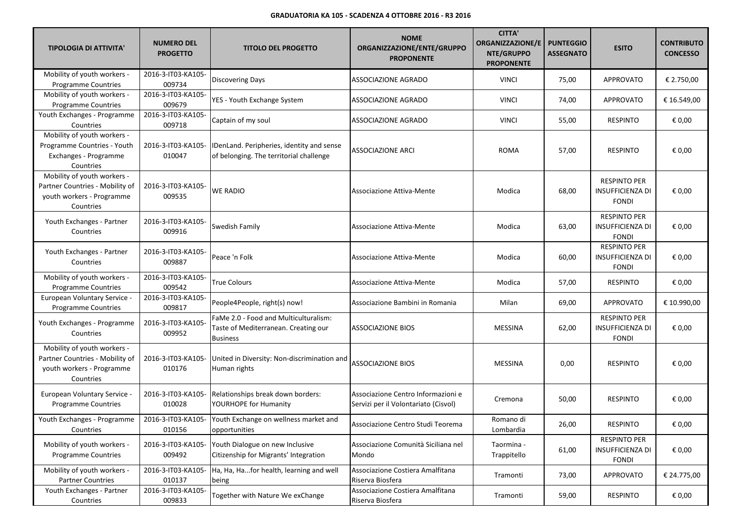**GRADUATORIA KA 105 - SCADENZA 4 OTTOBRE 2016 - R3 2016**

| TIPOLOGIA DI ATTIVITA' | NUMERO DEL PROGETTO | TITOLO DEL PROGETTO | NOME ORGANIZZAZIONE/ENTE/GRUPPO PROPONENTE | CITTA' ORGANIZZAZIONE/ENTE/GRUPPO PROPONENTE | PUNTEGGIO ASSEGNATO | ESITO | CONTRIBUTO CONCESSO |
|---|---|---|---|---|---|---|---|
| Mobility of youth workers - Programme Countries | 2016-3-IT03-KA105-009734 | Discovering Days | ASSOCIAZIONE AGRADO | VINCI | 75,00 | APPROVATO | € 2.750,00 |
| Mobility of youth workers - Programme Countries | 2016-3-IT03-KA105-009679 | YES - Youth Exchange System | ASSOCIAZIONE AGRADO | VINCI | 74,00 | APPROVATO | € 16.549,00 |
| Youth Exchanges - Programme Countries | 2016-3-IT03-KA105-009718 | Captain of my soul | ASSOCIAZIONE AGRADO | VINCI | 55,00 | RESPINTO | € 0,00 |
| Mobility of youth workers - Programme Countries - Youth Exchanges - Programme Countries | 2016-3-IT03-KA105-010047 | IDenLand. Peripheries, identity and sense of belonging. The territorial challenge | ASSOCIAZIONE ARCI | ROMA | 57,00 | RESPINTO | € 0,00 |
| Mobility of youth workers - Partner Countries - Mobility of youth workers - Programme Countries | 2016-3-IT03-KA105-009535 | WE RADIO | Associazione Attiva-Mente | Modica | 68,00 | RESPINTO PER INSUFFICIENZA DI FONDI | € 0,00 |
| Youth Exchanges - Partner Countries | 2016-3-IT03-KA105-009916 | Swedish Family | Associazione Attiva-Mente | Modica | 63,00 | RESPINTO PER INSUFFICIENZA DI FONDI | € 0,00 |
| Youth Exchanges - Partner Countries | 2016-3-IT03-KA105-009887 | Peace 'n Folk | Associazione Attiva-Mente | Modica | 60,00 | RESPINTO PER INSUFFICIENZA DI FONDI | € 0,00 |
| Mobility of youth workers - Programme Countries | 2016-3-IT03-KA105-009542 | True Colours | Associazione Attiva-Mente | Modica | 57,00 | RESPINTO | € 0,00 |
| European Voluntary Service - Programme Countries | 2016-3-IT03-KA105-009817 | People4People, right(s) now! | Associazione Bambini in Romania | Milan | 69,00 | APPROVATO | € 10.990,00 |
| Youth Exchanges - Programme Countries | 2016-3-IT03-KA105-009952 | FaMe 2.0 - Food and Multiculturalism: Taste of Mediterranean. Creating our Business | ASSOCIAZIONE BIOS | MESSINA | 62,00 | RESPINTO PER INSUFFICIENZA DI FONDI | € 0,00 |
| Mobility of youth workers - Partner Countries - Mobility of youth workers - Programme Countries | 2016-3-IT03-KA105-010176 | United in Diversity: Non-discrimination and Human rights | ASSOCIAZIONE BIOS | MESSINA | 0,00 | RESPINTO | € 0,00 |
| European Voluntary Service - Programme Countries | 2016-3-IT03-KA105-010028 | Relationships break down borders: YOURHOPE for Humanity | Associazione Centro Informazioni e Servizi per il Volontariato (Cisvol) | Cremona | 50,00 | RESPINTO | € 0,00 |
| Youth Exchanges - Programme Countries | 2016-3-IT03-KA105-010156 | Youth Exchange on wellness market and opportunities | Associazione Centro Studi Teorema | Romano di Lombardia | 26,00 | RESPINTO | € 0,00 |
| Mobility of youth workers - Programme Countries | 2016-3-IT03-KA105-009492 | Youth Dialogue on new Inclusive Citizenship for Migrants' Integration | Associazione Comunità Siciliana nel Mondo | Taormina - Trappitello | 61,00 | RESPINTO PER INSUFFICIENZA DI FONDI | € 0,00 |
| Mobility of youth workers - Partner Countries | 2016-3-IT03-KA105-010137 | Ha, Ha, Ha...for health, learning and well being | Associazione Costiera Amalfitana Riserva Biosfera | Tramonti | 73,00 | APPROVATO | € 24.775,00 |
| Youth Exchanges - Partner Countries | 2016-3-IT03-KA105-009833 | Together with Nature We exChange | Associazione Costiera Amalfitana Riserva Biosfera | Tramonti | 59,00 | RESPINTO | € 0,00 |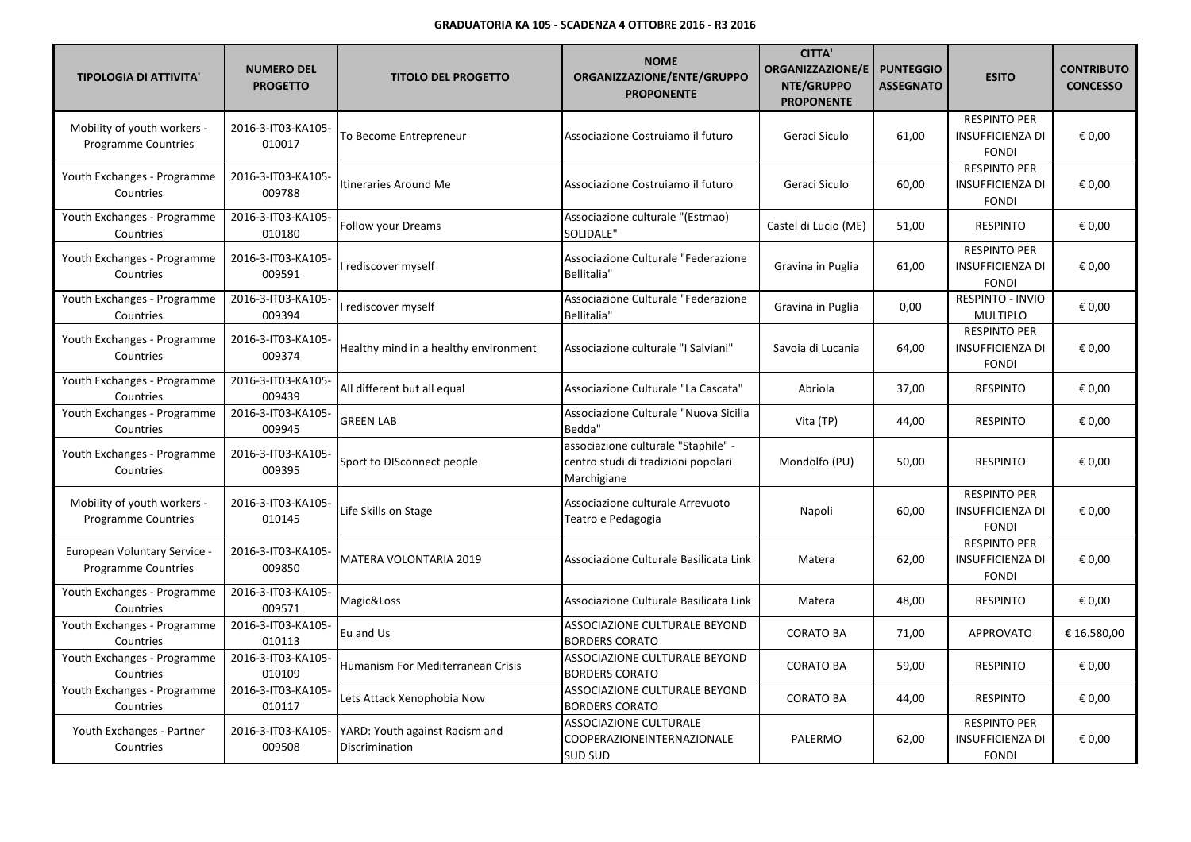**GRADUATORIA KA 105 - SCADENZA 4 OTTOBRE 2016 - R3 2016**

| TIPOLOGIA DI ATTIVITA' | NUMERO DEL PROGETTO | TITOLO DEL PROGETTO | NOME ORGANIZZAZIONE/ENTE/GRUPPO PROPONENTE | CITTA' ORGANIZZAZIONE/ENTE/GRUPPO PROPONENTE | PUNTEGGIO ASSEGNATO | ESITO | CONTRIBUTO CONCESSO |
|---|---|---|---|---|---|---|---|
| Mobility of youth workers - Programme Countries | 2016-3-IT03-KA105-010017 | To Become Entrepreneur | Associazione Costruiamo il futuro | Geraci Siculo | 61,00 | RESPINTO PER INSUFFICIENZA DI FONDI | € 0,00 |
| Youth Exchanges - Programme Countries | 2016-3-IT03-KA105-009788 | Itineraries Around Me | Associazione Costruiamo il futuro | Geraci Siculo | 60,00 | RESPINTO PER INSUFFICIENZA DI FONDI | € 0,00 |
| Youth Exchanges - Programme Countries | 2016-3-IT03-KA105-010180 | Follow your Dreams | Associazione culturale "(Estmao) SOLIDALE" | Castel di Lucio (ME) | 51,00 | RESPINTO | € 0,00 |
| Youth Exchanges - Programme Countries | 2016-3-IT03-KA105-009591 | I rediscover myself | Associazione Culturale "Federazione Bellitalia" | Gravina in Puglia | 61,00 | RESPINTO PER INSUFFICIENZA DI FONDI | € 0,00 |
| Youth Exchanges - Programme Countries | 2016-3-IT03-KA105-009394 | I rediscover myself | Associazione Culturale "Federazione Bellitalia" | Gravina in Puglia | 0,00 | RESPINTO - INVIO MULTIPLO | € 0,00 |
| Youth Exchanges - Programme Countries | 2016-3-IT03-KA105-009374 | Healthy mind in a healthy environment | Associazione culturale "I Salviani" | Savoia di Lucania | 64,00 | RESPINTO PER INSUFFICIENZA DI FONDI | € 0,00 |
| Youth Exchanges - Programme Countries | 2016-3-IT03-KA105-009439 | All different but all equal | Associazione Culturale "La Cascata" | Abriola | 37,00 | RESPINTO | € 0,00 |
| Youth Exchanges - Programme Countries | 2016-3-IT03-KA105-009945 | GREEN LAB | Associazione Culturale "Nuova Sicilia Bedda" | Vita (TP) | 44,00 | RESPINTO | € 0,00 |
| Youth Exchanges - Programme Countries | 2016-3-IT03-KA105-009395 | Sport to DISconnect people | associazione culturale "Staphile" - centro studi di tradizioni popolari Marchigiane | Mondolfo (PU) | 50,00 | RESPINTO | € 0,00 |
| Mobility of youth workers - Programme Countries | 2016-3-IT03-KA105-010145 | Life Skills on Stage | Associazione culturale Arrevuoto Teatro e Pedagogia | Napoli | 60,00 | RESPINTO PER INSUFFICIENZA DI FONDI | € 0,00 |
| European Voluntary Service - Programme Countries | 2016-3-IT03-KA105-009850 | MATERA VOLONTARIA 2019 | Associazione Culturale Basilicata Link | Matera | 62,00 | RESPINTO PER INSUFFICIENZA DI FONDI | € 0,00 |
| Youth Exchanges - Programme Countries | 2016-3-IT03-KA105-009571 | Magic&Loss | Associazione Culturale Basilicata Link | Matera | 48,00 | RESPINTO | € 0,00 |
| Youth Exchanges - Programme Countries | 2016-3-IT03-KA105-010113 | Eu and Us | ASSOCIAZIONE CULTURALE BEYOND BORDERS CORATO | CORATO BA | 71,00 | APPROVATO | € 16.580,00 |
| Youth Exchanges - Programme Countries | 2016-3-IT03-KA105-010109 | Humanism For Mediterranean Crisis | ASSOCIAZIONE CULTURALE BEYOND BORDERS CORATO | CORATO BA | 59,00 | RESPINTO | € 0,00 |
| Youth Exchanges - Programme Countries | 2016-3-IT03-KA105-010117 | Lets Attack Xenophobia Now | ASSOCIAZIONE CULTURALE BEYOND BORDERS CORATO | CORATO BA | 44,00 | RESPINTO | € 0,00 |
| Youth Exchanges - Partner Countries | 2016-3-IT03-KA105-009508 | YARD: Youth against Racism and Discrimination | ASSOCIAZIONE CULTURALE COOPERAZIONEINTERNAZIONALE SUD SUD | PALERMO | 62,00 | RESPINTO PER INSUFFICIENZA DI FONDI | € 0,00 |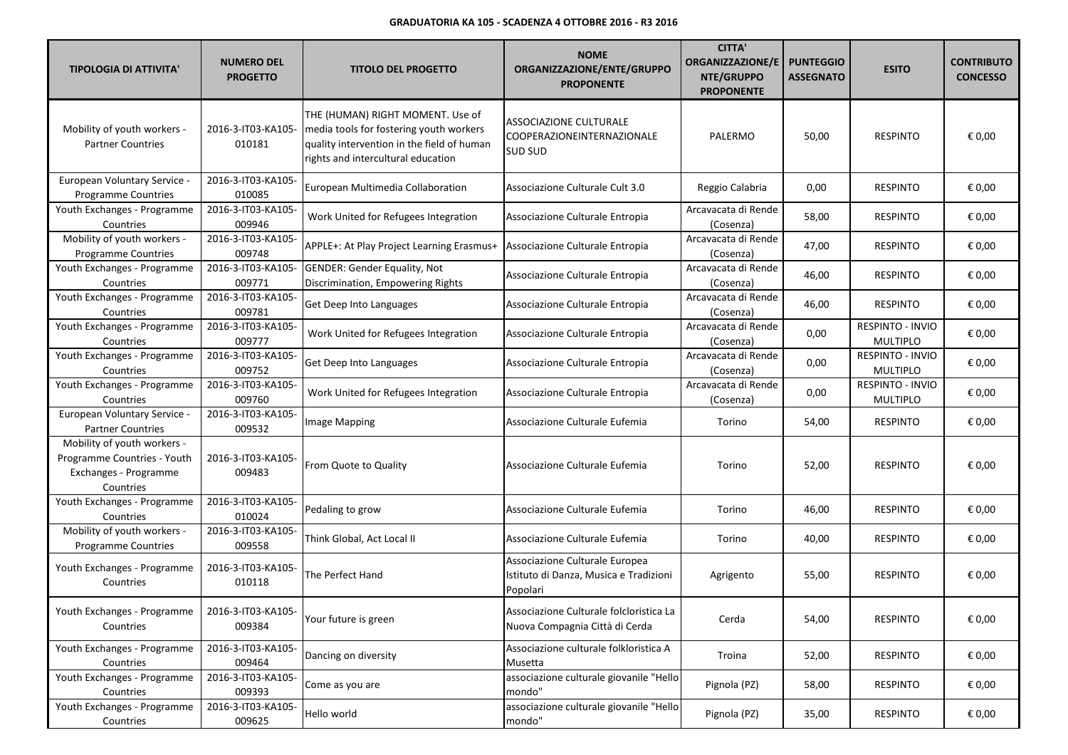**GRADUATORIA KA 105 - SCADENZA 4 OTTOBRE 2016 - R3 2016**

| TIPOLOGIA DI ATTIVITA' | NUMERO DEL PROGETTO | TITOLO DEL PROGETTO | NOME ORGANIZZAZIONE/ENTE/GRUPPO PROPONENTE | CITTA' ORGANIZZAZIONE/ENTE/GRUPPO PROPONENTE | PUNTEGGIO ASSEGNATO | ESITO | CONTRIBUTO CONCESSO |
|---|---|---|---|---|---|---|---|
| Mobility of youth workers - Partner Countries | 2016-3-IT03-KA105-010181 | THE (HUMAN) RIGHT MOMENT. Use of media tools for fostering youth workers quality intervention in the field of human rights and intercultural education | ASSOCIAZIONE CULTURALE COOPERAZIONEINTERNAZIONALE SUD SUD | PALERMO | 50,00 | RESPINTO | € 0,00 |
| European Voluntary Service - Programme Countries | 2016-3-IT03-KA105-010085 | European Multimedia Collaboration | Associazione Culturale Cult 3.0 | Reggio Calabria | 0,00 | RESPINTO | € 0,00 |
| Youth Exchanges - Programme Countries | 2016-3-IT03-KA105-009946 | Work United for Refugees Integration | Associazione Culturale Entropia | Arcavacata di Rende (Cosenza) | 58,00 | RESPINTO | € 0,00 |
| Mobility of youth workers - Programme Countries | 2016-3-IT03-KA105-009748 | APPLE+: At Play Project Learning Erasmus+ | Associazione Culturale Entropia | Arcavacata di Rende (Cosenza) | 47,00 | RESPINTO | € 0,00 |
| Youth Exchanges - Programme Countries | 2016-3-IT03-KA105-009771 | GENDER: Gender Equality, Not Discrimination, Empowering Rights | Associazione Culturale Entropia | Arcavacata di Rende (Cosenza) | 46,00 | RESPINTO | € 0,00 |
| Youth Exchanges - Programme Countries | 2016-3-IT03-KA105-009781 | Get Deep Into Languages | Associazione Culturale Entropia | Arcavacata di Rende (Cosenza) | 46,00 | RESPINTO | € 0,00 |
| Youth Exchanges - Programme Countries | 2016-3-IT03-KA105-009777 | Work United for Refugees Integration | Associazione Culturale Entropia | Arcavacata di Rende (Cosenza) | 0,00 | RESPINTO - INVIO MULTIPLO | € 0,00 |
| Youth Exchanges - Programme Countries | 2016-3-IT03-KA105-009752 | Get Deep Into Languages | Associazione Culturale Entropia | Arcavacata di Rende (Cosenza) | 0,00 | RESPINTO - INVIO MULTIPLO | € 0,00 |
| Youth Exchanges - Programme Countries | 2016-3-IT03-KA105-009760 | Work United for Refugees Integration | Associazione Culturale Entropia | Arcavacata di Rende (Cosenza) | 0,00 | RESPINTO - INVIO MULTIPLO | € 0,00 |
| European Voluntary Service - Partner Countries | 2016-3-IT03-KA105-009532 | Image Mapping | Associazione Culturale Eufemia | Torino | 54,00 | RESPINTO | € 0,00 |
| Mobility of youth workers - Programme Countries - Youth Exchanges - Programme Countries | 2016-3-IT03-KA105-009483 | From Quote to Quality | Associazione Culturale Eufemia | Torino | 52,00 | RESPINTO | € 0,00 |
| Youth Exchanges - Programme Countries | 2016-3-IT03-KA105-010024 | Pedaling to grow | Associazione Culturale Eufemia | Torino | 46,00 | RESPINTO | € 0,00 |
| Mobility of youth workers - Programme Countries | 2016-3-IT03-KA105-009558 | Think Global, Act Local II | Associazione Culturale Eufemia | Torino | 40,00 | RESPINTO | € 0,00 |
| Youth Exchanges - Programme Countries | 2016-3-IT03-KA105-010118 | The Perfect Hand | Associazione Culturale Europea Istituto di Danza, Musica e Tradizioni Popolari | Agrigento | 55,00 | RESPINTO | € 0,00 |
| Youth Exchanges - Programme Countries | 2016-3-IT03-KA105-009384 | Your future is green | Associazione Culturale folcloristica La Nuova Compagnia Città di Cerda | Cerda | 54,00 | RESPINTO | € 0,00 |
| Youth Exchanges - Programme Countries | 2016-3-IT03-KA105-009464 | Dancing on diversity | Associazione culturale folkloristica A Musetta | Troina | 52,00 | RESPINTO | € 0,00 |
| Youth Exchanges - Programme Countries | 2016-3-IT03-KA105-009393 | Come as you are | associazione culturale giovanile "Hello mondo" | Pignola (PZ) | 58,00 | RESPINTO | € 0,00 |
| Youth Exchanges - Programme Countries | 2016-3-IT03-KA105-009625 | Hello world | associazione culturale giovanile "Hello mondo" | Pignola (PZ) | 35,00 | RESPINTO | € 0,00 |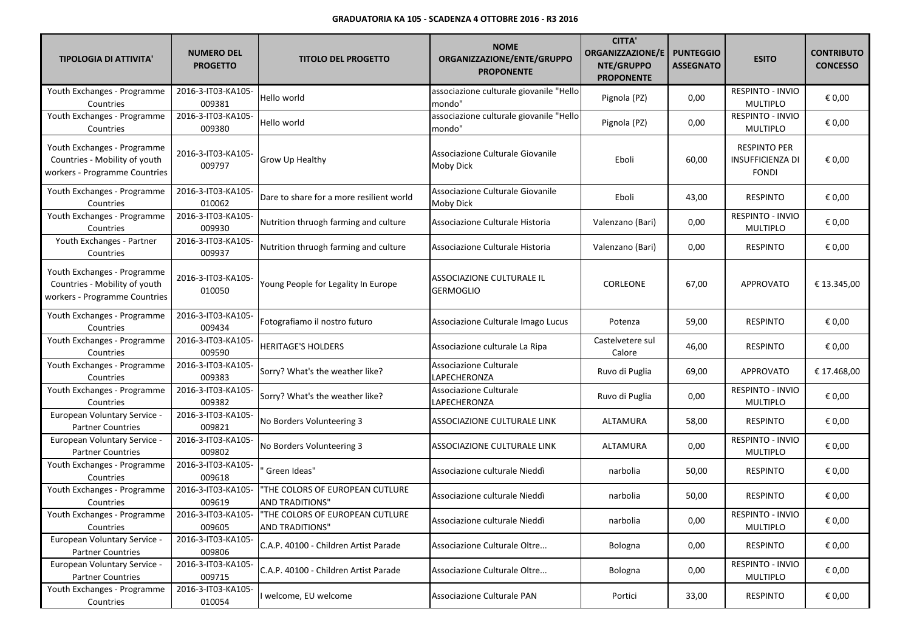**GRADUATORIA KA 105 - SCADENZA 4 OTTOBRE 2016 - R3 2016**

| TIPOLOGIA DI ATTIVITA' | NUMERO DEL PROGETTO | TITOLO DEL PROGETTO | NOME ORGANIZZAZIONE/ENTE/GRUPPO PROPONENTE | CITTA' ORGANIZZAZIONE/ENTE/GRUPPO PROPONENTE | PUNTEGGIO ASSEGNATO | ESITO | CONTRIBUTO CONCESSO |
|---|---|---|---|---|---|---|---|
| Youth Exchanges - Programme Countries | 2016-3-IT03-KA105-009381 | Hello world | associazione culturale giovanile "Hello mondo" | Pignola (PZ) | 0,00 | RESPINTO - INVIO MULTIPLO | € 0,00 |
| Youth Exchanges - Programme Countries | 2016-3-IT03-KA105-009380 | Hello world | associazione culturale giovanile "Hello mondo" | Pignola (PZ) | 0,00 | RESPINTO - INVIO MULTIPLO | € 0,00 |
| Youth Exchanges - Programme Countries - Mobility of youth workers - Programme Countries | 2016-3-IT03-KA105-009797 | Grow Up Healthy | Associazione Culturale Giovanile Moby Dick | Eboli | 60,00 | RESPINTO PER INSUFFICIENZA DI FONDI | € 0,00 |
| Youth Exchanges - Programme Countries | 2016-3-IT03-KA105-010062 | Dare to share for a more resilient world | Associazione Culturale Giovanile Moby Dick | Eboli | 43,00 | RESPINTO | € 0,00 |
| Youth Exchanges - Programme Countries | 2016-3-IT03-KA105-009930 | Nutrition thruogh farming and culture | Associazione Culturale Historia | Valenzano (Bari) | 0,00 | RESPINTO - INVIO MULTIPLO | € 0,00 |
| Youth Exchanges - Partner Countries | 2016-3-IT03-KA105-009937 | Nutrition thruogh farming and culture | Associazione Culturale Historia | Valenzano (Bari) | 0,00 | RESPINTO | € 0,00 |
| Youth Exchanges - Programme Countries - Mobility of youth workers - Programme Countries | 2016-3-IT03-KA105-010050 | Young People for Legality In Europe | ASSOCIAZIONE CULTURALE IL GERMOGLIO | CORLEONE | 67,00 | APPROVATO | € 13.345,00 |
| Youth Exchanges - Programme Countries | 2016-3-IT03-KA105-009434 | Fotografiamo il nostro futuro | Associazione Culturale Imago Lucus | Potenza | 59,00 | RESPINTO | € 0,00 |
| Youth Exchanges - Programme Countries | 2016-3-IT03-KA105-009590 | HERITAGE'S HOLDERS | Associazione culturale La Ripa | Castelvetere sul Calore | 46,00 | RESPINTO | € 0,00 |
| Youth Exchanges - Programme Countries | 2016-3-IT03-KA105-009383 | Sorry? What's the weather like? | Associazione Culturale LAPECHERONZA | Ruvo di Puglia | 69,00 | APPROVATO | € 17.468,00 |
| Youth Exchanges - Programme Countries | 2016-3-IT03-KA105-009382 | Sorry? What's the weather like? | Associazione Culturale LAPECHERONZA | Ruvo di Puglia | 0,00 | RESPINTO - INVIO MULTIPLO | € 0,00 |
| European Voluntary Service - Partner Countries | 2016-3-IT03-KA105-009821 | No Borders Volunteering 3 | ASSOCIAZIONE CULTURALE LINK | ALTAMURA | 58,00 | RESPINTO | € 0,00 |
| European Voluntary Service - Partner Countries | 2016-3-IT03-KA105-009802 | No Borders Volunteering 3 | ASSOCIAZIONE CULTURALE LINK | ALTAMURA | 0,00 | RESPINTO - INVIO MULTIPLO | € 0,00 |
| Youth Exchanges - Programme Countries | 2016-3-IT03-KA105-009618 | " Green Ideas" | Associazione culturale Nieddì | narbolia | 50,00 | RESPINTO | € 0,00 |
| Youth Exchanges - Programme Countries | 2016-3-IT03-KA105-009619 | "THE COLORS OF EUROPEAN CUTLURE AND TRADITIONS" | Associazione culturale Nieddì | narbolia | 50,00 | RESPINTO | € 0,00 |
| Youth Exchanges - Programme Countries | 2016-3-IT03-KA105-009605 | "THE COLORS OF EUROPEAN CUTLURE AND TRADITIONS" | Associazione culturale Nieddì | narbolia | 0,00 | RESPINTO - INVIO MULTIPLO | € 0,00 |
| European Voluntary Service - Partner Countries | 2016-3-IT03-KA105-009806 | C.A.P. 40100 - Children Artist Parade | Associazione Culturale Oltre... | Bologna | 0,00 | RESPINTO | € 0,00 |
| European Voluntary Service - Partner Countries | 2016-3-IT03-KA105-009715 | C.A.P. 40100 - Children Artist Parade | Associazione Culturale Oltre... | Bologna | 0,00 | RESPINTO - INVIO MULTIPLO | € 0,00 |
| Youth Exchanges - Programme Countries | 2016-3-IT03-KA105-010054 | I welcome, EU welcome | Associazione Culturale PAN | Portici | 33,00 | RESPINTO | € 0,00 |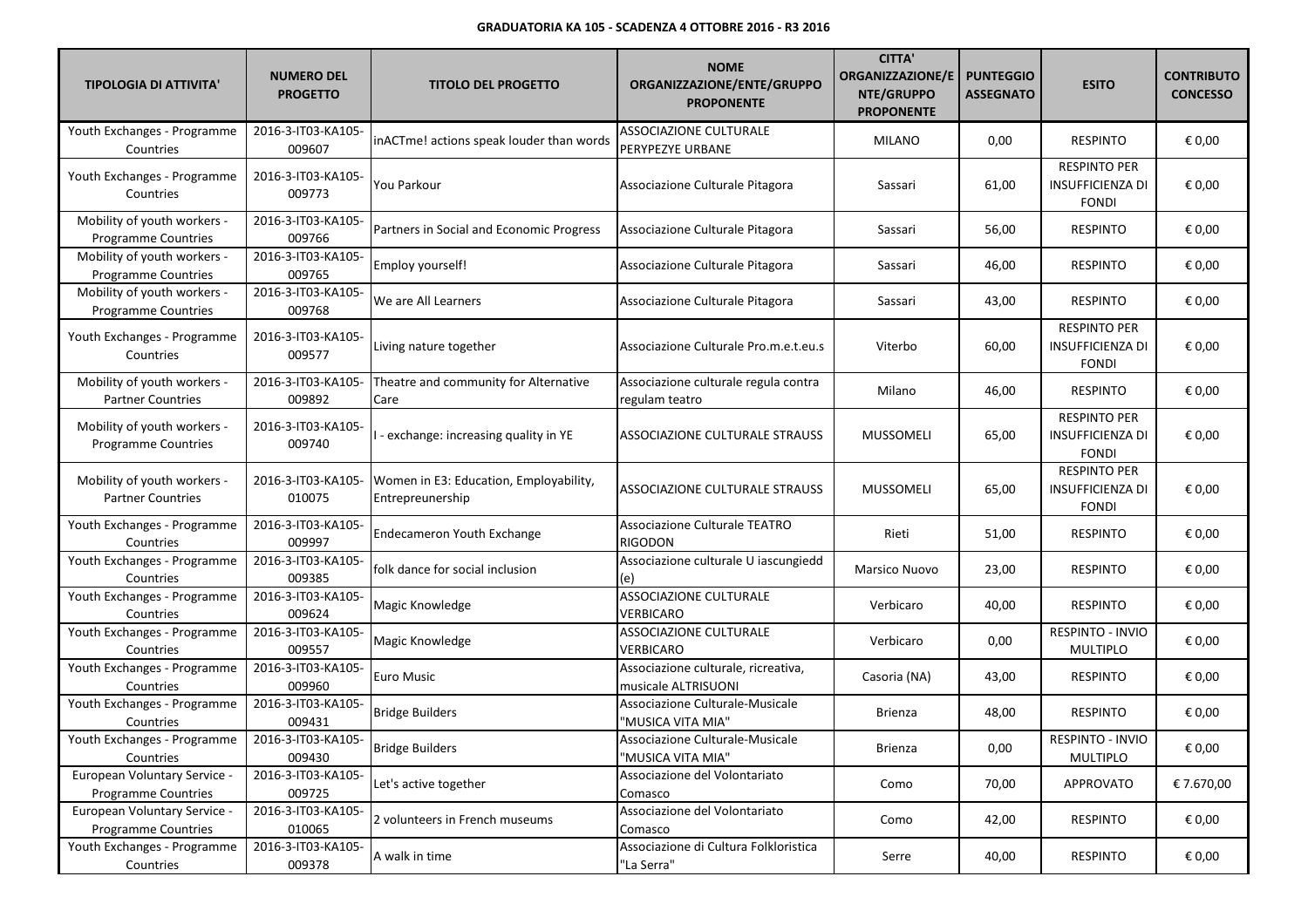**GRADUATORIA KA 105 - SCADENZA 4 OTTOBRE 2016 - R3 2016**

| TIPOLOGIA DI ATTIVITA' | NUMERO DEL PROGETTO | TITOLO DEL PROGETTO | NOME ORGANIZZAZIONE/ENTE/GRUPPO PROPONENTE | CITTA' ORGANIZZAZIONE/ENTE/GRUPPO PROPONENTE | PUNTEGGIO ASSEGNATO | ESITO | CONTRIBUTO CONCESSO |
|---|---|---|---|---|---|---|---|
| Youth Exchanges - Programme Countries | 2016-3-IT03-KA105-009607 | inACTme! actions speak louder than words | ASSOCIAZIONE CULTURALE PERYPEZYE URBANE | MILANO | 0,00 | RESPINTO | € 0,00 |
| Youth Exchanges - Programme Countries | 2016-3-IT03-KA105-009773 | You Parkour | Associazione Culturale Pitagora | Sassari | 61,00 | RESPINTO PER INSUFFICIENZA DI FONDI | € 0,00 |
| Mobility of youth workers - Programme Countries | 2016-3-IT03-KA105-009766 | Partners in Social and Economic Progress | Associazione Culturale Pitagora | Sassari | 56,00 | RESPINTO | € 0,00 |
| Mobility of youth workers - Programme Countries | 2016-3-IT03-KA105-009765 | Employ yourself! | Associazione Culturale Pitagora | Sassari | 46,00 | RESPINTO | € 0,00 |
| Mobility of youth workers - Programme Countries | 2016-3-IT03-KA105-009768 | We are All Learners | Associazione Culturale Pitagora | Sassari | 43,00 | RESPINTO | € 0,00 |
| Youth Exchanges - Programme Countries | 2016-3-IT03-KA105-009577 | Living nature together | Associazione Culturale Pro.m.e.t.eu.s | Viterbo | 60,00 | RESPINTO PER INSUFFICIENZA DI FONDI | € 0,00 |
| Mobility of youth workers - Partner Countries | 2016-3-IT03-KA105-009892 | Theatre and community for Alternative Care | Associazione culturale regula contra regulam teatro | Milano | 46,00 | RESPINTO | € 0,00 |
| Mobility of youth workers - Programme Countries | 2016-3-IT03-KA105-009740 | I - exchange: increasing quality in YE | ASSOCIAZIONE CULTURALE STRAUSS | MUSSOMELI | 65,00 | RESPINTO PER INSUFFICIENZA DI FONDI | € 0,00 |
| Mobility of youth workers - Partner Countries | 2016-3-IT03-KA105-010075 | Women in E3: Education, Employability, Entrepreunership | ASSOCIAZIONE CULTURALE STRAUSS | MUSSOMELI | 65,00 | RESPINTO PER INSUFFICIENZA DI FONDI | € 0,00 |
| Youth Exchanges - Programme Countries | 2016-3-IT03-KA105-009997 | Endecameron Youth Exchange | Associazione Culturale TEATRO RIGODON | Rieti | 51,00 | RESPINTO | € 0,00 |
| Youth Exchanges - Programme Countries | 2016-3-IT03-KA105-009385 | folk dance for social inclusion | Associazione culturale U iascungiedd (e) | Marsico Nuovo | 23,00 | RESPINTO | € 0,00 |
| Youth Exchanges - Programme Countries | 2016-3-IT03-KA105-009624 | Magic Knowledge | ASSOCIAZIONE CULTURALE VERBICARO | Verbicaro | 40,00 | RESPINTO | € 0,00 |
| Youth Exchanges - Programme Countries | 2016-3-IT03-KA105-009557 | Magic Knowledge | ASSOCIAZIONE CULTURALE VERBICARO | Verbicaro | 0,00 | RESPINTO - INVIO MULTIPLO | € 0,00 |
| Youth Exchanges - Programme Countries | 2016-3-IT03-KA105-009960 | Euro Music | Associazione culturale, ricreativa, musicale ALTRISUONI | Casoria (NA) | 43,00 | RESPINTO | € 0,00 |
| Youth Exchanges - Programme Countries | 2016-3-IT03-KA105-009431 | Bridge Builders | Associazione Culturale-Musicale "MUSICA VITA MIA" | Brienza | 48,00 | RESPINTO | € 0,00 |
| Youth Exchanges - Programme Countries | 2016-3-IT03-KA105-009430 | Bridge Builders | Associazione Culturale-Musicale "MUSICA VITA MIA" | Brienza | 0,00 | RESPINTO - INVIO MULTIPLO | € 0,00 |
| European Voluntary Service - Programme Countries | 2016-3-IT03-KA105-009725 | Let's active together | Associazione del Volontariato Comasco | Como | 70,00 | APPROVATO | € 7.670,00 |
| European Voluntary Service - Programme Countries | 2016-3-IT03-KA105-010065 | 2 volunteers in French museums | Associazione del Volontariato Comasco | Como | 42,00 | RESPINTO | € 0,00 |
| Youth Exchanges - Programme Countries | 2016-3-IT03-KA105-009378 | A walk in time | Associazione di Cultura Folkloristica "La Serra" | Serre | 40,00 | RESPINTO | € 0,00 |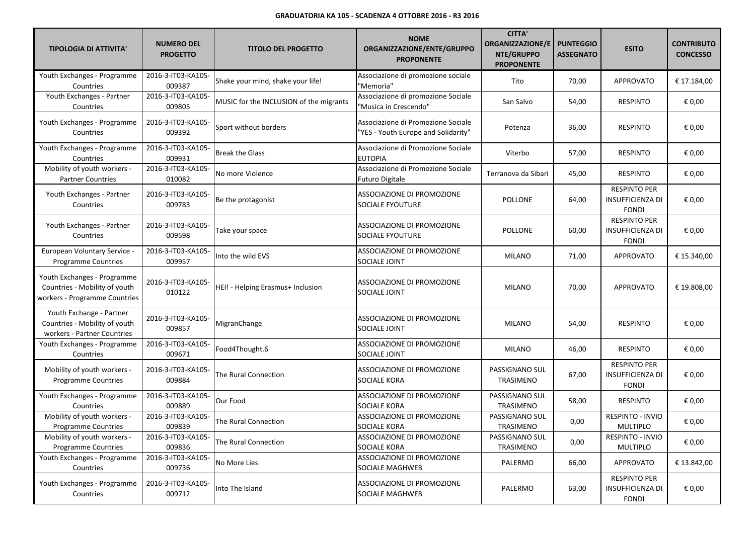**GRADUATORIA KA 105 - SCADENZA 4 OTTOBRE 2016 - R3 2016**

| TIPOLOGIA DI ATTIVITA' | NUMERO DEL PROGETTO | TITOLO DEL PROGETTO | NOME ORGANIZZAZIONE/ENTE/GRUPPO PROPONENTE | CITTA' ORGANIZZAZIONE/ENTE/GRUPPO PROPONENTE | PUNTEGGIO ASSEGNATO | ESITO | CONTRIBUTO CONCESSO |
|---|---|---|---|---|---|---|---|
| Youth Exchanges - Programme Countries | 2016-3-IT03-KA105-009387 | Shake your mind, shake your life! | Associazione di promozione sociale "Memorìa" | Tito | 70,00 | APPROVATO | € 17.184,00 |
| Youth Exchanges - Partner Countries | 2016-3-IT03-KA105-009805 | MUSIC for the INCLUSION of the migrants | Associazione di promozione Sociale "Musica in Crescendo" | San Salvo | 54,00 | RESPINTO | € 0,00 |
| Youth Exchanges - Programme Countries | 2016-3-IT03-KA105-009392 | Sport without borders | Associazione di Promozione Sociale "YES - Youth Europe and Solidarity" | Potenza | 36,00 | RESPINTO | € 0,00 |
| Youth Exchanges - Programme Countries | 2016-3-IT03-KA105-009931 | Break the Glass | Associazione di Promozione Sociale EUTOPIA | Viterbo | 57,00 | RESPINTO | € 0,00 |
| Mobility of youth workers - Partner Countries | 2016-3-IT03-KA105-010082 | No more Violence | Associazione di Promozione Sociale Futuro Digitale | Terranova da Sibari | 45,00 | RESPINTO | € 0,00 |
| Youth Exchanges - Partner Countries | 2016-3-IT03-KA105-009783 | Be the protagonist | ASSOCIAZIONE DI PROMOZIONE SOCIALE FYOUTURE | POLLONE | 64,00 | RESPINTO PER INSUFFICIENZA DI FONDI | € 0,00 |
| Youth Exchanges - Partner Countries | 2016-3-IT03-KA105-009598 | Take your space | ASSOCIAZIONE DI PROMOZIONE SOCIALE FYOUTURE | POLLONE | 60,00 | RESPINTO PER INSUFFICIENZA DI FONDI | € 0,00 |
| European Voluntary Service - Programme Countries | 2016-3-IT03-KA105-009957 | Into the wild EVS | ASSOCIAZIONE DI PROMOZIONE SOCIALE JOINT | MILANO | 71,00 | APPROVATO | € 15.340,00 |
| Youth Exchanges - Programme Countries - Mobility of youth workers - Programme Countries | 2016-3-IT03-KA105-010122 | HEI! - Helping Erasmus+ Inclusion | ASSOCIAZIONE DI PROMOZIONE SOCIALE JOINT | MILANO | 70,00 | APPROVATO | € 19.808,00 |
| Youth Exchange - Partner Countries - Mobility of youth workers - Partner Countries | 2016-3-IT03-KA105-009857 | MigranChange | ASSOCIAZIONE DI PROMOZIONE SOCIALE JOINT | MILANO | 54,00 | RESPINTO | € 0,00 |
| Youth Exchanges - Programme Countries | 2016-3-IT03-KA105-009671 | Food4Thought.6 | ASSOCIAZIONE DI PROMOZIONE SOCIALE JOINT | MILANO | 46,00 | RESPINTO | € 0,00 |
| Mobility of youth workers - Programme Countries | 2016-3-IT03-KA105-009884 | The Rural Connection | ASSOCIAZIONE DI PROMOZIONE SOCIALE KORA | PASSIGNANO SUL TRASIMENO | 67,00 | RESPINTO PER INSUFFICIENZA DI FONDI | € 0,00 |
| Youth Exchanges - Programme Countries | 2016-3-IT03-KA105-009889 | Our Food | ASSOCIAZIONE DI PROMOZIONE SOCIALE KORA | PASSIGNANO SUL TRASIMENO | 58,00 | RESPINTO | € 0,00 |
| Mobility of youth workers - Programme Countries | 2016-3-IT03-KA105-009839 | The Rural Connection | ASSOCIAZIONE DI PROMOZIONE SOCIALE KORA | PASSIGNANO SUL TRASIMENO | 0,00 | RESPINTO - INVIO MULTIPLO | € 0,00 |
| Mobility of youth workers - Programme Countries | 2016-3-IT03-KA105-009836 | The Rural Connection | ASSOCIAZIONE DI PROMOZIONE SOCIALE KORA | PASSIGNANO SUL TRASIMENO | 0,00 | RESPINTO - INVIO MULTIPLO | € 0,00 |
| Youth Exchanges - Programme Countries | 2016-3-IT03-KA105-009736 | No More Lies | ASSOCIAZIONE DI PROMOZIONE SOCIALE MAGHWEB | PALERMO | 66,00 | APPROVATO | € 13.842,00 |
| Youth Exchanges - Programme Countries | 2016-3-IT03-KA105-009712 | Into The Island | ASSOCIAZIONE DI PROMOZIONE SOCIALE MAGHWEB | PALERMO | 63,00 | RESPINTO PER INSUFFICIENZA DI FONDI | € 0,00 |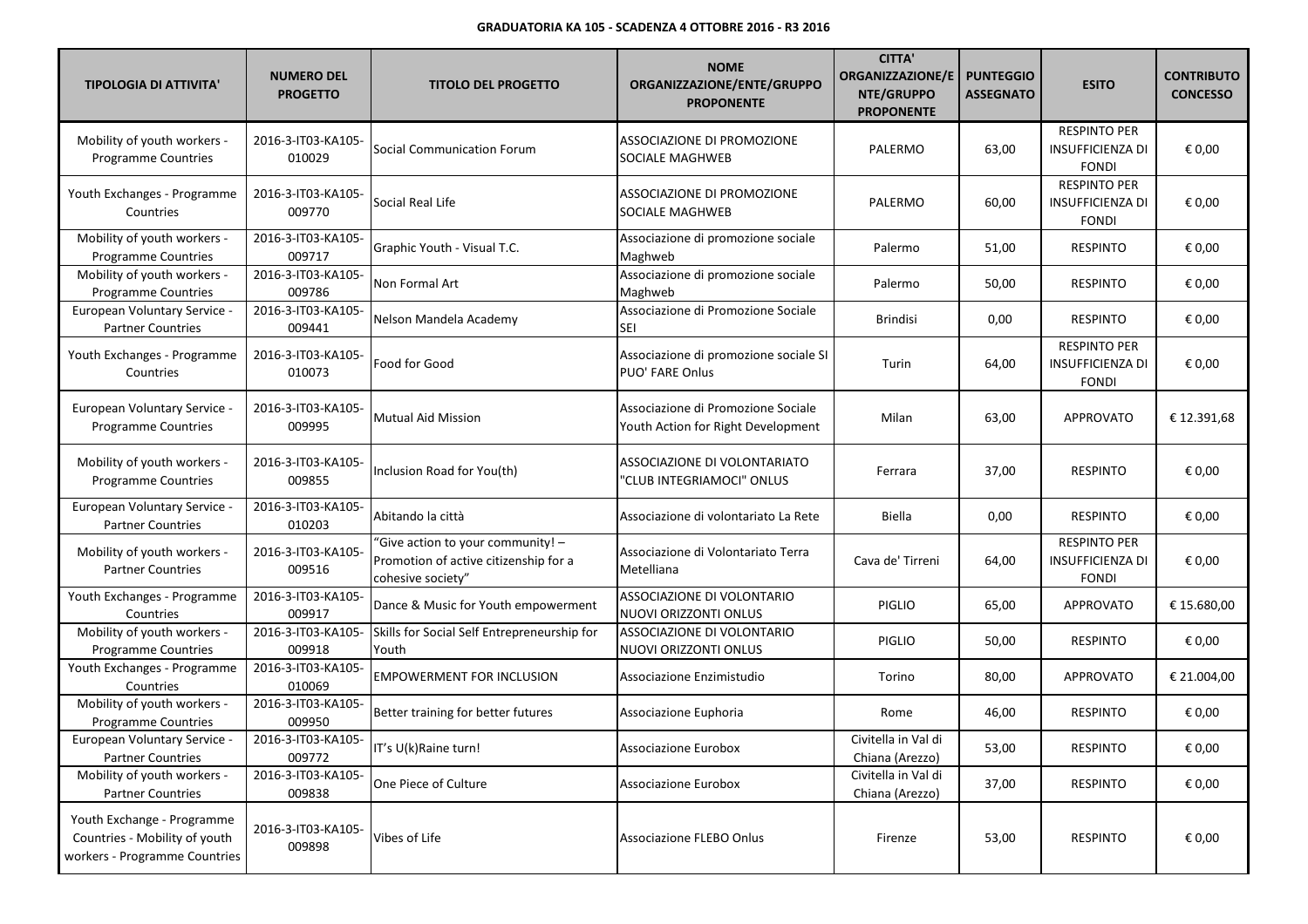**GRADUATORIA KA 105 - SCADENZA 4 OTTOBRE 2016 - R3 2016**

| TIPOLOGIA DI ATTIVITA' | NUMERO DEL PROGETTO | TITOLO DEL PROGETTO | NOME ORGANIZZAZIONE/ENTE/GRUPPO PROPONENTE | CITTA' ORGANIZZAZIONE/ENTE/GRUPPO PROPONENTE | PUNTEGGIO ASSEGNATO | ESITO | CONTRIBUTO CONCESSO |
|---|---|---|---|---|---|---|---|
| Mobility of youth workers - Programme Countries | 2016-3-IT03-KA105-010029 | Social Communication Forum | ASSOCIAZIONE DI PROMOZIONE SOCIALE MAGHWEB | PALERMO | 63,00 | RESPINTO PER INSUFFICIENZA DI FONDI | € 0,00 |
| Youth Exchanges - Programme Countries | 2016-3-IT03-KA105-009770 | Social Real Life | ASSOCIAZIONE DI PROMOZIONE SOCIALE MAGHWEB | PALERMO | 60,00 | RESPINTO PER INSUFFICIENZA DI FONDI | € 0,00 |
| Mobility of youth workers - Programme Countries | 2016-3-IT03-KA105-009717 | Graphic Youth - Visual T.C. | Associazione di promozione sociale Maghweb | Palermo | 51,00 | RESPINTO | € 0,00 |
| Mobility of youth workers - Programme Countries | 2016-3-IT03-KA105-009786 | Non Formal Art | Associazione di promozione sociale Maghweb | Palermo | 50,00 | RESPINTO | € 0,00 |
| European Voluntary Service - Partner Countries | 2016-3-IT03-KA105-009441 | Nelson Mandela Academy | Associazione di Promozione Sociale SEI | Brindisi | 0,00 | RESPINTO | € 0,00 |
| Youth Exchanges - Programme Countries | 2016-3-IT03-KA105-010073 | Food for Good | Associazione di promozione sociale SI PUO' FARE Onlus | Turin | 64,00 | RESPINTO PER INSUFFICIENZA DI FONDI | € 0,00 |
| European Voluntary Service - Programme Countries | 2016-3-IT03-KA105-009995 | Mutual Aid Mission | Associazione di Promozione Sociale Youth Action for Right Development | Milan | 63,00 | APPROVATO | € 12.391,68 |
| Mobility of youth workers - Programme Countries | 2016-3-IT03-KA105-009855 | Inclusion Road for You(th) | ASSOCIAZIONE DI VOLONTARIATO "CLUB INTEGRIAMOCI" ONLUS | Ferrara | 37,00 | RESPINTO | € 0,00 |
| European Voluntary Service - Partner Countries | 2016-3-IT03-KA105-010203 | Abitando la città | Associazione di volontariato La Rete | Biella | 0,00 | RESPINTO | € 0,00 |
| Mobility of youth workers - Partner Countries | 2016-3-IT03-KA105-009516 | "Give action to your community! – Promotion of active citizenship for a cohesive society" | Associazione di Volontariato Terra Metelliana | Cava de' Tirreni | 64,00 | RESPINTO PER INSUFFICIENZA DI FONDI | € 0,00 |
| Youth Exchanges - Programme Countries | 2016-3-IT03-KA105-009917 | Dance & Music for Youth empowerment | ASSOCIAZIONE DI VOLONTARIO NUOVI ORIZZONTI ONLUS | PIGLIO | 65,00 | APPROVATO | € 15.680,00 |
| Mobility of youth workers - Programme Countries | 2016-3-IT03-KA105-009918 | Skills for Social Self Entrepreneurship for Youth | ASSOCIAZIONE DI VOLONTARIO NUOVI ORIZZONTI ONLUS | PIGLIO | 50,00 | RESPINTO | € 0,00 |
| Youth Exchanges - Programme Countries | 2016-3-IT03-KA105-010069 | EMPOWERMENT FOR INCLUSION | Associazione Enzimistudio | Torino | 80,00 | APPROVATO | € 21.004,00 |
| Mobility of youth workers - Programme Countries | 2016-3-IT03-KA105-009950 | Better training for better futures | Associazione Euphoria | Rome | 46,00 | RESPINTO | € 0,00 |
| European Voluntary Service - Partner Countries | 2016-3-IT03-KA105-009772 | IT's U(k)Raine turn! | Associazione Eurobox | Civitella in Val di Chiana (Arezzo) | 53,00 | RESPINTO | € 0,00 |
| Mobility of youth workers - Partner Countries | 2016-3-IT03-KA105-009838 | One Piece of Culture | Associazione Eurobox | Civitella in Val di Chiana (Arezzo) | 37,00 | RESPINTO | € 0,00 |
| Youth Exchange - Programme Countries - Mobility of youth workers - Programme Countries | 2016-3-IT03-KA105-009898 | Vibes of Life | Associazione FLEBO Onlus | Firenze | 53,00 | RESPINTO | € 0,00 |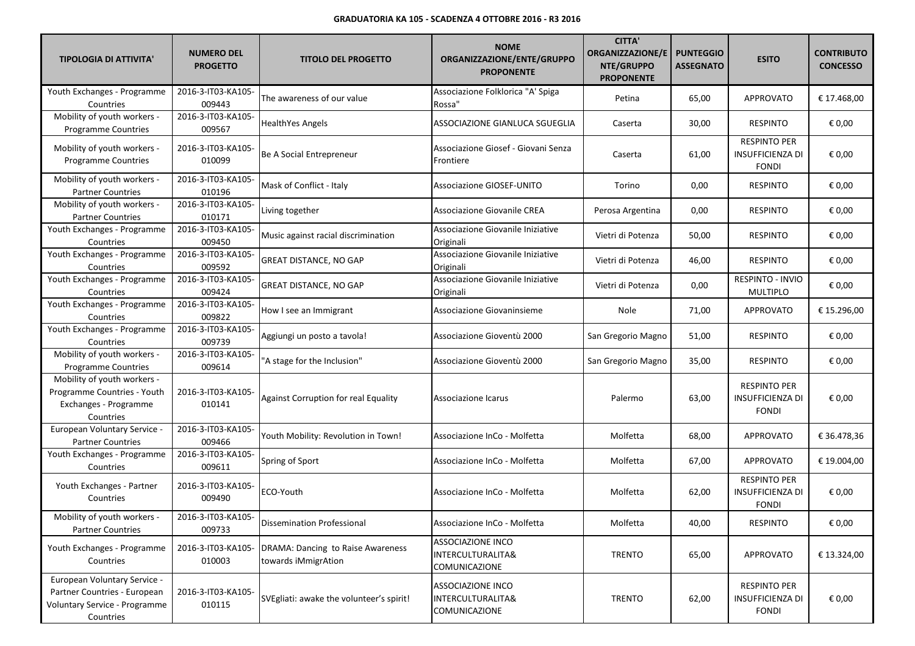**GRADUATORIA KA 105 - SCADENZA 4 OTTOBRE 2016 - R3 2016**

| TIPOLOGIA DI ATTIVITA' | NUMERO DEL PROGETTO | TITOLO DEL PROGETTO | NOME ORGANIZZAZIONE/ENTE/GRUPPO PROPONENTE | CITTA' ORGANIZZAZIONE/ENTE/GRUPPO PROPONENTE | PUNTEGGIO ASSEGNATO | ESITO | CONTRIBUTO CONCESSO |
|---|---|---|---|---|---|---|---|
| Youth Exchanges - Programme Countries | 2016-3-IT03-KA105-009443 | The awareness of our value | Associazione Folklorica "A' Spiga Rossa" | Petina | 65,00 | APPROVATO | € 17.468,00 |
| Mobility of youth workers - Programme Countries | 2016-3-IT03-KA105-009567 | HealthYes Angels | ASSOCIAZIONE GIANLUCA SGUEGLIA | Caserta | 30,00 | RESPINTO | € 0,00 |
| Mobility of youth workers - Programme Countries | 2016-3-IT03-KA105-010099 | Be A Social Entrepreneur | Associazione Giosef - Giovani Senza Frontiere | Caserta | 61,00 | RESPINTO PER INSUFFICIENZA DI FONDI | € 0,00 |
| Mobility of youth workers - Partner Countries | 2016-3-IT03-KA105-010196 | Mask of Conflict - Italy | Associazione GIOSEF-UNITO | Torino | 0,00 | RESPINTO | € 0,00 |
| Mobility of youth workers - Partner Countries | 2016-3-IT03-KA105-010171 | Living together | Associazione Giovanile CREA | Perosa Argentina | 0,00 | RESPINTO | € 0,00 |
| Youth Exchanges - Programme Countries | 2016-3-IT03-KA105-009450 | Music against racial discrimination | Associazione Giovanile Iniziative Originali | Vietri di Potenza | 50,00 | RESPINTO | € 0,00 |
| Youth Exchanges - Programme Countries | 2016-3-IT03-KA105-009592 | GREAT DISTANCE, NO GAP | Associazione Giovanile Iniziative Originali | Vietri di Potenza | 46,00 | RESPINTO | € 0,00 |
| Youth Exchanges - Programme Countries | 2016-3-IT03-KA105-009424 | GREAT DISTANCE, NO GAP | Associazione Giovanile Iniziative Originali | Vietri di Potenza | 0,00 | RESPINTO - INVIO MULTIPLO | € 0,00 |
| Youth Exchanges - Programme Countries | 2016-3-IT03-KA105-009822 | How I see an Immigrant | Associazione Giovaninsieme | Nole | 71,00 | APPROVATO | € 15.296,00 |
| Youth Exchanges - Programme Countries | 2016-3-IT03-KA105-009739 | Aggiungi un posto a tavola! | Associazione Gioventù 2000 | San Gregorio Magno | 51,00 | RESPINTO | € 0,00 |
| Mobility of youth workers - Programme Countries | 2016-3-IT03-KA105-009614 | "A stage for the Inclusion" | Associazione Gioventù 2000 | San Gregorio Magno | 35,00 | RESPINTO | € 0,00 |
| Mobility of youth workers - Programme Countries - Youth Exchanges - Programme Countries | 2016-3-IT03-KA105-010141 | Against Corruption for real Equality | Associazione Icarus | Palermo | 63,00 | RESPINTO PER INSUFFICIENZA DI FONDI | € 0,00 |
| European Voluntary Service - Partner Countries | 2016-3-IT03-KA105-009466 | Youth Mobility: Revolution in Town! | Associazione InCo - Molfetta | Molfetta | 68,00 | APPROVATO | € 36.478,36 |
| Youth Exchanges - Programme Countries | 2016-3-IT03-KA105-009611 | Spring of Sport | Associazione InCo - Molfetta | Molfetta | 67,00 | APPROVATO | € 19.004,00 |
| Youth Exchanges - Partner Countries | 2016-3-IT03-KA105-009490 | ECO-Youth | Associazione InCo - Molfetta | Molfetta | 62,00 | RESPINTO PER INSUFFICIENZA DI FONDI | € 0,00 |
| Mobility of youth workers - Partner Countries | 2016-3-IT03-KA105-009733 | Dissemination Professional | Associazione InCo - Molfetta | Molfetta | 40,00 | RESPINTO | € 0,00 |
| Youth Exchanges - Programme Countries | 2016-3-IT03-KA105-010003 | DRAMA: Dancing to Raise Awareness towards iMmigrAtion | ASSOCIAZIONE INCO INTERCULTURALITA& COMUNICAZIONE | TRENTO | 65,00 | APPROVATO | € 13.324,00 |
| European Voluntary Service - Partner Countries - European Voluntary Service - Programme Countries | 2016-3-IT03-KA105-010115 | SVEgliati: awake the volunteer's spirit! | ASSOCIAZIONE INCO INTERCULTURALITA& COMUNICAZIONE | TRENTO | 62,00 | RESPINTO PER INSUFFICIENZA DI FONDI | € 0,00 |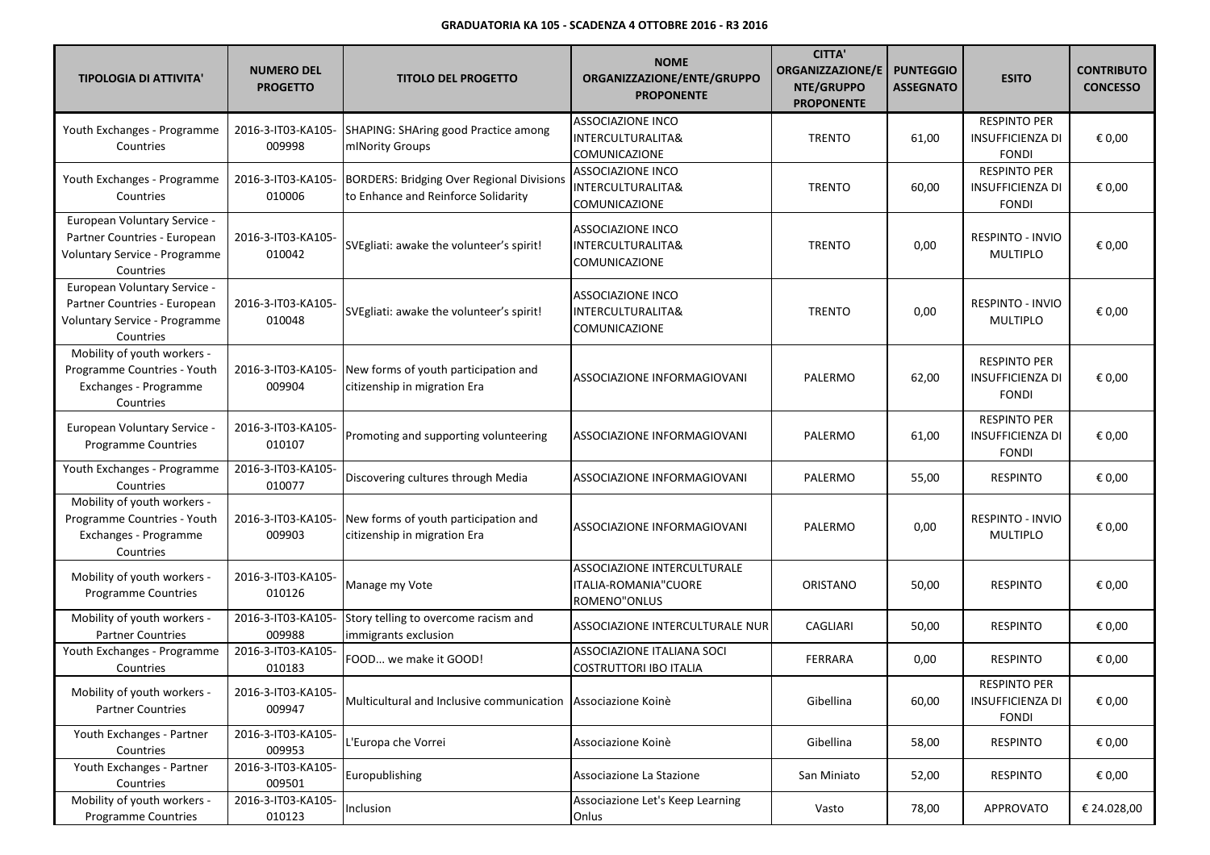**GRADUATORIA KA 105 - SCADENZA 4 OTTOBRE 2016 - R3 2016**

| TIPOLOGIA DI ATTIVITA' | NUMERO DEL PROGETTO | TITOLO DEL PROGETTO | NOME ORGANIZZAZIONE/ENTE/GRUPPO PROPONENTE | CITTA' ORGANIZZAZIONE/ENTE/GRUPPO PROPONENTE | PUNTEGGIO ASSEGNATO | ESITO | CONTRIBUTO CONCESSO |
|---|---|---|---|---|---|---|---|
| Youth Exchanges - Programme Countries | 2016-3-IT03-KA105-009998 | SHAPING: SHAring good Practice among mINority Groups | ASSOCIAZIONE INCO INTERCULTURALITA& COMUNICAZIONE | TRENTO | 61,00 | RESPINTO PER INSUFFICIENZA DI FONDI | € 0,00 |
| Youth Exchanges - Programme Countries | 2016-3-IT03-KA105-010006 | BORDERS: Bridging Over Regional Divisions to Enhance and Reinforce Solidarity | ASSOCIAZIONE INCO INTERCULTURALITA& COMUNICAZIONE | TRENTO | 60,00 | RESPINTO PER INSUFFICIENZA DI FONDI | € 0,00 |
| European Voluntary Service - Partner Countries - European Voluntary Service - Programme Countries | 2016-3-IT03-KA105-010042 | SVEgliati: awake the volunteer's spirit! | ASSOCIAZIONE INCO INTERCULTURALITA& COMUNICAZIONE | TRENTO | 0,00 | RESPINTO - INVIO MULTIPLO | € 0,00 |
| European Voluntary Service - Partner Countries - European Voluntary Service - Programme Countries | 2016-3-IT03-KA105-010048 | SVEgliati: awake the volunteer's spirit! | ASSOCIAZIONE INCO INTERCULTURALITA& COMUNICAZIONE | TRENTO | 0,00 | RESPINTO - INVIO MULTIPLO | € 0,00 |
| Mobility of youth workers - Programme Countries - Youth Exchanges - Programme Countries | 2016-3-IT03-KA105-009904 | New forms of youth participation and citizenship in migration Era | ASSOCIAZIONE INFORMAGIOVANI | PALERMO | 62,00 | RESPINTO PER INSUFFICIENZA DI FONDI | € 0,00 |
| European Voluntary Service - Programme Countries | 2016-3-IT03-KA105-010107 | Promoting and supporting volunteering | ASSOCIAZIONE INFORMAGIOVANI | PALERMO | 61,00 | RESPINTO PER INSUFFICIENZA DI FONDI | € 0,00 |
| Youth Exchanges - Programme Countries | 2016-3-IT03-KA105-010077 | Discovering cultures through Media | ASSOCIAZIONE INFORMAGIOVANI | PALERMO | 55,00 | RESPINTO | € 0,00 |
| Mobility of youth workers - Programme Countries - Youth Exchanges - Programme Countries | 2016-3-IT03-KA105-009903 | New forms of youth participation and citizenship in migration Era | ASSOCIAZIONE INFORMAGIOVANI | PALERMO | 0,00 | RESPINTO - INVIO MULTIPLO | € 0,00 |
| Mobility of youth workers - Programme Countries | 2016-3-IT03-KA105-010126 | Manage my Vote | ASSOCIAZIONE INTERCULTURALE ITALIA-ROMANIA"CUORE ROMENO"ONLUS | ORISTANO | 50,00 | RESPINTO | € 0,00 |
| Mobility of youth workers - Partner Countries | 2016-3-IT03-KA105-009988 | Story telling to overcome racism and immigrants exclusion | ASSOCIAZIONE INTERCULTURALE NUR | CAGLIARI | 50,00 | RESPINTO | € 0,00 |
| Youth Exchanges - Programme Countries | 2016-3-IT03-KA105-010183 | FOOD... we make it GOOD! | ASSOCIAZIONE ITALIANA SOCI COSTRUTTORI IBO ITALIA | FERRARA | 0,00 | RESPINTO | € 0,00 |
| Mobility of youth workers - Partner Countries | 2016-3-IT03-KA105-009947 | Multicultural and Inclusive communication | Associazione Koinè | Gibellina | 60,00 | RESPINTO PER INSUFFICIENZA DI FONDI | € 0,00 |
| Youth Exchanges - Partner Countries | 2016-3-IT03-KA105-009953 | L'Europa che Vorrei | Associazione Koinè | Gibellina | 58,00 | RESPINTO | € 0,00 |
| Youth Exchanges - Partner Countries | 2016-3-IT03-KA105-009501 | Europublishing | Associazione La Stazione | San Miniato | 52,00 | RESPINTO | € 0,00 |
| Mobility of youth workers - Programme Countries | 2016-3-IT03-KA105-010123 | Inclusion | Associazione Let's Keep Learning Onlus | Vasto | 78,00 | APPROVATO | € 24.028,00 |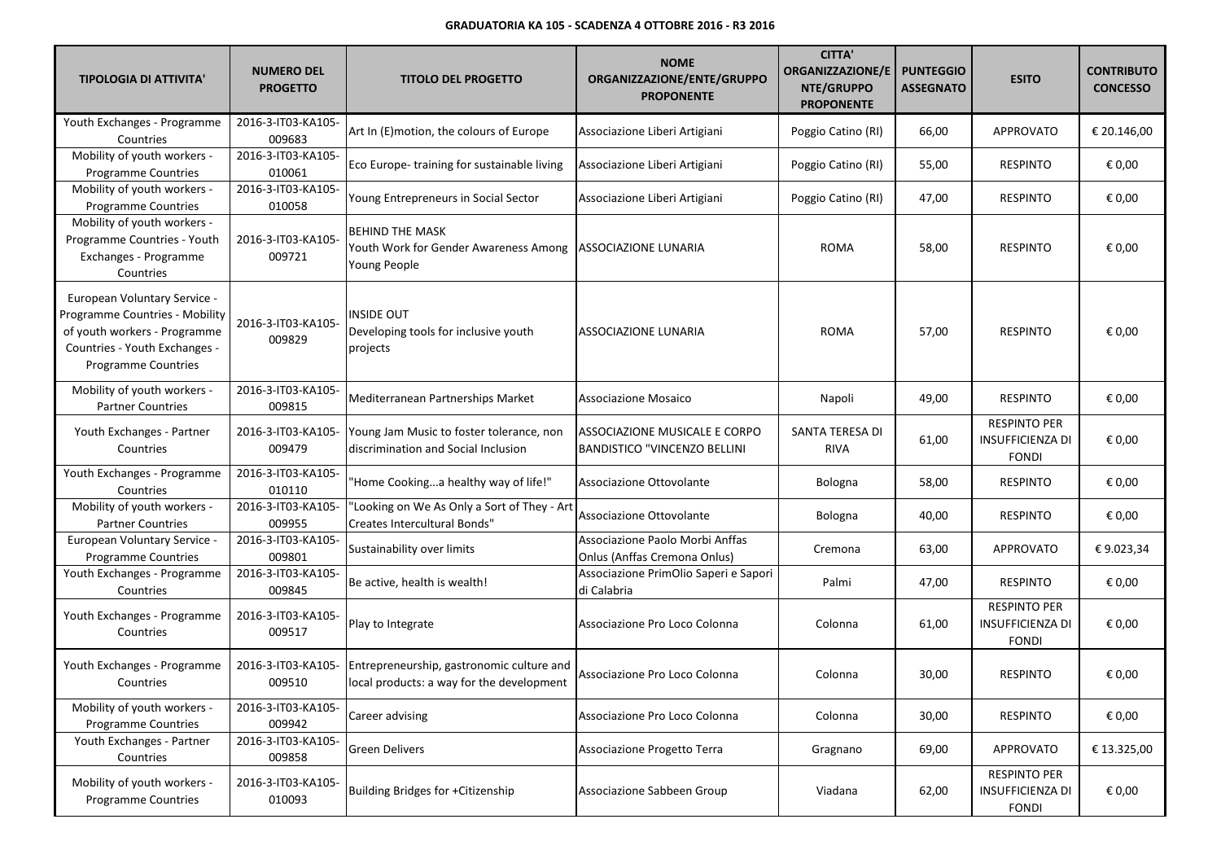**GRADUATORIA KA 105 - SCADENZA 4 OTTOBRE 2016 - R3 2016**

| TIPOLOGIA DI ATTIVITA' | NUMERO DEL PROGETTO | TITOLO DEL PROGETTO | NOME ORGANIZZAZIONE/ENTE/GRUPPO PROPONENTE | CITTA' ORGANIZZAZIONE/ENTE/GRUPPO PROPONENTE | PUNTEGGIO ASSEGNATO | ESITO | CONTRIBUTO CONCESSO |
|---|---|---|---|---|---|---|---|
| Youth Exchanges - Programme Countries | 2016-3-IT03-KA105-009683 | Art In (E)motion, the colours of Europe | Associazione Liberi Artigiani | Poggio Catino (RI) | 66,00 | APPROVATO | € 20.146,00 |
| Mobility of youth workers - Programme Countries | 2016-3-IT03-KA105-010061 | Eco Europe- training for sustainable living | Associazione Liberi Artigiani | Poggio Catino (RI) | 55,00 | RESPINTO | € 0,00 |
| Mobility of youth workers - Programme Countries | 2016-3-IT03-KA105-010058 | Young Entrepreneurs in Social Sector | Associazione Liberi Artigiani | Poggio Catino (RI) | 47,00 | RESPINTO | € 0,00 |
| Mobility of youth workers - Programme Countries - Youth Exchanges - Programme Countries | 2016-3-IT03-KA105-009721 | BEHIND THE MASK Youth Work for Gender Awareness Among Young People | ASSOCIAZIONE LUNARIA | ROMA | 58,00 | RESPINTO | € 0,00 |
| European Voluntary Service - Programme Countries - Mobility of youth workers - Programme Countries - Youth Exchanges - Programme Countries | 2016-3-IT03-KA105-009829 | INSIDE OUT Developing tools for inclusive youth projects | ASSOCIAZIONE LUNARIA | ROMA | 57,00 | RESPINTO | € 0,00 |
| Mobility of youth workers - Partner Countries | 2016-3-IT03-KA105-009815 | Mediterranean Partnerships Market | Associazione Mosaico | Napoli | 49,00 | RESPINTO | € 0,00 |
| Youth Exchanges - Partner Countries | 2016-3-IT03-KA105-009479 | Young Jam Music to foster tolerance, non discrimination and Social Inclusion | ASSOCIAZIONE MUSICALE E CORPO BANDISTICO "VINCENZO BELLINI | SANTA TERESA DI RIVA | 61,00 | RESPINTO PER INSUFFICIENZA DI FONDI | € 0,00 |
| Youth Exchanges - Programme Countries | 2016-3-IT03-KA105-010110 | "Home Cooking...a healthy way of life!" | Associazione Ottovolante | Bologna | 58,00 | RESPINTO | € 0,00 |
| Mobility of youth workers - Partner Countries | 2016-3-IT03-KA105-009955 | "Looking on We As Only a Sort of They - Art Creates Intercultural Bonds" | Associazione Ottovolante | Bologna | 40,00 | RESPINTO | € 0,00 |
| European Voluntary Service - Programme Countries | 2016-3-IT03-KA105-009801 | Sustainability over limits | Associazione Paolo Morbi Anffas Onlus (Anffas Cremona Onlus) | Cremona | 63,00 | APPROVATO | € 9.023,34 |
| Youth Exchanges - Programme Countries | 2016-3-IT03-KA105-009845 | Be active, health is wealth! | Associazione PrimOlio Saperi e Sapori di Calabria | Palmi | 47,00 | RESPINTO | € 0,00 |
| Youth Exchanges - Programme Countries | 2016-3-IT03-KA105-009517 | Play to Integrate | Associazione Pro Loco Colonna | Colonna | 61,00 | RESPINTO PER INSUFFICIENZA DI FONDI | € 0,00 |
| Youth Exchanges - Programme Countries | 2016-3-IT03-KA105-009510 | Entrepreneurship, gastronomic culture and local products: a way for the development | Associazione Pro Loco Colonna | Colonna | 30,00 | RESPINTO | € 0,00 |
| Mobility of youth workers - Programme Countries | 2016-3-IT03-KA105-009942 | Career advising | Associazione Pro Loco Colonna | Colonna | 30,00 | RESPINTO | € 0,00 |
| Youth Exchanges - Partner Countries | 2016-3-IT03-KA105-009858 | Green Delivers | Associazione Progetto Terra | Gragnano | 69,00 | APPROVATO | € 13.325,00 |
| Mobility of youth workers - Programme Countries | 2016-3-IT03-KA105-010093 | Building Bridges for +Citizenship | Associazione Sabbeen Group | Viadana | 62,00 | RESPINTO PER INSUFFICIENZA DI FONDI | € 0,00 |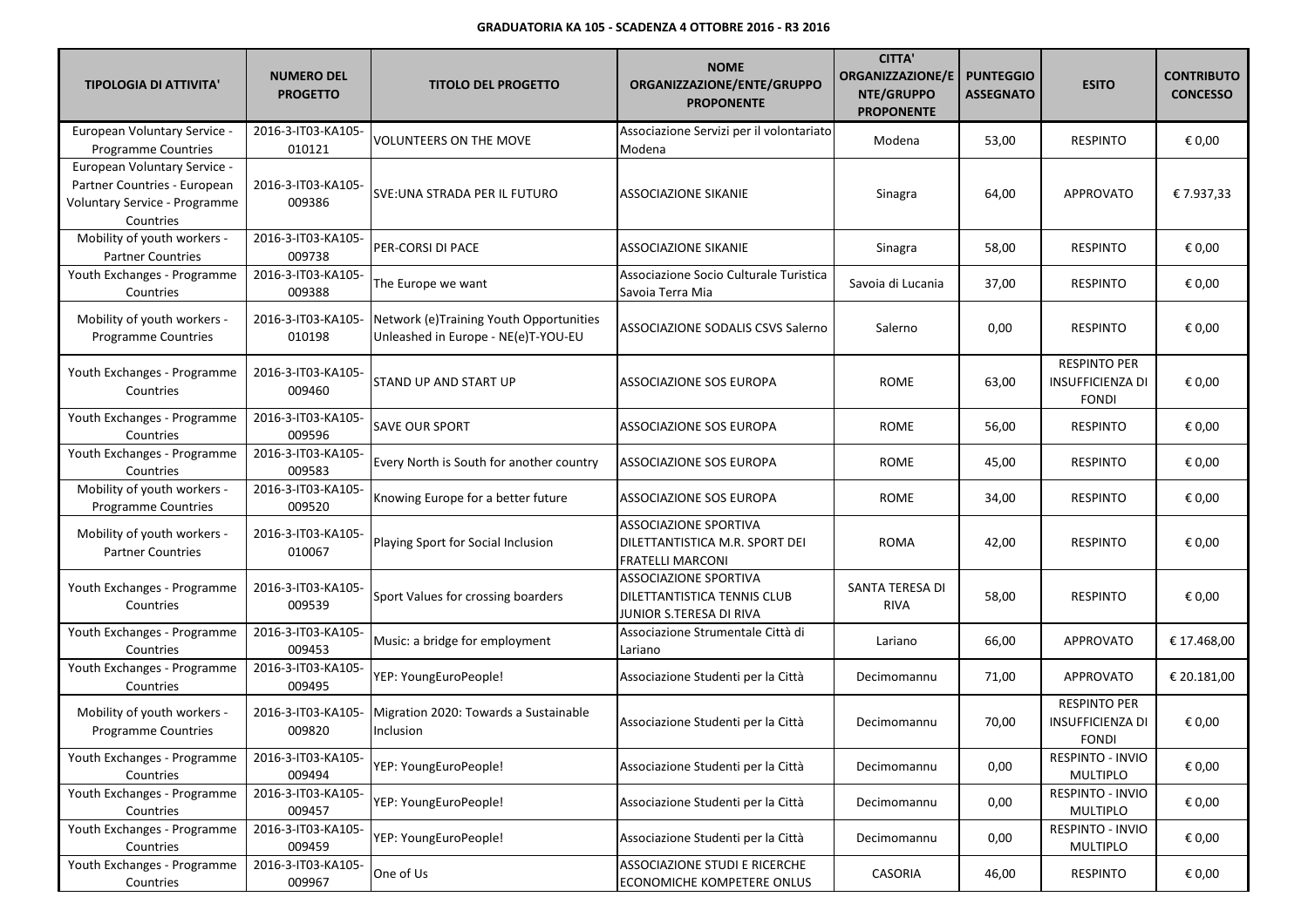**GRADUATORIA KA 105 - SCADENZA 4 OTTOBRE 2016 - R3 2016**

| TIPOLOGIA DI ATTIVITA' | NUMERO DEL PROGETTO | TITOLO DEL PROGETTO | NOME ORGANIZZAZIONE/ENTE/GRUPPO PROPONENTE | CITTA' ORGANIZZAZIONE/ENTE/GRUPPO PROPONENTE | PUNTEGGIO ASSEGNATO | ESITO | CONTRIBUTO CONCESSO |
|---|---|---|---|---|---|---|---|
| European Voluntary Service - Programme Countries | 2016-3-IT03-KA105-010121 | VOLUNTEERS ON THE MOVE | Associazione Servizi per il volontariato Modena | Modena | 53,00 | RESPINTO | € 0,00 |
| European Voluntary Service - Partner Countries - European Voluntary Service - Programme Countries | 2016-3-IT03-KA105-009386 | SVE:UNA STRADA PER IL FUTURO | ASSOCIAZIONE SIKANIE | Sinagra | 64,00 | APPROVATO | € 7.937,33 |
| Mobility of youth workers - Partner Countries | 2016-3-IT03-KA105-009738 | PER-CORSI DI PACE | ASSOCIAZIONE SIKANIE | Sinagra | 58,00 | RESPINTO | € 0,00 |
| Youth Exchanges - Programme Countries | 2016-3-IT03-KA105-009388 | The Europe we want | Associazione Socio Culturale Turistica Savoia Terra Mia | Savoia di Lucania | 37,00 | RESPINTO | € 0,00 |
| Mobility of youth workers - Programme Countries | 2016-3-IT03-KA105-010198 | Network (e)Training Youth Opportunities Unleashed in Europe - NE(e)T-YOU-EU | ASSOCIAZIONE SODALIS CSVS Salerno | Salerno | 0,00 | RESPINTO | € 0,00 |
| Youth Exchanges - Programme Countries | 2016-3-IT03-KA105-009460 | STAND UP AND START UP | ASSOCIAZIONE SOS EUROPA | ROME | 63,00 | RESPINTO PER INSUFFICIENZA DI FONDI | € 0,00 |
| Youth Exchanges - Programme Countries | 2016-3-IT03-KA105-009596 | SAVE OUR SPORT | ASSOCIAZIONE SOS EUROPA | ROME | 56,00 | RESPINTO | € 0,00 |
| Youth Exchanges - Programme Countries | 2016-3-IT03-KA105-009583 | Every North is South for another country | ASSOCIAZIONE SOS EUROPA | ROME | 45,00 | RESPINTO | € 0,00 |
| Mobility of youth workers - Programme Countries | 2016-3-IT03-KA105-009520 | Knowing Europe for a better future | ASSOCIAZIONE SOS EUROPA | ROME | 34,00 | RESPINTO | € 0,00 |
| Mobility of youth workers - Partner Countries | 2016-3-IT03-KA105-010067 | Playing Sport for Social Inclusion | ASSOCIAZIONE SPORTIVA DILETTANTISTICA M.R. SPORT DEI FRATELLI MARCONI | ROMA | 42,00 | RESPINTO | € 0,00 |
| Youth Exchanges - Programme Countries | 2016-3-IT03-KA105-009539 | Sport Values for crossing boarders | ASSOCIAZIONE SPORTIVA DILETTANTISTICA TENNIS CLUB JUNIOR S.TERESA DI RIVA | SANTA TERESA DI RIVA | 58,00 | RESPINTO | € 0,00 |
| Youth Exchanges - Programme Countries | 2016-3-IT03-KA105-009453 | Music: a bridge for employment | Associazione Strumentale Città di Lariano | Lariano | 66,00 | APPROVATO | € 17.468,00 |
| Youth Exchanges - Programme Countries | 2016-3-IT03-KA105-009495 | YEP: YoungEuroPeople! | Associazione Studenti per la Città | Decimomannu | 71,00 | APPROVATO | € 20.181,00 |
| Mobility of youth workers - Programme Countries | 2016-3-IT03-KA105-009820 | Migration 2020: Towards a Sustainable Inclusion | Associazione Studenti per la Città | Decimomannu | 70,00 | RESPINTO PER INSUFFICIENZA DI FONDI | € 0,00 |
| Youth Exchanges - Programme Countries | 2016-3-IT03-KA105-009494 | YEP: YoungEuroPeople! | Associazione Studenti per la Città | Decimomannu | 0,00 | RESPINTO - INVIO MULTIPLO | € 0,00 |
| Youth Exchanges - Programme Countries | 2016-3-IT03-KA105-009457 | YEP: YoungEuroPeople! | Associazione Studenti per la Città | Decimomannu | 0,00 | RESPINTO - INVIO MULTIPLO | € 0,00 |
| Youth Exchanges - Programme Countries | 2016-3-IT03-KA105-009459 | YEP: YoungEuroPeople! | Associazione Studenti per la Città | Decimomannu | 0,00 | RESPINTO - INVIO MULTIPLO | € 0,00 |
| Youth Exchanges - Programme Countries | 2016-3-IT03-KA105-009967 | One of Us | ASSOCIAZIONE STUDI E RICERCHE ECONOMICHE KOMPETERE ONLUS | CASORIA | 46,00 | RESPINTO | € 0,00 |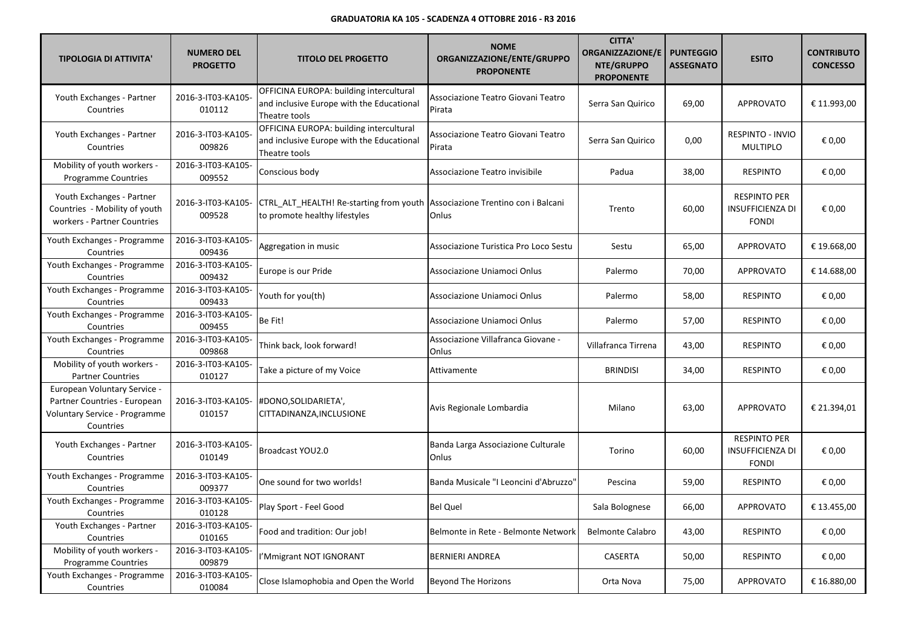**GRADUATORIA KA 105 - SCADENZA 4 OTTOBRE 2016 - R3 2016**

| TIPOLOGIA DI ATTIVITA' | NUMERO DEL PROGETTO | TITOLO DEL PROGETTO | NOME ORGANIZZAZIONE/ENTE/GRUPPO PROPONENTE | CITTA' ORGANIZZAZIONE/ENTE/GRUPPO PROPONENTE | PUNTEGGIO ASSEGNATO | ESITO | CONTRIBUTO CONCESSO |
|---|---|---|---|---|---|---|---|
| Youth Exchanges - Partner Countries | 2016-3-IT03-KA105-010112 | OFFICINA EUROPA: building intercultural and inclusive Europe with the Educational Theatre tools | Associazione Teatro Giovani Teatro Pirata | Serra San Quirico | 69,00 | APPROVATO | € 11.993,00 |
| Youth Exchanges - Partner Countries | 2016-3-IT03-KA105-009826 | OFFICINA EUROPA: building intercultural and inclusive Europe with the Educational Theatre tools | Associazione Teatro Giovani Teatro Pirata | Serra San Quirico | 0,00 | RESPINTO - INVIO MULTIPLO | € 0,00 |
| Mobility of youth workers - Programme Countries | 2016-3-IT03-KA105-009552 | Conscious body | Associazione Teatro invisibile | Padua | 38,00 | RESPINTO | € 0,00 |
| Youth Exchanges - Partner Countries - Mobility of youth workers - Partner Countries | 2016-3-IT03-KA105-009528 | CTRL_ALT_HEALTH! Re-starting from youth to promote healthy lifestyles | Associazione Trentino con i Balcani Onlus | Trento | 60,00 | RESPINTO PER INSUFFICIENZA DI FONDI | € 0,00 |
| Youth Exchanges - Programme Countries | 2016-3-IT03-KA105-009436 | Aggregation in music | Associazione Turistica Pro Loco Sestu | Sestu | 65,00 | APPROVATO | € 19.668,00 |
| Youth Exchanges - Programme Countries | 2016-3-IT03-KA105-009432 | Europe is our Pride | Associazione Uniamoci Onlus | Palermo | 70,00 | APPROVATO | € 14.688,00 |
| Youth Exchanges - Programme Countries | 2016-3-IT03-KA105-009433 | Youth for you(th) | Associazione Uniamoci Onlus | Palermo | 58,00 | RESPINTO | € 0,00 |
| Youth Exchanges - Programme Countries | 2016-3-IT03-KA105-009455 | Be Fit! | Associazione Uniamoci Onlus | Palermo | 57,00 | RESPINTO | € 0,00 |
| Youth Exchanges - Programme Countries | 2016-3-IT03-KA105-009868 | Think back, look forward! | Associazione Villafranca Giovane - Onlus | Villafranca Tirrena | 43,00 | RESPINTO | € 0,00 |
| Mobility of youth workers - Partner Countries | 2016-3-IT03-KA105-010127 | Take a picture of my Voice | Attivamente | BRINDISI | 34,00 | RESPINTO | € 0,00 |
| European Voluntary Service - Partner Countries - European Voluntary Service - Programme Countries | 2016-3-IT03-KA105-010157 | #DONO,SOLIDARIETA', CITTADINANZA,INCLUSIONE | Avis Regionale Lombardia | Milano | 63,00 | APPROVATO | € 21.394,01 |
| Youth Exchanges - Partner Countries | 2016-3-IT03-KA105-010149 | Broadcast YOU2.0 | Banda Larga Associazione Culturale Onlus | Torino | 60,00 | RESPINTO PER INSUFFICIENZA DI FONDI | € 0,00 |
| Youth Exchanges - Programme Countries | 2016-3-IT03-KA105-009377 | One sound for two worlds! | Banda Musicale "I Leoncini d'Abruzzo" | Pescina | 59,00 | RESPINTO | € 0,00 |
| Youth Exchanges - Programme Countries | 2016-3-IT03-KA105-010128 | Play Sport - Feel Good | Bel Quel | Sala Bolognese | 66,00 | APPROVATO | € 13.455,00 |
| Youth Exchanges - Partner Countries | 2016-3-IT03-KA105-010165 | Food and tradition: Our job! | Belmonte in Rete - Belmonte Network | Belmonte Calabro | 43,00 | RESPINTO | € 0,00 |
| Mobility of youth workers - Programme Countries | 2016-3-IT03-KA105-009879 | I'Mmigrant NOT IGNORANT | BERNIERI ANDREA | CASERTA | 50,00 | RESPINTO | € 0,00 |
| Youth Exchanges - Programme Countries | 2016-3-IT03-KA105-010084 | Close Islamophobia and Open the World | Beyond The Horizons | Orta Nova | 75,00 | APPROVATO | € 16.880,00 |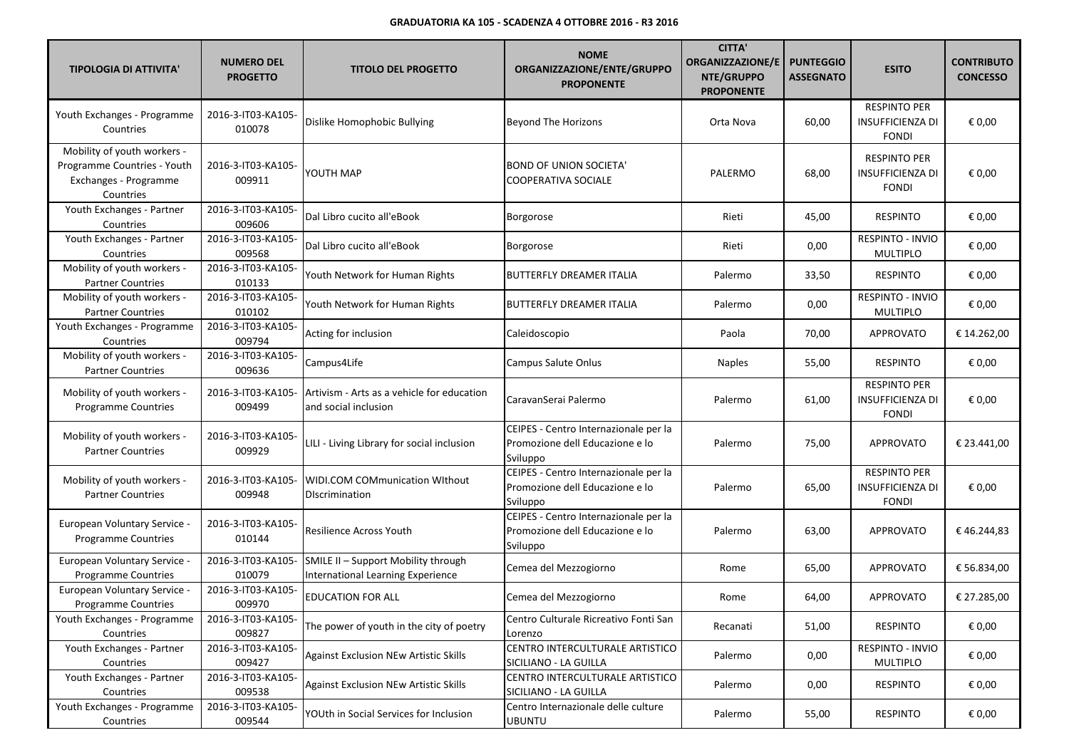**GRADUATORIA KA 105 - SCADENZA 4 OTTOBRE 2016 - R3 2016**

| TIPOLOGIA DI ATTIVITA' | NUMERO DEL PROGETTO | TITOLO DEL PROGETTO | NOME ORGANIZZAZIONE/ENTE/GRUPPO PROPONENTE | CITTA' ORGANIZZAZIONE/ENTE/GRUPPO PROPONENTE | PUNTEGGIO ASSEGNATO | ESITO | CONTRIBUTO CONCESSO |
|---|---|---|---|---|---|---|---|
| Youth Exchanges - Programme Countries | 2016-3-IT03-KA105-010078 | Dislike Homophobic Bullying | Beyond The Horizons | Orta Nova | 60,00 | RESPINTO PER INSUFFICIENZA DI FONDI | € 0,00 |
| Mobility of youth workers - Programme Countries - Youth Exchanges - Programme Countries | 2016-3-IT03-KA105-009911 | YOUTH MAP | BOND OF UNION SOCIETA' COOPERATIVA SOCIALE | PALERMO | 68,00 | RESPINTO PER INSUFFICIENZA DI FONDI | € 0,00 |
| Youth Exchanges - Partner Countries | 2016-3-IT03-KA105-009606 | Dal Libro cucito all'eBook | Borgorose | Rieti | 45,00 | RESPINTO | € 0,00 |
| Youth Exchanges - Partner Countries | 2016-3-IT03-KA105-009568 | Dal Libro cucito all'eBook | Borgorose | Rieti | 0,00 | RESPINTO - INVIO MULTIPLO | € 0,00 |
| Mobility of youth workers - Partner Countries | 2016-3-IT03-KA105-010133 | Youth Network for Human Rights | BUTTERFLY DREAMER ITALIA | Palermo | 33,50 | RESPINTO | € 0,00 |
| Mobility of youth workers - Partner Countries | 2016-3-IT03-KA105-010102 | Youth Network for Human Rights | BUTTERFLY DREAMER ITALIA | Palermo | 0,00 | RESPINTO - INVIO MULTIPLO | € 0,00 |
| Youth Exchanges - Programme Countries | 2016-3-IT03-KA105-009794 | Acting for inclusion | Caleidoscopio | Paola | 70,00 | APPROVATO | € 14.262,00 |
| Mobility of youth workers - Partner Countries | 2016-3-IT03-KA105-009636 | Campus4Life | Campus Salute Onlus | Naples | 55,00 | RESPINTO | € 0,00 |
| Mobility of youth workers - Programme Countries | 2016-3-IT03-KA105-009499 | Artivism - Arts as a vehicle for education and social inclusion | CaravanSerai Palermo | Palermo | 61,00 | RESPINTO PER INSUFFICIENZA DI FONDI | € 0,00 |
| Mobility of youth workers - Partner Countries | 2016-3-IT03-KA105-009929 | LILI - Living Library for social inclusion | CEIPES - Centro Internazionale per la Promozione dell Educazione e lo Sviluppo | Palermo | 75,00 | APPROVATO | € 23.441,00 |
| Mobility of youth workers - Partner Countries | 2016-3-IT03-KA105-009948 | WIDI.COM COMmunication WIthout DIscrimination | CEIPES - Centro Internazionale per la Promozione dell Educazione e lo Sviluppo | Palermo | 65,00 | RESPINTO PER INSUFFICIENZA DI FONDI | € 0,00 |
| European Voluntary Service - Programme Countries | 2016-3-IT03-KA105-010144 | Resilience Across Youth | CEIPES - Centro Internazionale per la Promozione dell Educazione e lo Sviluppo | Palermo | 63,00 | APPROVATO | € 46.244,83 |
| European Voluntary Service - Programme Countries | 2016-3-IT03-KA105-010079 | SMILE II – Support Mobility through International Learning Experience | Cemea del Mezzogiorno | Rome | 65,00 | APPROVATO | € 56.834,00 |
| European Voluntary Service - Programme Countries | 2016-3-IT03-KA105-009970 | EDUCATION FOR ALL | Cemea del Mezzogiorno | Rome | 64,00 | APPROVATO | € 27.285,00 |
| Youth Exchanges - Programme Countries | 2016-3-IT03-KA105-009827 | The power of youth in the city of poetry | Centro Culturale Ricreativo Fonti San Lorenzo | Recanati | 51,00 | RESPINTO | € 0,00 |
| Youth Exchanges - Partner Countries | 2016-3-IT03-KA105-009427 | Against Exclusion NEw Artistic Skills | CENTRO INTERCULTURALE ARTISTICO SICILIANO - LA GUILLA | Palermo | 0,00 | RESPINTO - INVIO MULTIPLO | € 0,00 |
| Youth Exchanges - Partner Countries | 2016-3-IT03-KA105-009538 | Against Exclusion NEw Artistic Skills | CENTRO INTERCULTURALE ARTISTICO SICILIANO - LA GUILLA | Palermo | 0,00 | RESPINTO | € 0,00 |
| Youth Exchanges - Programme Countries | 2016-3-IT03-KA105-009544 | YOUth in Social Services for Inclusion | Centro Internazionale delle culture UBUNTU | Palermo | 55,00 | RESPINTO | € 0,00 |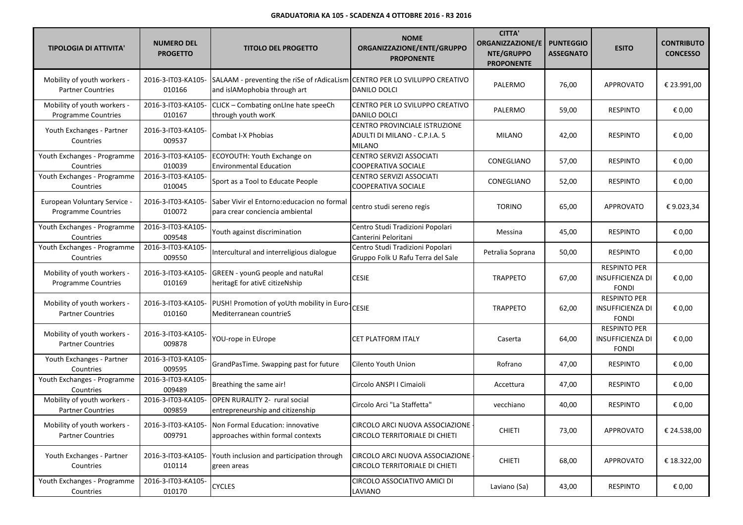**GRADUATORIA KA 105 - SCADENZA 4 OTTOBRE 2016 - R3 2016**

| TIPOLOGIA DI ATTIVITA' | NUMERO DEL PROGETTO | TITOLO DEL PROGETTO | NOME ORGANIZZAZIONE/ENTE/GRUPPO PROPONENTE | CITTA' ORGANIZZAZIONE/ENTE/GRUPPO PROPONENTE | PUNTEGGIO ASSEGNATO | ESITO | CONTRIBUTO CONCESSO |
|---|---|---|---|---|---|---|---|
| Mobility of youth workers - Partner Countries | 2016-3-IT03-KA105-010166 | SALAAM - preventing the riSe of rAdicaLism and islAMophobia through art | CENTRO PER LO SVILUPPO CREATIVO DANILO DOLCI | PALERMO | 76,00 | APPROVATO | € 23.991,00 |
| Mobility of youth workers - Programme Countries | 2016-3-IT03-KA105-010167 | CLICK – Combating onLIne hate speeCh through youth worK | CENTRO PER LO SVILUPPO CREATIVO DANILO DOLCI | PALERMO | 59,00 | RESPINTO | € 0,00 |
| Youth Exchanges - Partner Countries | 2016-3-IT03-KA105-009537 | Combat I-X Phobias | CENTRO PROVINCIALE ISTRUZIONE ADULTI DI MILANO - C.P.I.A. 5 MILANO | MILANO | 42,00 | RESPINTO | € 0,00 |
| Youth Exchanges - Programme Countries | 2016-3-IT03-KA105-010039 | ECOYOUTH: Youth Exchange on Environmental Education | CENTRO SERVIZI ASSOCIATI COOPERATIVA SOCIALE | CONEGLIANO | 57,00 | RESPINTO | € 0,00 |
| Youth Exchanges - Programme Countries | 2016-3-IT03-KA105-010045 | Sport as a Tool to Educate People | CENTRO SERVIZI ASSOCIATI COOPERATIVA SOCIALE | CONEGLIANO | 52,00 | RESPINTO | € 0,00 |
| European Voluntary Service - Programme Countries | 2016-3-IT03-KA105-010072 | Saber Vivir el Entorno:educacion no formal para crear conciencia ambiental | centro studi sereno regis | TORINO | 65,00 | APPROVATO | € 9.023,34 |
| Youth Exchanges - Programme Countries | 2016-3-IT03-KA105-009548 | Youth against discrimination | Centro Studi Tradizioni Popolari Canterini Peloritani | Messina | 45,00 | RESPINTO | € 0,00 |
| Youth Exchanges - Programme Countries | 2016-3-IT03-KA105-009550 | Intercultural and interreligious dialogue | Centro Studi Tradizioni Popolari Gruppo Folk U Rafu Terra del Sale | Petralia Soprana | 50,00 | RESPINTO | € 0,00 |
| Mobility of youth workers - Programme Countries | 2016-3-IT03-KA105-010169 | GREEN - younG people and natuRal heritagE for ativE citizeNship | CESIE | TRAPPETO | 67,00 | RESPINTO PER INSUFFICIENZA DI FONDI | € 0,00 |
| Mobility of youth workers - Partner Countries | 2016-3-IT03-KA105-010160 | PUSH! Promotion of yoUth mobility in Euro-Mediterranean countrieS | CESIE | TRAPPETO | 62,00 | RESPINTO PER INSUFFICIENZA DI FONDI | € 0,00 |
| Mobility of youth workers - Partner Countries | 2016-3-IT03-KA105-009878 | YOU-rope in EUrope | CET PLATFORM ITALY | Caserta | 64,00 | RESPINTO PER INSUFFICIENZA DI FONDI | € 0,00 |
| Youth Exchanges - Partner Countries | 2016-3-IT03-KA105-009595 | GrandPasTime. Swapping past for future | Cilento Youth Union | Rofrano | 47,00 | RESPINTO | € 0,00 |
| Youth Exchanges - Programme Countries | 2016-3-IT03-KA105-009489 | Breathing the same air! | Circolo ANSPI I Cimaioli | Accettura | 47,00 | RESPINTO | € 0,00 |
| Mobility of youth workers - Partner Countries | 2016-3-IT03-KA105-009859 | OPEN RURALITY 2- rural social entrepreneurship and citizenship | Circolo Arci "La Staffetta" | vecchiano | 40,00 | RESPINTO | € 0,00 |
| Mobility of youth workers - Partner Countries | 2016-3-IT03-KA105-009791 | Non Formal Education: innovative approaches within formal contexts | CIRCOLO ARCI NUOVA ASSOCIAZIONE - CIRCOLO TERRITORIALE DI CHIETI | CHIETI | 73,00 | APPROVATO | € 24.538,00 |
| Youth Exchanges - Partner Countries | 2016-3-IT03-KA105-010114 | Youth inclusion and participation through green areas | CIRCOLO ARCI NUOVA ASSOCIAZIONE - CIRCOLO TERRITORIALE DI CHIETI | CHIETI | 68,00 | APPROVATO | € 18.322,00 |
| Youth Exchanges - Programme Countries | 2016-3-IT03-KA105-010170 | CYCLES | CIRCOLO ASSOCIATIVO AMICI DI LAVIANO | Laviano (Sa) | 43,00 | RESPINTO | € 0,00 |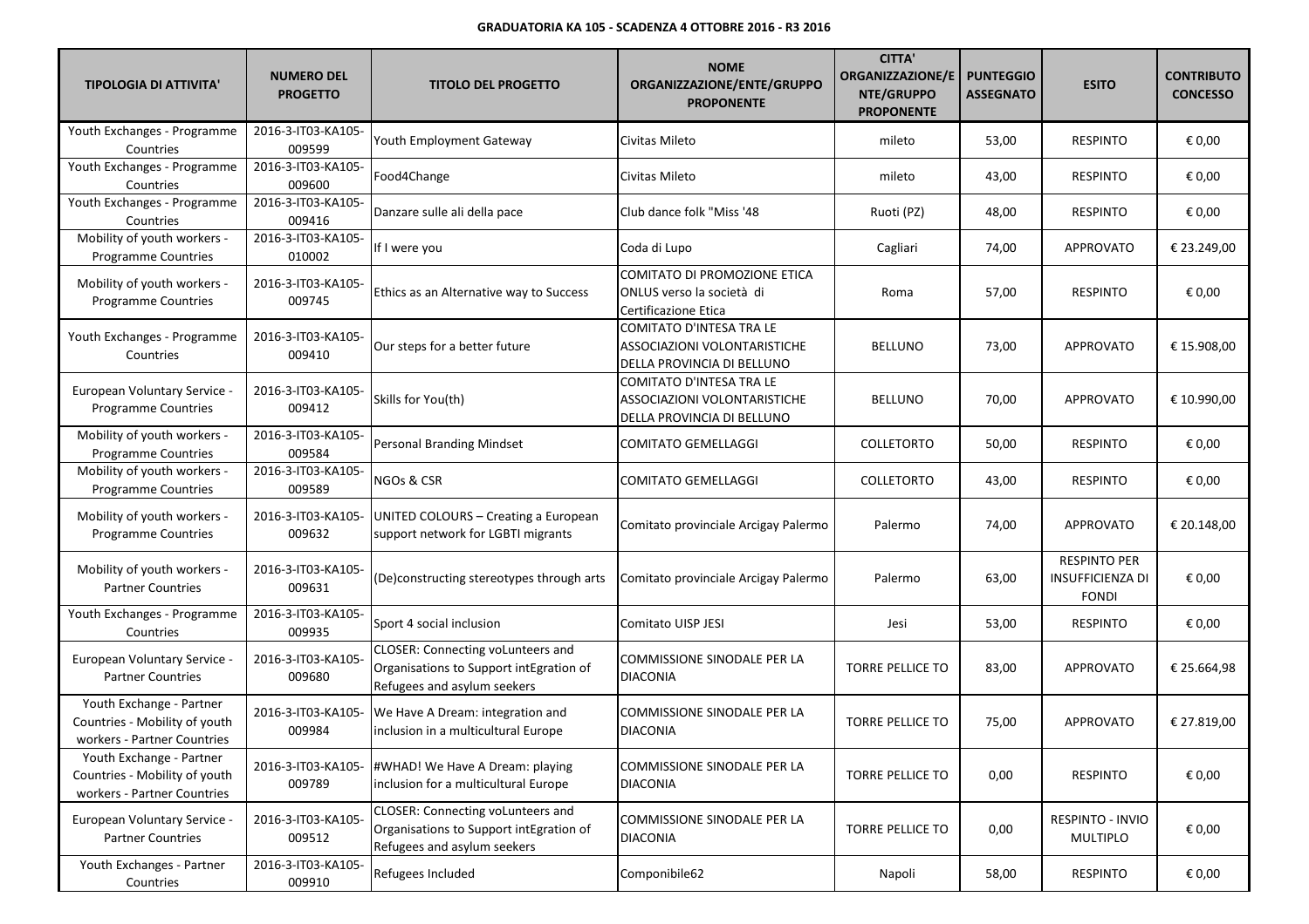**GRADUATORIA KA 105 - SCADENZA 4 OTTOBRE 2016 - R3 2016**

| TIPOLOGIA DI ATTIVITA' | NUMERO DEL PROGETTO | TITOLO DEL PROGETTO | NOME ORGANIZZAZIONE/ENTE/GRUPPO PROPONENTE | CITTA' ORGANIZZAZIONE/ENTE/GRUPPO PROPONENTE | PUNTEGGIO ASSEGNATO | ESITO | CONTRIBUTO CONCESSO |
|---|---|---|---|---|---|---|---|
| Youth Exchanges - Programme Countries | 2016-3-IT03-KA105-009599 | Youth Employment Gateway | Civitas Mileto | mileto | 53,00 | RESPINTO | € 0,00 |
| Youth Exchanges - Programme Countries | 2016-3-IT03-KA105-009600 | Food4Change | Civitas Mileto | mileto | 43,00 | RESPINTO | € 0,00 |
| Youth Exchanges - Programme Countries | 2016-3-IT03-KA105-009416 | Danzare sulle ali della pace | Club dance folk "Miss '48 | Ruoti (PZ) | 48,00 | RESPINTO | € 0,00 |
| Mobility of youth workers - Programme Countries | 2016-3-IT03-KA105-010002 | If I were you | Coda di Lupo | Cagliari | 74,00 | APPROVATO | € 23.249,00 |
| Mobility of youth workers - Programme Countries | 2016-3-IT03-KA105-009745 | Ethics as an Alternative way to Success | COMITATO DI PROMOZIONE ETICA ONLUS verso la società di Certificazione Etica | Roma | 57,00 | RESPINTO | € 0,00 |
| Youth Exchanges - Programme Countries | 2016-3-IT03-KA105-009410 | Our steps for a better future | COMITATO D'INTESA TRA LE ASSOCIAZIONI VOLONTARISTICHE DELLA PROVINCIA DI BELLUNO | BELLUNO | 73,00 | APPROVATO | € 15.908,00 |
| European Voluntary Service - Programme Countries | 2016-3-IT03-KA105-009412 | Skills for You(th) | COMITATO D'INTESA TRA LE ASSOCIAZIONI VOLONTARISTICHE DELLA PROVINCIA DI BELLUNO | BELLUNO | 70,00 | APPROVATO | € 10.990,00 |
| Mobility of youth workers - Programme Countries | 2016-3-IT03-KA105-009584 | Personal Branding Mindset | COMITATO GEMELLAGGI | COLLETORTO | 50,00 | RESPINTO | € 0,00 |
| Mobility of youth workers - Programme Countries | 2016-3-IT03-KA105-009589 | NGOs & CSR | COMITATO GEMELLAGGI | COLLETORTO | 43,00 | RESPINTO | € 0,00 |
| Mobility of youth workers - Programme Countries | 2016-3-IT03-KA105-009632 | UNITED COLOURS – Creating a European support network for LGBTI migrants | Comitato provinciale Arcigay Palermo | Palermo | 74,00 | APPROVATO | € 20.148,00 |
| Mobility of youth workers - Partner Countries | 2016-3-IT03-KA105-009631 | (De)constructing stereotypes through arts | Comitato provinciale Arcigay Palermo | Palermo | 63,00 | RESPINTO PER INSUFFICIENZA DI FONDI | € 0,00 |
| Youth Exchanges - Programme Countries | 2016-3-IT03-KA105-009935 | Sport 4 social inclusion | Comitato UISP JESI | Jesi | 53,00 | RESPINTO | € 0,00 |
| European Voluntary Service - Partner Countries | 2016-3-IT03-KA105-009680 | CLOSER: Connecting voLunteers and Organisations to Support intEgration of Refugees and asylum seekers | COMMISSIONE SINODALE PER LA DIACONIA | TORRE PELLICE TO | 83,00 | APPROVATO | € 25.664,98 |
| Youth Exchange - Partner Countries - Mobility of youth workers - Partner Countries | 2016-3-IT03-KA105-009984 | We Have A Dream: integration and inclusion in a multicultural Europe | COMMISSIONE SINODALE PER LA DIACONIA | TORRE PELLICE TO | 75,00 | APPROVATO | € 27.819,00 |
| Youth Exchange - Partner Countries - Mobility of youth workers - Partner Countries | 2016-3-IT03-KA105-009789 | #WHAD! We Have A Dream: playing inclusion for a multicultural Europe | COMMISSIONE SINODALE PER LA DIACONIA | TORRE PELLICE TO | 0,00 | RESPINTO | € 0,00 |
| European Voluntary Service - Partner Countries | 2016-3-IT03-KA105-009512 | CLOSER: Connecting voLunteers and Organisations to Support intEgration of Refugees and asylum seekers | COMMISSIONE SINODALE PER LA DIACONIA | TORRE PELLICE TO | 0,00 | RESPINTO - INVIO MULTIPLO | € 0,00 |
| Youth Exchanges - Partner Countries | 2016-3-IT03-KA105-009910 | Refugees Included | Componibile62 | Napoli | 58,00 | RESPINTO | € 0,00 |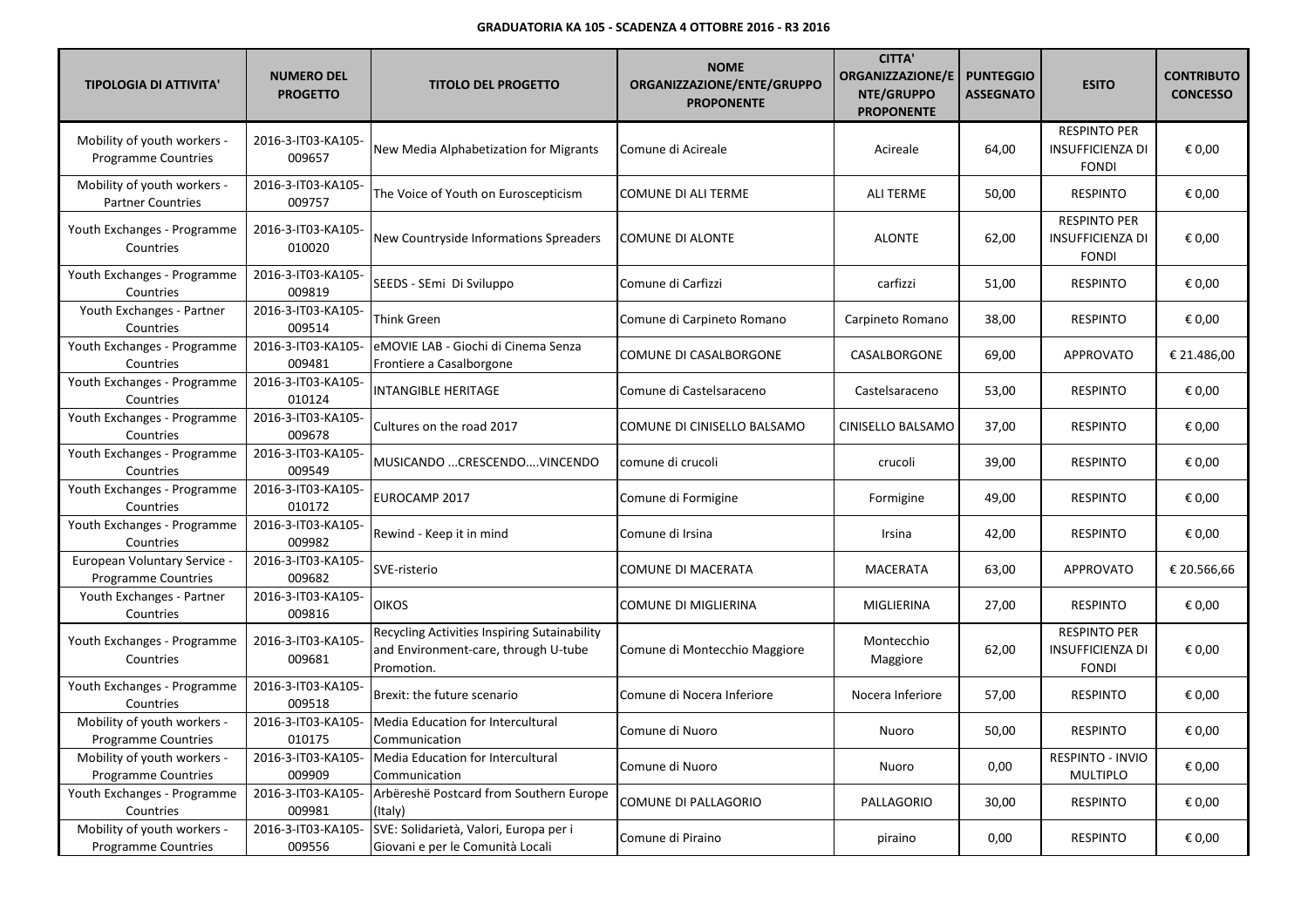**GRADUATORIA KA 105 - SCADENZA 4 OTTOBRE 2016 - R3 2016**

| TIPOLOGIA DI ATTIVITA' | NUMERO DEL PROGETTO | TITOLO DEL PROGETTO | NOME ORGANIZZAZIONE/ENTE/GRUPPO PROPONENTE | CITTA' ORGANIZZAZIONE/ENTE/GRUPPO PROPONENTE | PUNTEGGIO ASSEGNATO | ESITO | CONTRIBUTO CONCESSO |
|---|---|---|---|---|---|---|---|
| Mobility of youth workers - Programme Countries | 2016-3-IT03-KA105-009657 | New Media Alphabetization for Migrants | Comune di Acireale | Acireale | 64,00 | RESPINTO PER INSUFFICIENZA DI FONDI | € 0,00 |
| Mobility of youth workers - Partner Countries | 2016-3-IT03-KA105-009757 | The Voice of Youth on Euroscepticism | COMUNE DI ALI TERME | ALI TERME | 50,00 | RESPINTO | € 0,00 |
| Youth Exchanges - Programme Countries | 2016-3-IT03-KA105-010020 | New Countryside Informations Spreaders | COMUNE DI ALONTE | ALONTE | 62,00 | RESPINTO PER INSUFFICIENZA DI FONDI | € 0,00 |
| Youth Exchanges - Programme Countries | 2016-3-IT03-KA105-009819 | SEEDS - SEmi Di Sviluppo | Comune di Carfizzi | carfizzi | 51,00 | RESPINTO | € 0,00 |
| Youth Exchanges - Partner Countries | 2016-3-IT03-KA105-009514 | Think Green | Comune di Carpineto Romano | Carpineto Romano | 38,00 | RESPINTO | € 0,00 |
| Youth Exchanges - Programme Countries | 2016-3-IT03-KA105-009481 | eMOVIE LAB - Giochi di Cinema Senza Frontiere a Casalborgone | COMUNE DI CASALBORGONE | CASALBORGONE | 69,00 | APPROVATO | € 21.486,00 |
| Youth Exchanges - Programme Countries | 2016-3-IT03-KA105-010124 | INTANGIBLE HERITAGE | Comune di Castelsaraceno | Castelsaraceno | 53,00 | RESPINTO | € 0,00 |
| Youth Exchanges - Programme Countries | 2016-3-IT03-KA105-009678 | Cultures on the road 2017 | COMUNE DI CINISELLO BALSAMO | CINISELLO BALSAMO | 37,00 | RESPINTO | € 0,00 |
| Youth Exchanges - Programme Countries | 2016-3-IT03-KA105-009549 | MUSICANDO ...CRESCENDO....VINCENDO | comune di crucoli | crucoli | 39,00 | RESPINTO | € 0,00 |
| Youth Exchanges - Programme Countries | 2016-3-IT03-KA105-010172 | EUROCAMP 2017 | Comune di Formigine | Formigine | 49,00 | RESPINTO | € 0,00 |
| Youth Exchanges - Programme Countries | 2016-3-IT03-KA105-009982 | Rewind - Keep it in mind | Comune di Irsina | Irsina | 42,00 | RESPINTO | € 0,00 |
| European Voluntary Service - Programme Countries | 2016-3-IT03-KA105-009682 | SVE-risterio | COMUNE DI MACERATA | MACERATA | 63,00 | APPROVATO | € 20.566,66 |
| Youth Exchanges - Partner Countries | 2016-3-IT03-KA105-009816 | OIKOS | COMUNE DI MIGLIERINA | MIGLIERINA | 27,00 | RESPINTO | € 0,00 |
| Youth Exchanges - Programme Countries | 2016-3-IT03-KA105-009681 | Recycling Activities Inspiring Sutainability and Environment-care, through U-tube Promotion. | Comune di Montecchio Maggiore | Montecchio Maggiore | 62,00 | RESPINTO PER INSUFFICIENZA DI FONDI | € 0,00 |
| Youth Exchanges - Programme Countries | 2016-3-IT03-KA105-009518 | Brexit: the future scenario | Comune di Nocera Inferiore | Nocera Inferiore | 57,00 | RESPINTO | € 0,00 |
| Mobility of youth workers - Programme Countries | 2016-3-IT03-KA105-010175 | Media Education for Intercultural Communication | Comune di Nuoro | Nuoro | 50,00 | RESPINTO | € 0,00 |
| Mobility of youth workers - Programme Countries | 2016-3-IT03-KA105-009909 | Media Education for Intercultural Communication | Comune di Nuoro | Nuoro | 0,00 | RESPINTO - INVIO MULTIPLO | € 0,00 |
| Youth Exchanges - Programme Countries | 2016-3-IT03-KA105-009981 | Arbëreshë Postcard from Southern Europe (Italy) | COMUNE DI PALLAGORIO | PALLAGORIO | 30,00 | RESPINTO | € 0,00 |
| Mobility of youth workers - Programme Countries | 2016-3-IT03-KA105-009556 | SVE: Solidarietà, Valori, Europa per i Giovani e per le Comunità Locali | Comune di Piraino | piraino | 0,00 | RESPINTO | € 0,00 |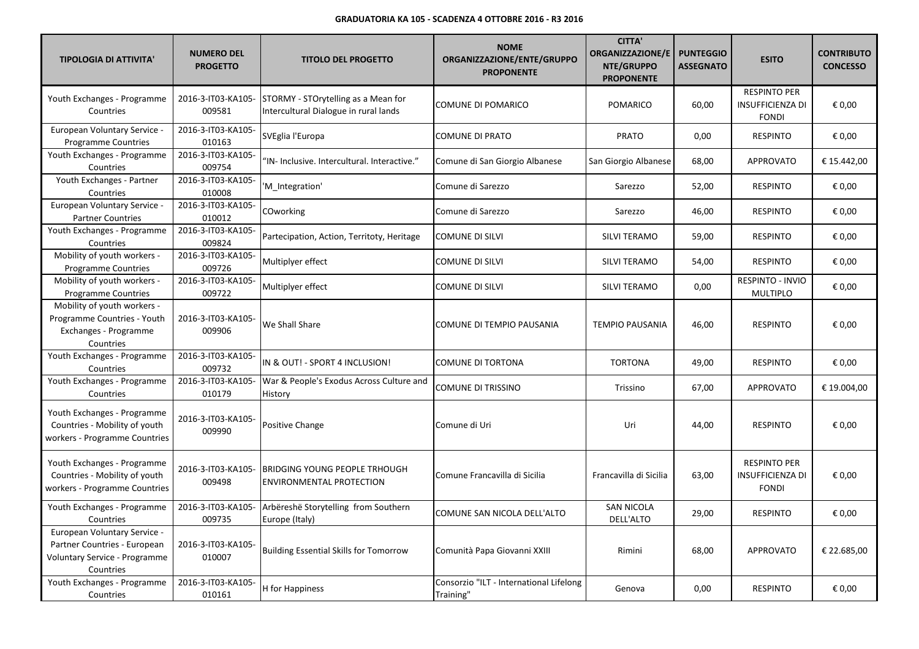**GRADUATORIA KA 105 - SCADENZA 4 OTTOBRE 2016 - R3 2016**

| TIPOLOGIA DI ATTIVITA' | NUMERO DEL PROGETTO | TITOLO DEL PROGETTO | NOME ORGANIZZAZIONE/ENTE/GRUPPO PROPONENTE | CITTA' ORGANIZZAZIONE/ENTE/GRUPPO PROPONENTE | PUNTEGGIO ASSEGNATO | ESITO | CONTRIBUTO CONCESSO |
|---|---|---|---|---|---|---|---|
| Youth Exchanges - Programme Countries | 2016-3-IT03-KA105-009581 | STORMY - STOrytelling as a Mean for Intercultural Dialogue in rural lands | COMUNE DI POMARICO | POMARICO | 60,00 | RESPINTO PER INSUFFICIENZA DI FONDI | € 0,00 |
| European Voluntary Service - Programme Countries | 2016-3-IT03-KA105-010163 | SVEglia l'Europa | COMUNE DI PRATO | PRATO | 0,00 | RESPINTO | € 0,00 |
| Youth Exchanges - Programme Countries | 2016-3-IT03-KA105-009754 | "IN- Inclusive. Intercultural. Interactive." | Comune di San Giorgio Albanese | San Giorgio Albanese | 68,00 | APPROVATO | € 15.442,00 |
| Youth Exchanges - Partner Countries | 2016-3-IT03-KA105-010008 | 'M_Integration' | Comune di Sarezzo | Sarezzo | 52,00 | RESPINTO | € 0,00 |
| European Voluntary Service - Partner Countries | 2016-3-IT03-KA105-010012 | COworking | Comune di Sarezzo | Sarezzo | 46,00 | RESPINTO | € 0,00 |
| Youth Exchanges - Programme Countries | 2016-3-IT03-KA105-009824 | Partecipation, Action, Territoty, Heritage | COMUNE DI SILVI | SILVI TERAMO | 59,00 | RESPINTO | € 0,00 |
| Mobility of youth workers - Programme Countries | 2016-3-IT03-KA105-009726 | Multiplyer effect | COMUNE DI SILVI | SILVI TERAMO | 54,00 | RESPINTO | € 0,00 |
| Mobility of youth workers - Programme Countries | 2016-3-IT03-KA105-009722 | Multiplyer effect | COMUNE DI SILVI | SILVI TERAMO | 0,00 | RESPINTO - INVIO MULTIPLO | € 0,00 |
| Mobility of youth workers - Programme Countries - Youth Exchanges - Programme Countries | 2016-3-IT03-KA105-009906 | We Shall Share | COMUNE DI TEMPIO PAUSANIA | TEMPIO PAUSANIA | 46,00 | RESPINTO | € 0,00 |
| Youth Exchanges - Programme Countries | 2016-3-IT03-KA105-009732 | IN & OUT! - SPORT 4 INCLUSION! | COMUNE DI TORTONA | TORTONA | 49,00 | RESPINTO | € 0,00 |
| Youth Exchanges - Programme Countries | 2016-3-IT03-KA105-010179 | War & People's Exodus Across Culture and History | COMUNE DI TRISSINO | Trissino | 67,00 | APPROVATO | € 19.004,00 |
| Youth Exchanges - Programme Countries - Mobility of youth workers - Programme Countries | 2016-3-IT03-KA105-009990 | Positive Change | Comune di Uri | Uri | 44,00 | RESPINTO | € 0,00 |
| Youth Exchanges - Programme Countries - Mobility of youth workers - Programme Countries | 2016-3-IT03-KA105-009498 | BRIDGING YOUNG PEOPLE TRHOUGH ENVIRONMENTAL PROTECTION | Comune Francavilla di Sicilia | Francavilla di Sicilia | 63,00 | RESPINTO PER INSUFFICIENZA DI FONDI | € 0,00 |
| Youth Exchanges - Programme Countries | 2016-3-IT03-KA105-009735 | Arbëreshë Storytelling from Southern Europe (Italy) | COMUNE SAN NICOLA DELL'ALTO | SAN NICOLA DELL'ALTO | 29,00 | RESPINTO | € 0,00 |
| European Voluntary Service - Partner Countries - European Voluntary Service - Programme Countries | 2016-3-IT03-KA105-010007 | Building Essential Skills for Tomorrow | Comunità Papa Giovanni XXIII | Rimini | 68,00 | APPROVATO | € 22.685,00 |
| Youth Exchanges - Programme Countries | 2016-3-IT03-KA105-010161 | H for Happiness | Consorzio "ILT - International Lifelong Training" | Genova | 0,00 | RESPINTO | € 0,00 |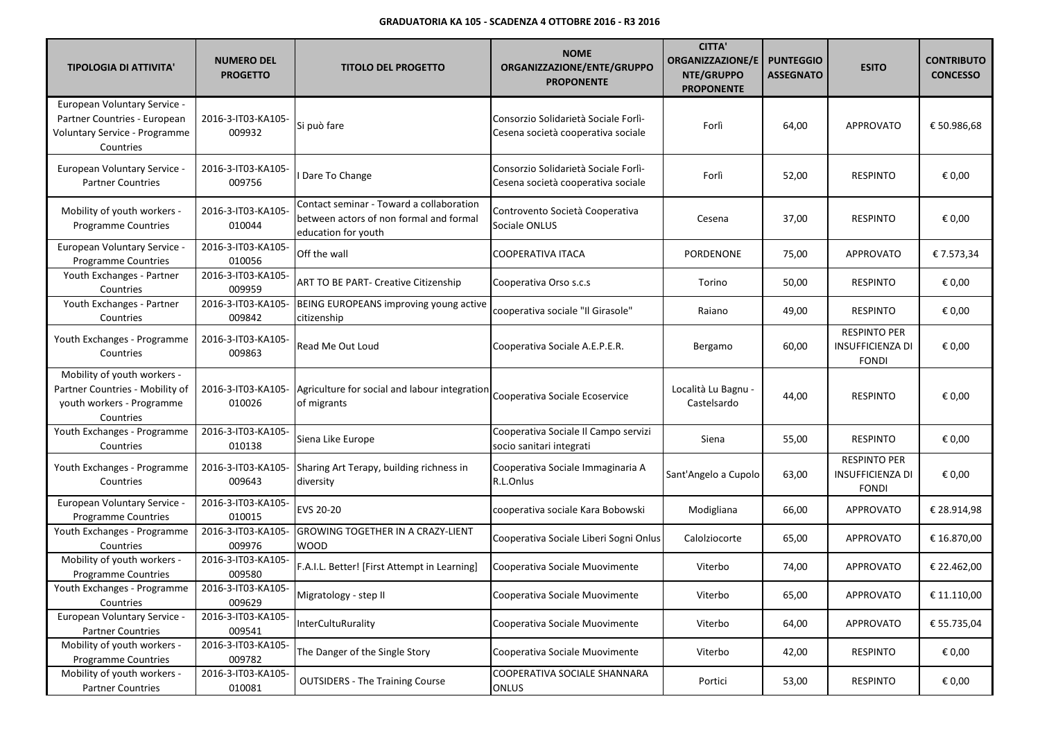**GRADUATORIA KA 105 - SCADENZA 4 OTTOBRE 2016 - R3 2016**

| TIPOLOGIA DI ATTIVITA' | NUMERO DEL PROGETTO | TITOLO DEL PROGETTO | NOME ORGANIZZAZIONE/ENTE/GRUPPO PROPONENTE | CITTA' ORGANIZZAZIONE/ENTE/GRUPPO PROPONENTE | PUNTEGGIO ASSEGNATO | ESITO | CONTRIBUTO CONCESSO |
|---|---|---|---|---|---|---|---|
| European Voluntary Service - Partner Countries - European Voluntary Service - Programme Countries | 2016-3-IT03-KA105-009932 | Si può fare | Consorzio Solidarietà Sociale Forlì-Cesena società cooperativa sociale | Forlì | 64,00 | APPROVATO | € 50.986,68 |
| European Voluntary Service - Partner Countries | 2016-3-IT03-KA105-009756 | I Dare To Change | Consorzio Solidarietà Sociale Forlì-Cesena società cooperativa sociale | Forlì | 52,00 | RESPINTO | € 0,00 |
| Mobility of youth workers - Programme Countries | 2016-3-IT03-KA105-010044 | Contact seminar - Toward a collaboration between actors of non formal and formal education for youth | Controvento Società Cooperativa Sociale ONLUS | Cesena | 37,00 | RESPINTO | € 0,00 |
| European Voluntary Service - Programme Countries | 2016-3-IT03-KA105-010056 | Off the wall | COOPERATIVA ITACA | PORDENONE | 75,00 | APPROVATO | € 7.573,34 |
| Youth Exchanges - Partner Countries | 2016-3-IT03-KA105-009959 | ART TO BE PART- Creative Citizenship | Cooperativa Orso s.c.s | Torino | 50,00 | RESPINTO | € 0,00 |
| Youth Exchanges - Partner Countries | 2016-3-IT03-KA105-009842 | BEING EUROPEANS improving young active citizenship | cooperativa sociale "Il Girasole" | Raiano | 49,00 | RESPINTO | € 0,00 |
| Youth Exchanges - Programme Countries | 2016-3-IT03-KA105-009863 | Read Me Out Loud | Cooperativa Sociale A.E.P.E.R. | Bergamo | 60,00 | RESPINTO PER INSUFFICIENZA DI FONDI | € 0,00 |
| Mobility of youth workers - Partner Countries - Mobility of youth workers - Programme Countries | 2016-3-IT03-KA105-010026 | Agriculture for social and labour integration of migrants | Cooperativa Sociale Ecoservice | Località Lu Bagnu - Castelsardo | 44,00 | RESPINTO | € 0,00 |
| Youth Exchanges - Programme Countries | 2016-3-IT03-KA105-010138 | Siena Like Europe | Cooperativa Sociale Il Campo servizi socio sanitari integrati | Siena | 55,00 | RESPINTO | € 0,00 |
| Youth Exchanges - Programme Countries | 2016-3-IT03-KA105-009643 | Sharing Art Terapy, building richness in diversity | Cooperativa Sociale Immaginaria A R.L.Onlus | Sant'Angelo a Cupolo | 63,00 | RESPINTO PER INSUFFICIENZA DI FONDI | € 0,00 |
| European Voluntary Service - Programme Countries | 2016-3-IT03-KA105-010015 | EVS 20-20 | cooperativa sociale Kara Bobowski | Modigliana | 66,00 | APPROVATO | € 28.914,98 |
| Youth Exchanges - Programme Countries | 2016-3-IT03-KA105-009976 | GROWING TOGETHER IN A CRAZY-LIENT WOOD | Cooperativa Sociale Liberi Sogni Onlus | Calolziocorte | 65,00 | APPROVATO | € 16.870,00 |
| Mobility of youth workers - Programme Countries | 2016-3-IT03-KA105-009580 | F.A.I.L. Better! [First Attempt in Learning] | Cooperativa Sociale Muovimente | Viterbo | 74,00 | APPROVATO | € 22.462,00 |
| Youth Exchanges - Programme Countries | 2016-3-IT03-KA105-009629 | Migratology - step II | Cooperativa Sociale Muovimente | Viterbo | 65,00 | APPROVATO | € 11.110,00 |
| European Voluntary Service - Partner Countries | 2016-3-IT03-KA105-009541 | InterCultuRurality | Cooperativa Sociale Muovimente | Viterbo | 64,00 | APPROVATO | € 55.735,04 |
| Mobility of youth workers - Programme Countries | 2016-3-IT03-KA105-009782 | The Danger of the Single Story | Cooperativa Sociale Muovimente | Viterbo | 42,00 | RESPINTO | € 0,00 |
| Mobility of youth workers - Partner Countries | 2016-3-IT03-KA105-010081 | OUTSIDERS - The Training Course | COOPERATIVA SOCIALE SHANNARA ONLUS | Portici | 53,00 | RESPINTO | € 0,00 |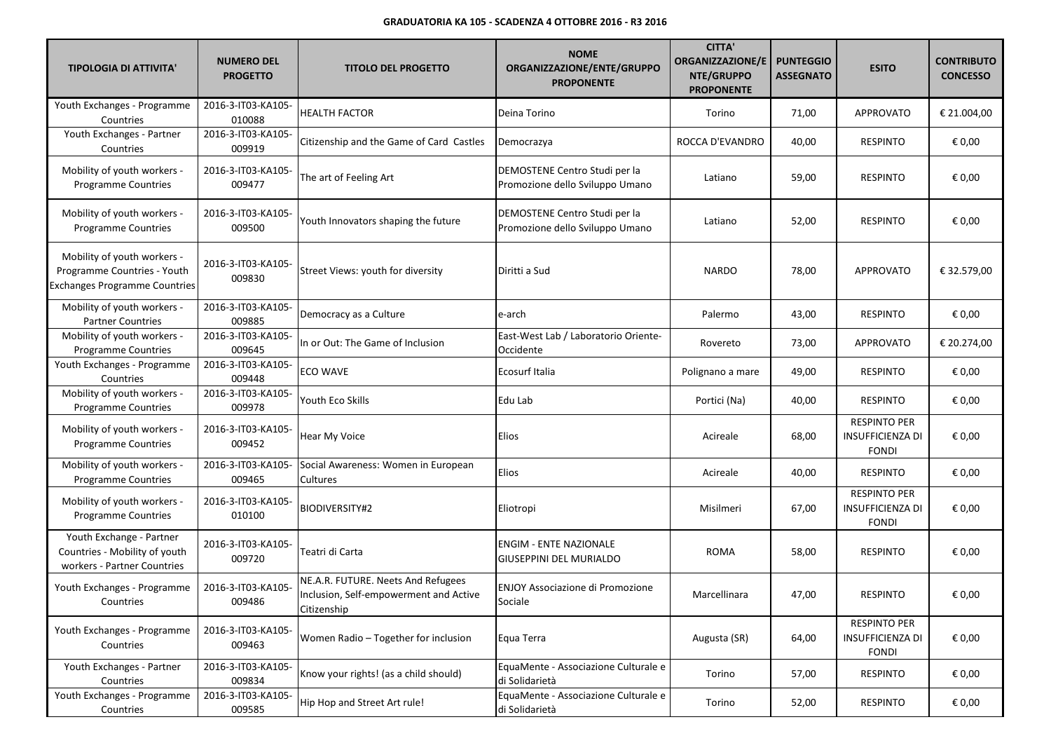**GRADUATORIA KA 105 - SCADENZA 4 OTTOBRE 2016 - R3 2016**

| TIPOLOGIA DI ATTIVITA' | NUMERO DEL PROGETTO | TITOLO DEL PROGETTO | NOME ORGANIZZAZIONE/ENTE/GRUPPO PROPONENTE | CITTA' ORGANIZZAZIONE/ENTE/GRUPPO PROPONENTE | PUNTEGGIO ASSEGNATO | ESITO | CONTRIBUTO CONCESSO |
|---|---|---|---|---|---|---|---|
| Youth Exchanges - Programme Countries | 2016-3-IT03-KA105-010088 | HEALTH FACTOR | Deina Torino | Torino | 71,00 | APPROVATO | € 21.004,00 |
| Youth Exchanges - Partner Countries | 2016-3-IT03-KA105-009919 | Citizenship and the Game of Card Castles | Democrazya | ROCCA D'EVANDRO | 40,00 | RESPINTO | € 0,00 |
| Mobility of youth workers - Programme Countries | 2016-3-IT03-KA105-009477 | The art of Feeling Art | DEMOSTENE Centro Studi per la Promozione dello Sviluppo Umano | Latiano | 59,00 | RESPINTO | € 0,00 |
| Mobility of youth workers - Programme Countries | 2016-3-IT03-KA105-009500 | Youth Innovators shaping the future | DEMOSTENE Centro Studi per la Promozione dello Sviluppo Umano | Latiano | 52,00 | RESPINTO | € 0,00 |
| Mobility of youth workers - Programme Countries - Youth Exchanges Programme Countries | 2016-3-IT03-KA105-009830 | Street Views: youth for diversity | Diritti a Sud | NARDO | 78,00 | APPROVATO | € 32.579,00 |
| Mobility of youth workers - Partner Countries | 2016-3-IT03-KA105-009885 | Democracy as a Culture | e-arch | Palermo | 43,00 | RESPINTO | € 0,00 |
| Mobility of youth workers - Programme Countries | 2016-3-IT03-KA105-009645 | In or Out: The Game of Inclusion | East-West Lab / Laboratorio Oriente-Occidente | Rovereto | 73,00 | APPROVATO | € 20.274,00 |
| Youth Exchanges - Programme Countries | 2016-3-IT03-KA105-009448 | ECO WAVE | Ecosurf Italia | Polignano a mare | 49,00 | RESPINTO | € 0,00 |
| Mobility of youth workers - Programme Countries | 2016-3-IT03-KA105-009978 | Youth Eco Skills | Edu Lab | Portici (Na) | 40,00 | RESPINTO | € 0,00 |
| Mobility of youth workers - Programme Countries | 2016-3-IT03-KA105-009452 | Hear My Voice | Elios | Acireale | 68,00 | RESPINTO PER INSUFFICIENZA DI FONDI | € 0,00 |
| Mobility of youth workers - Programme Countries | 2016-3-IT03-KA105-009465 | Social Awareness: Women in European Cultures | Elios | Acireale | 40,00 | RESPINTO | € 0,00 |
| Mobility of youth workers - Programme Countries | 2016-3-IT03-KA105-010100 | BIODIVERSITY#2 | Eliotropi | Misilmeri | 67,00 | RESPINTO PER INSUFFICIENZA DI FONDI | € 0,00 |
| Youth Exchange - Partner Countries - Mobility of youth workers - Partner Countries | 2016-3-IT03-KA105-009720 | Teatri di Carta | ENGIM - ENTE NAZIONALE GIUSEPPINI DEL MURIALDO | ROMA | 58,00 | RESPINTO | € 0,00 |
| Youth Exchanges - Programme Countries | 2016-3-IT03-KA105-009486 | NE.A.R. FUTURE. Neets And Refugees Inclusion, Self-empowerment and Active Citizenship | ENJOY Associazione di Promozione Sociale | Marcellinara | 47,00 | RESPINTO | € 0,00 |
| Youth Exchanges - Programme Countries | 2016-3-IT03-KA105-009463 | Women Radio – Together for inclusion | Equa Terra | Augusta (SR) | 64,00 | RESPINTO PER INSUFFICIENZA DI FONDI | € 0,00 |
| Youth Exchanges - Partner Countries | 2016-3-IT03-KA105-009834 | Know your rights! (as a child should) | EquaMente - Associazione Culturale e di Solidarietà | Torino | 57,00 | RESPINTO | € 0,00 |
| Youth Exchanges - Programme Countries | 2016-3-IT03-KA105-009585 | Hip Hop and Street Art rule! | EquaMente - Associazione Culturale e di Solidarietà | Torino | 52,00 | RESPINTO | € 0,00 |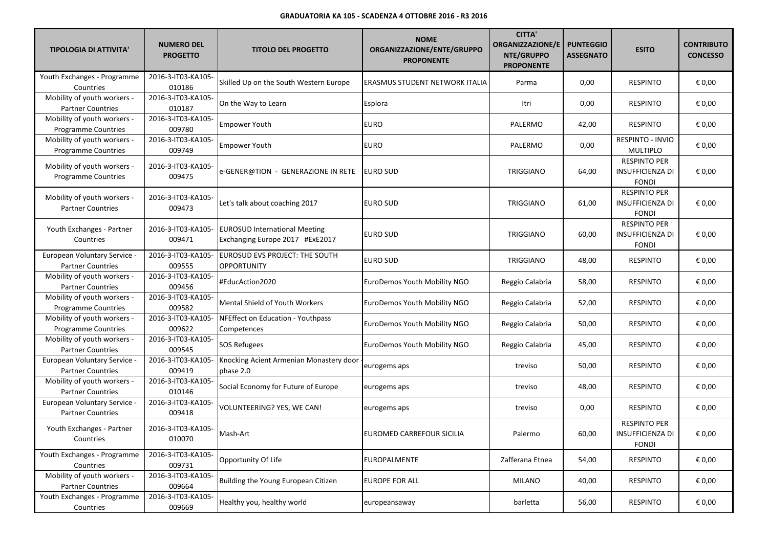**GRADUATORIA KA 105 - SCADENZA 4 OTTOBRE 2016 - R3 2016**

| TIPOLOGIA DI ATTIVITA' | NUMERO DEL PROGETTO | TITOLO DEL PROGETTO | NOME ORGANIZZAZIONE/ENTE/GRUPPO PROPONENTE | CITTA' ORGANIZZAZIONE/ENTE/GRUPPO PROPONENTE | PUNTEGGIO ASSEGNATO | ESITO | CONTRIBUTO CONCESSO |
|---|---|---|---|---|---|---|---|
| Youth Exchanges - Programme Countries | 2016-3-IT03-KA105-010186 | Skilled Up on the South Western Europe | ERASMUS STUDENT NETWORK ITALIA | Parma | 0,00 | RESPINTO | € 0,00 |
| Mobility of youth workers - Partner Countries | 2016-3-IT03-KA105-010187 | On the Way to Learn | Esplora | Itri | 0,00 | RESPINTO | € 0,00 |
| Mobility of youth workers - Programme Countries | 2016-3-IT03-KA105-009780 | Empower Youth | EURO | PALERMO | 42,00 | RESPINTO | € 0,00 |
| Mobility of youth workers - Programme Countries | 2016-3-IT03-KA105-009749 | Empower Youth | EURO | PALERMO | 0,00 | RESPINTO - INVIO MULTIPLO | € 0,00 |
| Mobility of youth workers - Programme Countries | 2016-3-IT03-KA105-009475 | e-GENER@TION - GENERAZIONE IN RETE | EURO SUD | TRIGGIANO | 64,00 | RESPINTO PER INSUFFICIENZA DI FONDI | € 0,00 |
| Mobility of youth workers - Partner Countries | 2016-3-IT03-KA105-009473 | Let's talk about coaching 2017 | EURO SUD | TRIGGIANO | 61,00 | RESPINTO PER INSUFFICIENZA DI FONDI | € 0,00 |
| Youth Exchanges - Partner Countries | 2016-3-IT03-KA105-009471 | EUROSUD International Meeting Exchanging Europe 2017 #ExE2017 | EURO SUD | TRIGGIANO | 60,00 | RESPINTO PER INSUFFICIENZA DI FONDI | € 0,00 |
| European Voluntary Service - Partner Countries | 2016-3-IT03-KA105-009555 | EUROSUD EVS PROJECT: THE SOUTH OPPORTUNITY | EURO SUD | TRIGGIANO | 48,00 | RESPINTO | € 0,00 |
| Mobility of youth workers - Partner Countries | 2016-3-IT03-KA105-009456 | #EducAction2020 | EuroDemos Youth Mobility NGO | Reggio Calabria | 58,00 | RESPINTO | € 0,00 |
| Mobility of youth workers - Programme Countries | 2016-3-IT03-KA105-009582 | Mental Shield of Youth Workers | EuroDemos Youth Mobility NGO | Reggio Calabria | 52,00 | RESPINTO | € 0,00 |
| Mobility of youth workers - Programme Countries | 2016-3-IT03-KA105-009622 | NFEffect on Education - Youthpass Competences | EuroDemos Youth Mobility NGO | Reggio Calabria | 50,00 | RESPINTO | € 0,00 |
| Mobility of youth workers - Partner Countries | 2016-3-IT03-KA105-009545 | SOS Refugees | EuroDemos Youth Mobility NGO | Reggio Calabria | 45,00 | RESPINTO | € 0,00 |
| European Voluntary Service - Partner Countries | 2016-3-IT03-KA105-009419 | Knocking Acient Armenian Monastery door - phase 2.0 | eurogems aps | treviso | 50,00 | RESPINTO | € 0,00 |
| Mobility of youth workers - Partner Countries | 2016-3-IT03-KA105-010146 | Social Economy for Future of Europe | eurogems aps | treviso | 48,00 | RESPINTO | € 0,00 |
| European Voluntary Service - Partner Countries | 2016-3-IT03-KA105-009418 | VOLUNTEERING? YES, WE CAN! | eurogems aps | treviso | 0,00 | RESPINTO | € 0,00 |
| Youth Exchanges - Partner Countries | 2016-3-IT03-KA105-010070 | Mash-Art | EUROMED CARREFOUR SICILIA | Palermo | 60,00 | RESPINTO PER INSUFFICIENZA DI FONDI | € 0,00 |
| Youth Exchanges - Programme Countries | 2016-3-IT03-KA105-009731 | Opportunity Of Life | EUROPALMENTE | Zafferana Etnea | 54,00 | RESPINTO | € 0,00 |
| Mobility of youth workers - Partner Countries | 2016-3-IT03-KA105-009664 | Building the Young European Citizen | EUROPE FOR ALL | MILANO | 40,00 | RESPINTO | € 0,00 |
| Youth Exchanges - Programme Countries | 2016-3-IT03-KA105-009669 | Healthy you, healthy world | europeansaway | barletta | 56,00 | RESPINTO | € 0,00 |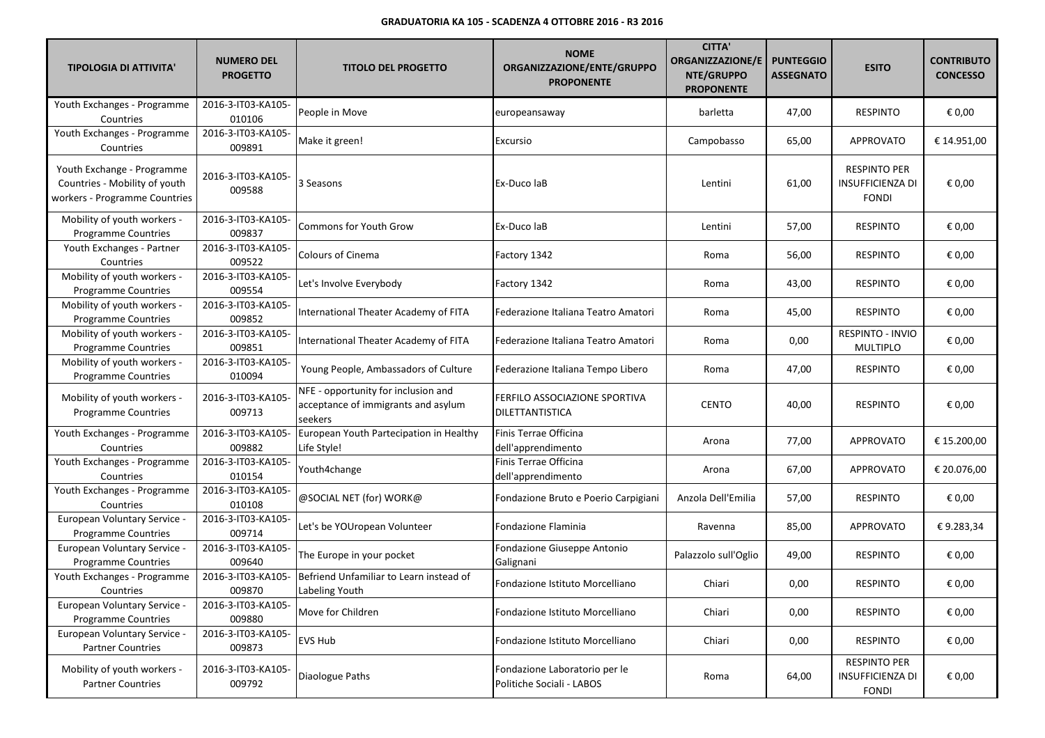**GRADUATORIA KA 105 - SCADENZA 4 OTTOBRE 2016 - R3 2016**

| TIPOLOGIA DI ATTIVITA' | NUMERO DEL PROGETTO | TITOLO DEL PROGETTO | NOME ORGANIZZAZIONE/ENTE/GRUPPO PROPONENTE | CITTA' ORGANIZZAZIONE/ENTE/GRUPPO PROPONENTE | PUNTEGGIO ASSEGNATO | ESITO | CONTRIBUTO CONCESSO |
|---|---|---|---|---|---|---|---|
| Youth Exchanges - Programme Countries | 2016-3-IT03-KA105-010106 | People in Move | europeansaway | barletta | 47,00 | RESPINTO | € 0,00 |
| Youth Exchanges - Programme Countries | 2016-3-IT03-KA105-009891 | Make it green! | Excursio | Campobasso | 65,00 | APPROVATO | € 14.951,00 |
| Youth Exchange - Programme Countries - Mobility of youth workers - Programme Countries | 2016-3-IT03-KA105-009588 | 3 Seasons | Ex-Duco laB | Lentini | 61,00 | RESPINTO PER INSUFFICIENZA DI FONDI | € 0,00 |
| Mobility of youth workers - Programme Countries | 2016-3-IT03-KA105-009837 | Commons for Youth Grow | Ex-Duco laB | Lentini | 57,00 | RESPINTO | € 0,00 |
| Youth Exchanges - Partner Countries | 2016-3-IT03-KA105-009522 | Colours of Cinema | Factory 1342 | Roma | 56,00 | RESPINTO | € 0,00 |
| Mobility of youth workers - Programme Countries | 2016-3-IT03-KA105-009554 | Let's Involve Everybody | Factory 1342 | Roma | 43,00 | RESPINTO | € 0,00 |
| Mobility of youth workers - Programme Countries | 2016-3-IT03-KA105-009852 | International Theater Academy of FITA | Federazione Italiana Teatro Amatori | Roma | 45,00 | RESPINTO | € 0,00 |
| Mobility of youth workers - Programme Countries | 2016-3-IT03-KA105-009851 | International Theater Academy of FITA | Federazione Italiana Teatro Amatori | Roma | 0,00 | RESPINTO - INVIO MULTIPLO | € 0,00 |
| Mobility of youth workers - Programme Countries | 2016-3-IT03-KA105-010094 | Young People, Ambassadors of Culture | Federazione Italiana Tempo Libero | Roma | 47,00 | RESPINTO | € 0,00 |
| Mobility of youth workers - Programme Countries | 2016-3-IT03-KA105-009713 | NFE - opportunity for inclusion and acceptance of immigrants and asylum seekers | FERFILO ASSOCIAZIONE SPORTIVA DILETTANTISTICA | CENTO | 40,00 | RESPINTO | € 0,00 |
| Youth Exchanges - Programme Countries | 2016-3-IT03-KA105-009882 | European Youth Partecipation in Healthy Life Style! | Finis Terrae Officina dell'apprendimento | Arona | 77,00 | APPROVATO | € 15.200,00 |
| Youth Exchanges - Programme Countries | 2016-3-IT03-KA105-010154 | Youth4change | Finis Terrae Officina dell'apprendimento | Arona | 67,00 | APPROVATO | € 20.076,00 |
| Youth Exchanges - Programme Countries | 2016-3-IT03-KA105-010108 | @SOCIAL NET (for) WORK@ | Fondazione Bruto e Poerio Carpigiani | Anzola Dell'Emilia | 57,00 | RESPINTO | € 0,00 |
| European Voluntary Service - Programme Countries | 2016-3-IT03-KA105-009714 | Let's be YOUropean Volunteer | Fondazione Flaminia | Ravenna | 85,00 | APPROVATO | € 9.283,34 |
| European Voluntary Service - Programme Countries | 2016-3-IT03-KA105-009640 | The Europe in your pocket | Fondazione Giuseppe Antonio Galignani | Palazzolo sull'Oglio | 49,00 | RESPINTO | € 0,00 |
| Youth Exchanges - Programme Countries | 2016-3-IT03-KA105-009870 | Befriend Unfamiliar to Learn instead of Labeling Youth | Fondazione Istituto Morcelliano | Chiari | 0,00 | RESPINTO | € 0,00 |
| European Voluntary Service - Programme Countries | 2016-3-IT03-KA105-009880 | Move for Children | Fondazione Istituto Morcelliano | Chiari | 0,00 | RESPINTO | € 0,00 |
| European Voluntary Service - Partner Countries | 2016-3-IT03-KA105-009873 | EVS Hub | Fondazione Istituto Morcelliano | Chiari | 0,00 | RESPINTO | € 0,00 |
| Mobility of youth workers - Partner Countries | 2016-3-IT03-KA105-009792 | Diaologue Paths | Fondazione Laboratorio per le Politiche Sociali - LABOS | Roma | 64,00 | RESPINTO PER INSUFFICIENZA DI FONDI | € 0,00 |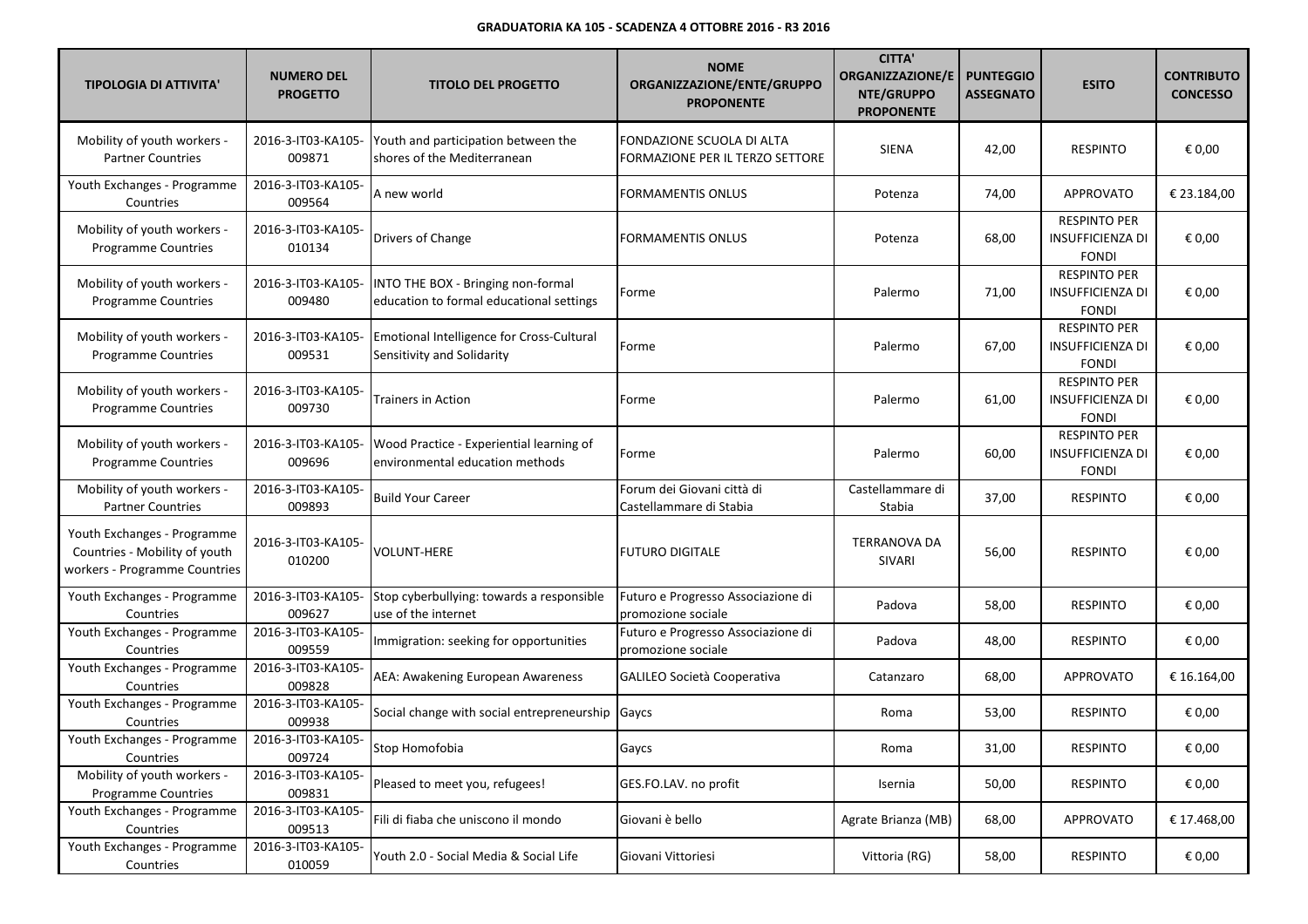**GRADUATORIA KA 105 - SCADENZA 4 OTTOBRE 2016 - R3 2016**

| TIPOLOGIA DI ATTIVITA' | NUMERO DEL PROGETTO | TITOLO DEL PROGETTO | NOME ORGANIZZAZIONE/ENTE/GRUPPO PROPONENTE | CITTA' ORGANIZZAZIONE/ENTE/GRUPPO PROPONENTE | PUNTEGGIO ASSEGNATO | ESITO | CONTRIBUTO CONCESSO |
|---|---|---|---|---|---|---|---|
| Mobility of youth workers - Partner Countries | 2016-3-IT03-KA105-009871 | Youth and participation between the shores of the Mediterranean | FONDAZIONE SCUOLA DI ALTA FORMAZIONE PER IL TERZO SETTORE | SIENA | 42,00 | RESPINTO | € 0,00 |
| Youth Exchanges - Programme Countries | 2016-3-IT03-KA105-009564 | A new world | FORMAMENTIS ONLUS | Potenza | 74,00 | APPROVATO | € 23.184,00 |
| Mobility of youth workers - Programme Countries | 2016-3-IT03-KA105-010134 | Drivers of Change | FORMAMENTIS ONLUS | Potenza | 68,00 | RESPINTO PER INSUFFICIENZA DI FONDI | € 0,00 |
| Mobility of youth workers - Programme Countries | 2016-3-IT03-KA105-009480 | INTO THE BOX - Bringing non-formal education to formal educational settings | Forme | Palermo | 71,00 | RESPINTO PER INSUFFICIENZA DI FONDI | € 0,00 |
| Mobility of youth workers - Programme Countries | 2016-3-IT03-KA105-009531 | Emotional Intelligence for Cross-Cultural Sensitivity and Solidarity | Forme | Palermo | 67,00 | RESPINTO PER INSUFFICIENZA DI FONDI | € 0,00 |
| Mobility of youth workers - Programme Countries | 2016-3-IT03-KA105-009730 | Trainers in Action | Forme | Palermo | 61,00 | RESPINTO PER INSUFFICIENZA DI FONDI | € 0,00 |
| Mobility of youth workers - Programme Countries | 2016-3-IT03-KA105-009696 | Wood Practice - Experiential learning of environmental education methods | Forme | Palermo | 60,00 | RESPINTO PER INSUFFICIENZA DI FONDI | € 0,00 |
| Mobility of youth workers - Partner Countries | 2016-3-IT03-KA105-009893 | Build Your Career | Forum dei Giovani città di Castellammare di Stabia | Castellammare di Stabia | 37,00 | RESPINTO | € 0,00 |
| Youth Exchanges - Programme Countries - Mobility of youth workers - Programme Countries | 2016-3-IT03-KA105-010200 | VOLUNT-HERE | FUTURO DIGITALE | TERRANOVA DA SIVARI | 56,00 | RESPINTO | € 0,00 |
| Youth Exchanges - Programme Countries | 2016-3-IT03-KA105-009627 | Stop cyberbullying: towards a responsible use of the internet | Futuro e Progresso Associazione di promozione sociale | Padova | 58,00 | RESPINTO | € 0,00 |
| Youth Exchanges - Programme Countries | 2016-3-IT03-KA105-009559 | Immigration: seeking for opportunities | Futuro e Progresso Associazione di promozione sociale | Padova | 48,00 | RESPINTO | € 0,00 |
| Youth Exchanges - Programme Countries | 2016-3-IT03-KA105-009828 | AEA: Awakening European Awareness | GALILEO Società Cooperativa | Catanzaro | 68,00 | APPROVATO | € 16.164,00 |
| Youth Exchanges - Programme Countries | 2016-3-IT03-KA105-009938 | Social change with social entrepreneurship | Gaycs | Roma | 53,00 | RESPINTO | € 0,00 |
| Youth Exchanges - Programme Countries | 2016-3-IT03-KA105-009724 | Stop Homofobia | Gaycs | Roma | 31,00 | RESPINTO | € 0,00 |
| Mobility of youth workers - Programme Countries | 2016-3-IT03-KA105-009831 | Pleased to meet you, refugees! | GES.FO.LAV. no profit | Isernia | 50,00 | RESPINTO | € 0,00 |
| Youth Exchanges - Programme Countries | 2016-3-IT03-KA105-009513 | Fili di fiaba che uniscono il mondo | Giovani è bello | Agrate Brianza (MB) | 68,00 | APPROVATO | € 17.468,00 |
| Youth Exchanges - Programme Countries | 2016-3-IT03-KA105-010059 | Youth 2.0 - Social Media & Social Life | Giovani Vittoriesi | Vittoria (RG) | 58,00 | RESPINTO | € 0,00 |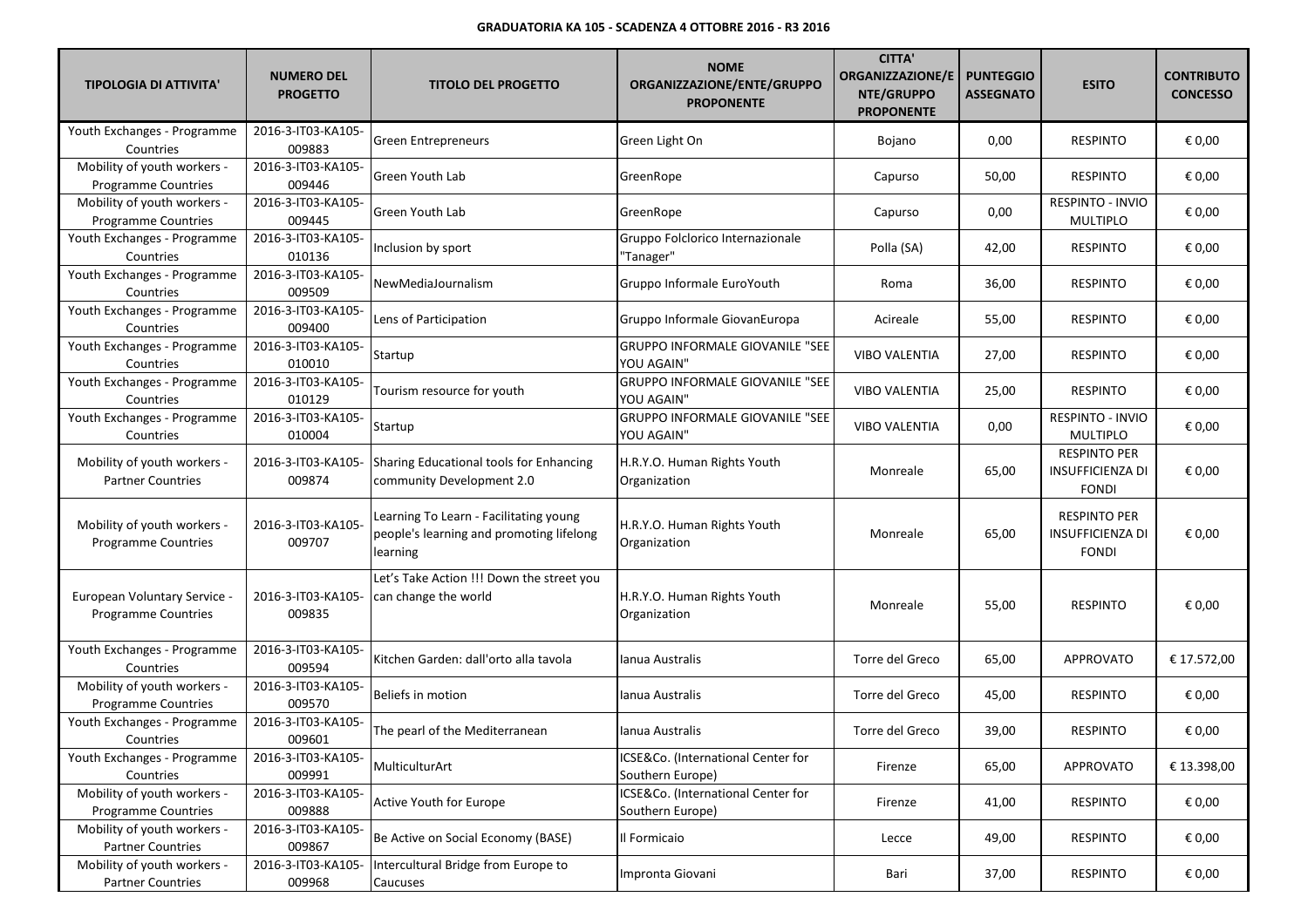**GRADUATORIA KA 105 - SCADENZA 4 OTTOBRE 2016 - R3 2016**

| TIPOLOGIA DI ATTIVITA' | NUMERO DEL PROGETTO | TITOLO DEL PROGETTO | NOME ORGANIZZAZIONE/ENTE/GRUPPO PROPONENTE | CITTA' ORGANIZZAZIONE/ENTE/GRUPPO PROPONENTE | PUNTEGGIO ASSEGNATO | ESITO | CONTRIBUTO CONCESSO |
|---|---|---|---|---|---|---|---|
| Youth Exchanges - Programme Countries | 2016-3-IT03-KA105-009883 | Green Entrepreneurs | Green Light On | Bojano | 0,00 | RESPINTO | € 0,00 |
| Mobility of youth workers - Programme Countries | 2016-3-IT03-KA105-009446 | Green Youth Lab | GreenRope | Capurso | 50,00 | RESPINTO | € 0,00 |
| Mobility of youth workers - Programme Countries | 2016-3-IT03-KA105-009445 | Green Youth Lab | GreenRope | Capurso | 0,00 | RESPINTO - INVIO MULTIPLO | € 0,00 |
| Youth Exchanges - Programme Countries | 2016-3-IT03-KA105-010136 | Inclusion by sport | Gruppo Folclorico Internazionale "Tanager" | Polla (SA) | 42,00 | RESPINTO | € 0,00 |
| Youth Exchanges - Programme Countries | 2016-3-IT03-KA105-009509 | NewMediaJournalism | Gruppo Informale EuroYouth | Roma | 36,00 | RESPINTO | € 0,00 |
| Youth Exchanges - Programme Countries | 2016-3-IT03-KA105-009400 | Lens of Participation | Gruppo Informale GiovanEuropa | Acireale | 55,00 | RESPINTO | € 0,00 |
| Youth Exchanges - Programme Countries | 2016-3-IT03-KA105-010010 | Startup | GRUPPO INFORMALE GIOVANILE "SEE YOU AGAIN" | VIBO VALENTIA | 27,00 | RESPINTO | € 0,00 |
| Youth Exchanges - Programme Countries | 2016-3-IT03-KA105-010129 | Tourism resource for youth | GRUPPO INFORMALE GIOVANILE "SEE YOU AGAIN" | VIBO VALENTIA | 25,00 | RESPINTO | € 0,00 |
| Youth Exchanges - Programme Countries | 2016-3-IT03-KA105-010004 | Startup | GRUPPO INFORMALE GIOVANILE "SEE YOU AGAIN" | VIBO VALENTIA | 0,00 | RESPINTO - INVIO MULTIPLO | € 0,00 |
| Mobility of youth workers - Partner Countries | 2016-3-IT03-KA105-009874 | Sharing Educational tools for Enhancing community Development 2.0 | H.R.Y.O. Human Rights Youth Organization | Monreale | 65,00 | RESPINTO PER INSUFFICIENZA DI FONDI | € 0,00 |
| Mobility of youth workers - Programme Countries | 2016-3-IT03-KA105-009707 | Learning To Learn - Facilitating young people's learning and promoting lifelong learning | H.R.Y.O. Human Rights Youth Organization | Monreale | 65,00 | RESPINTO PER INSUFFICIENZA DI FONDI | € 0,00 |
| European Voluntary Service - Programme Countries | 2016-3-IT03-KA105-009835 | Let's Take Action !!! Down the street you can change the world | H.R.Y.O. Human Rights Youth Organization | Monreale | 55,00 | RESPINTO | € 0,00 |
| Youth Exchanges - Programme Countries | 2016-3-IT03-KA105-009594 | Kitchen Garden: dall'orto alla tavola | Ianua Australis | Torre del Greco | 65,00 | APPROVATO | € 17.572,00 |
| Mobility of youth workers - Programme Countries | 2016-3-IT03-KA105-009570 | Beliefs in motion | Ianua Australis | Torre del Greco | 45,00 | RESPINTO | € 0,00 |
| Youth Exchanges - Programme Countries | 2016-3-IT03-KA105-009601 | The pearl of the Mediterranean | Ianua Australis | Torre del Greco | 39,00 | RESPINTO | € 0,00 |
| Youth Exchanges - Programme Countries | 2016-3-IT03-KA105-009991 | MulticulturArt | ICSE&Co. (International Center for Southern Europe) | Firenze | 65,00 | APPROVATO | € 13.398,00 |
| Mobility of youth workers - Programme Countries | 2016-3-IT03-KA105-009888 | Active Youth for Europe | ICSE&Co. (International Center for Southern Europe) | Firenze | 41,00 | RESPINTO | € 0,00 |
| Mobility of youth workers - Partner Countries | 2016-3-IT03-KA105-009867 | Be Active on Social Economy (BASE) | Il Formicaio | Lecce | 49,00 | RESPINTO | € 0,00 |
| Mobility of youth workers - Partner Countries | 2016-3-IT03-KA105-009968 | Intercultural Bridge from Europe to Caucuses | Impronta Giovani | Bari | 37,00 | RESPINTO | € 0,00 |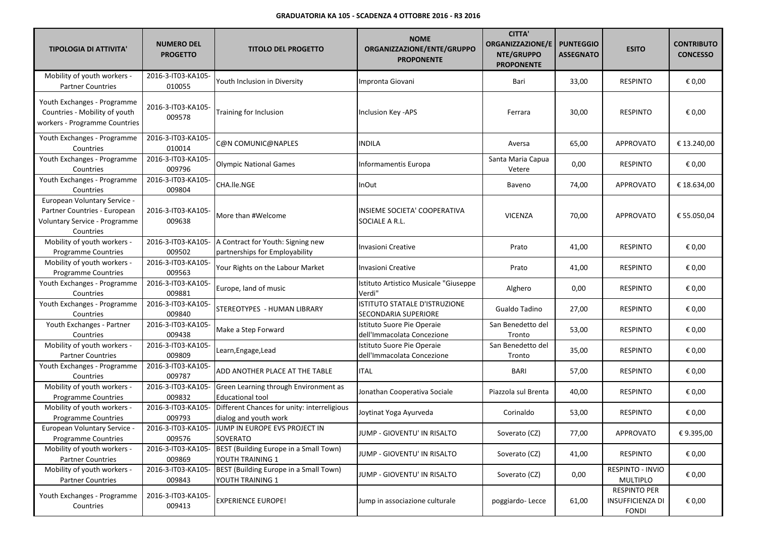**GRADUATORIA KA 105 - SCADENZA 4 OTTOBRE 2016 - R3 2016**

| TIPOLOGIA DI ATTIVITA' | NUMERO DEL PROGETTO | TITOLO DEL PROGETTO | NOME ORGANIZZAZIONE/ENTE/GRUPPO PROPONENTE | CITTA' ORGANIZZAZIONE/ENTE/GRUPPO PROPONENTE | PUNTEGGIO ASSEGNATO | ESITO | CONTRIBUTO CONCESSO |
|---|---|---|---|---|---|---|---|
| Mobility of youth workers - Partner Countries | 2016-3-IT03-KA105-010055 | Youth Inclusion in Diversity | Impronta Giovani | Bari | 33,00 | RESPINTO | € 0,00 |
| Youth Exchanges - Programme Countries - Mobility of youth workers - Programme Countries | 2016-3-IT03-KA105-009578 | Training for Inclusion | Inclusion Key -APS | Ferrara | 30,00 | RESPINTO | € 0,00 |
| Youth Exchanges - Programme Countries | 2016-3-IT03-KA105-010014 | C@N COMUNIC@NAPLES | INDILA | Aversa | 65,00 | APPROVATO | € 13.240,00 |
| Youth Exchanges - Programme Countries | 2016-3-IT03-KA105-009796 | Olympic National Games | Informamentis Europa | Santa Maria Capua Vetere | 0,00 | RESPINTO | € 0,00 |
| Youth Exchanges - Programme Countries | 2016-3-IT03-KA105-009804 | CHA.lle.NGE | InOut | Baveno | 74,00 | APPROVATO | € 18.634,00 |
| European Voluntary Service - Partner Countries - European Voluntary Service - Programme Countries | 2016-3-IT03-KA105-009638 | More than #Welcome | INSIEME SOCIETA' COOPERATIVA SOCIALE A R.L. | VICENZA | 70,00 | APPROVATO | € 55.050,04 |
| Mobility of youth workers - Programme Countries | 2016-3-IT03-KA105-009502 | A Contract for Youth: Signing new partnerships for Employability | Invasioni Creative | Prato | 41,00 | RESPINTO | € 0,00 |
| Mobility of youth workers - Programme Countries | 2016-3-IT03-KA105-009563 | Your Rights on the Labour Market | Invasioni Creative | Prato | 41,00 | RESPINTO | € 0,00 |
| Youth Exchanges - Programme Countries | 2016-3-IT03-KA105-009881 | Europe, land of music | Istituto Artistico Musicale "Giuseppe Verdi" | Alghero | 0,00 | RESPINTO | € 0,00 |
| Youth Exchanges - Programme Countries | 2016-3-IT03-KA105-009840 | STEREOTYPES - HUMAN LIBRARY | ISTITUTO STATALE D'ISTRUZIONE SECONDARIA SUPERIORE | Gualdo Tadino | 27,00 | RESPINTO | € 0,00 |
| Youth Exchanges - Partner Countries | 2016-3-IT03-KA105-009438 | Make a Step Forward | Istituto Suore Pie Operaie dell'Immacolata Concezione | San Benedetto del Tronto | 53,00 | RESPINTO | € 0,00 |
| Mobility of youth workers - Partner Countries | 2016-3-IT03-KA105-009809 | Learn,Engage,Lead | Istituto Suore Pie Operaie dell'Immacolata Concezione | San Benedetto del Tronto | 35,00 | RESPINTO | € 0,00 |
| Youth Exchanges - Programme Countries | 2016-3-IT03-KA105-009787 | ADD ANOTHER PLACE AT THE TABLE | ITAL | BARI | 57,00 | RESPINTO | € 0,00 |
| Mobility of youth workers - Programme Countries | 2016-3-IT03-KA105-009832 | Green Learning through Environment as Educational tool | Jonathan Cooperativa Sociale | Piazzola sul Brenta | 40,00 | RESPINTO | € 0,00 |
| Mobility of youth workers - Programme Countries | 2016-3-IT03-KA105-009793 | Different Chances for unity: interreligious dialog and youth work | Joytinat Yoga Ayurveda | Corinaldo | 53,00 | RESPINTO | € 0,00 |
| European Voluntary Service - Programme Countries | 2016-3-IT03-KA105-009576 | JUMP IN EUROPE EVS PROJECT IN SOVERATO | JUMP - GIOVENTU' IN RISALTO | Soverato (CZ) | 77,00 | APPROVATO | € 9.395,00 |
| Mobility of youth workers - Partner Countries | 2016-3-IT03-KA105-009869 | BEST (Building Europe in a Small Town) YOUTH TRAINING 1 | JUMP - GIOVENTU' IN RISALTO | Soverato (CZ) | 41,00 | RESPINTO | € 0,00 |
| Mobility of youth workers - Partner Countries | 2016-3-IT03-KA105-009843 | BEST (Building Europe in a Small Town) YOUTH TRAINING 1 | JUMP - GIOVENTU' IN RISALTO | Soverato (CZ) | 0,00 | RESPINTO - INVIO MULTIPLO | € 0,00 |
| Youth Exchanges - Programme Countries | 2016-3-IT03-KA105-009413 | EXPERIENCE EUROPE! | Jump in associazione culturale | poggiardo- Lecce | 61,00 | RESPINTO PER INSUFFICIENZA DI FONDI | € 0,00 |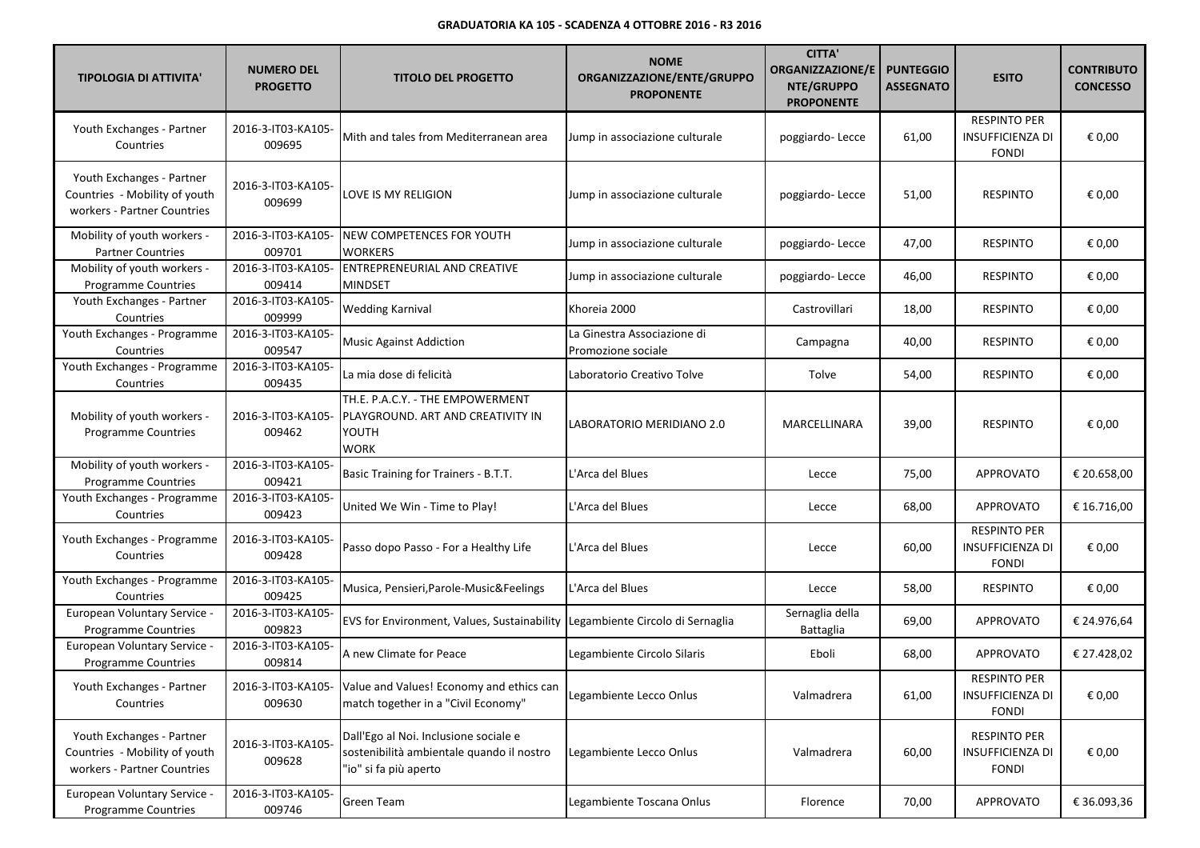**GRADUATORIA KA 105 - SCADENZA 4 OTTOBRE 2016 - R3 2016**

| TIPOLOGIA DI ATTIVITA' | NUMERO DEL PROGETTO | TITOLO DEL PROGETTO | NOME ORGANIZZAZIONE/ENTE/GRUPPO PROPONENTE | CITTA' ORGANIZZAZIONE/ENTE/GRUPPO PROPONENTE | PUNTEGGIO ASSEGNATO | ESITO | CONTRIBUTO CONCESSO |
|---|---|---|---|---|---|---|---|
| Youth Exchanges - Partner Countries | 2016-3-IT03-KA105-009695 | Mith and tales from Mediterranean area | Jump in associazione culturale | poggiardo- Lecce | 61,00 | RESPINTO PER INSUFFICIENZA DI FONDI | € 0,00 |
| Youth Exchanges - Partner Countries - Mobility of youth workers - Partner Countries | 2016-3-IT03-KA105-009699 | LOVE IS MY RELIGION | Jump in associazione culturale | poggiardo- Lecce | 51,00 | RESPINTO | € 0,00 |
| Mobility of youth workers - Partner Countries | 2016-3-IT03-KA105-009701 | NEW COMPETENCES FOR YOUTH WORKERS | Jump in associazione culturale | poggiardo- Lecce | 47,00 | RESPINTO | € 0,00 |
| Mobility of youth workers - Programme Countries | 2016-3-IT03-KA105-009414 | ENTREPRENEURIAL AND CREATIVE MINDSET | Jump in associazione culturale | poggiardo- Lecce | 46,00 | RESPINTO | € 0,00 |
| Youth Exchanges - Partner Countries | 2016-3-IT03-KA105-009999 | Wedding Karnival | Khoreia 2000 | Castrovillari | 18,00 | RESPINTO | € 0,00 |
| Youth Exchanges - Programme Countries | 2016-3-IT03-KA105-009547 | Music Against Addiction | La Ginestra Associazione di Promozione sociale | Campagna | 40,00 | RESPINTO | € 0,00 |
| Youth Exchanges - Programme Countries | 2016-3-IT03-KA105-009435 | La mia dose di felicità | Laboratorio Creativo Tolve | Tolve | 54,00 | RESPINTO | € 0,00 |
| Mobility of youth workers - Programme Countries | 2016-3-IT03-KA105-009462 | TH.E. P.A.C.Y. - THE EMPOWERMENT PLAYGROUND. ART AND CREATIVITY IN YOUTH WORK | LABORATORIO MERIDIANO 2.0 | MARCELLINARA | 39,00 | RESPINTO | € 0,00 |
| Mobility of youth workers - Programme Countries | 2016-3-IT03-KA105-009421 | Basic Training for Trainers - B.T.T. | L'Arca del Blues | Lecce | 75,00 | APPROVATO | € 20.658,00 |
| Youth Exchanges - Programme Countries | 2016-3-IT03-KA105-009423 | United We Win - Time to Play! | L'Arca del Blues | Lecce | 68,00 | APPROVATO | € 16.716,00 |
| Youth Exchanges - Programme Countries | 2016-3-IT03-KA105-009428 | Passo dopo Passo - For a Healthy Life | L'Arca del Blues | Lecce | 60,00 | RESPINTO PER INSUFFICIENZA DI FONDI | € 0,00 |
| Youth Exchanges - Programme Countries | 2016-3-IT03-KA105-009425 | Musica, Pensieri,Parole-Music&Feelings | L'Arca del Blues | Lecce | 58,00 | RESPINTO | € 0,00 |
| European Voluntary Service - Programme Countries | 2016-3-IT03-KA105-009823 | EVS for Environment, Values, Sustainability | Legambiente Circolo di Sernaglia | Sernaglia della Battaglia | 69,00 | APPROVATO | € 24.976,64 |
| European Voluntary Service - Programme Countries | 2016-3-IT03-KA105-009814 | A new Climate for Peace | Legambiente Circolo Silaris | Eboli | 68,00 | APPROVATO | € 27.428,02 |
| Youth Exchanges - Partner Countries | 2016-3-IT03-KA105-009630 | Value and Values! Economy and ethics can match together in a "Civil Economy" | Legambiente Lecco Onlus | Valmadrera | 61,00 | RESPINTO PER INSUFFICIENZA DI FONDI | € 0,00 |
| Youth Exchanges - Partner Countries - Mobility of youth workers - Partner Countries | 2016-3-IT03-KA105-009628 | Dall'Ego al Noi. Inclusione sociale e sostenibilità ambientale quando il nostro "io" si fa più aperto | Legambiente Lecco Onlus | Valmadrera | 60,00 | RESPINTO PER INSUFFICIENZA DI FONDI | € 0,00 |
| European Voluntary Service - Programme Countries | 2016-3-IT03-KA105-009746 | Green Team | Legambiente Toscana Onlus | Florence | 70,00 | APPROVATO | € 36.093,36 |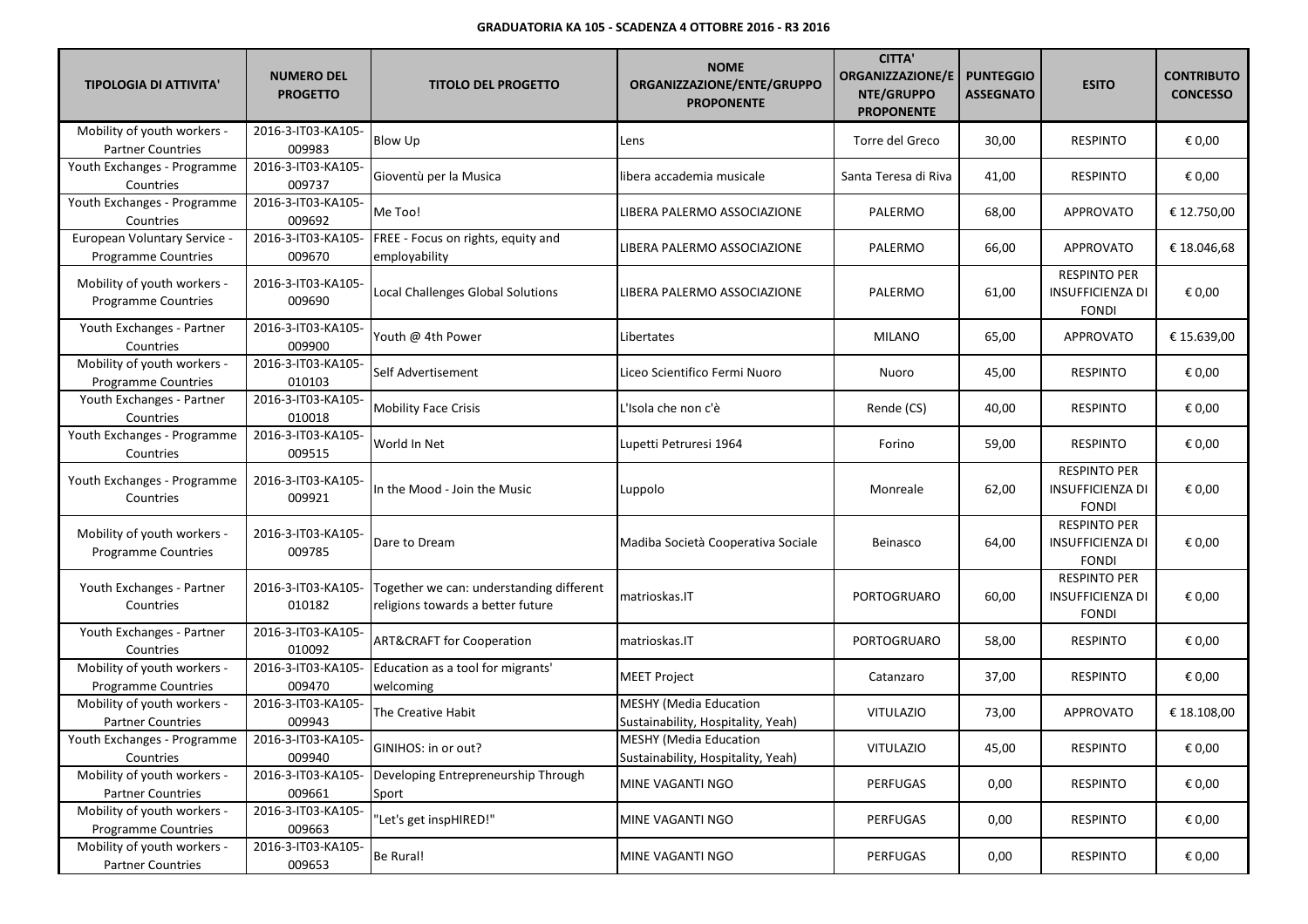**GRADUATORIA KA 105 - SCADENZA 4 OTTOBRE 2016 - R3 2016**

| TIPOLOGIA DI ATTIVITA' | NUMERO DEL PROGETTO | TITOLO DEL PROGETTO | NOME ORGANIZZAZIONE/ENTE/GRUPPO PROPONENTE | CITTA' ORGANIZZAZIONE/ENTE/GRUPPO PROPONENTE | PUNTEGGIO ASSEGNATO | ESITO | CONTRIBUTO CONCESSO |
|---|---|---|---|---|---|---|---|
| Mobility of youth workers - Partner Countries | 2016-3-IT03-KA105-009983 | Blow Up | Lens | Torre del Greco | 30,00 | RESPINTO | € 0,00 |
| Youth Exchanges - Programme Countries | 2016-3-IT03-KA105-009737 | Gioventù per la Musica | libera accademia musicale | Santa Teresa di Riva | 41,00 | RESPINTO | € 0,00 |
| Youth Exchanges - Programme Countries | 2016-3-IT03-KA105-009692 | Me Too! | LIBERA PALERMO ASSOCIAZIONE | PALERMO | 68,00 | APPROVATO | € 12.750,00 |
| European Voluntary Service - Programme Countries | 2016-3-IT03-KA105-009670 | FREE - Focus on rights, equity and employability | LIBERA PALERMO ASSOCIAZIONE | PALERMO | 66,00 | APPROVATO | € 18.046,68 |
| Mobility of youth workers - Programme Countries | 2016-3-IT03-KA105-009690 | Local Challenges Global Solutions | LIBERA PALERMO ASSOCIAZIONE | PALERMO | 61,00 | RESPINTO PER INSUFFICIENZA DI FONDI | € 0,00 |
| Youth Exchanges - Partner Countries | 2016-3-IT03-KA105-009900 | Youth @ 4th Power | Libertates | MILANO | 65,00 | APPROVATO | € 15.639,00 |
| Mobility of youth workers - Programme Countries | 2016-3-IT03-KA105-010103 | Self Advertisement | Liceo Scientifico Fermi Nuoro | Nuoro | 45,00 | RESPINTO | € 0,00 |
| Youth Exchanges - Partner Countries | 2016-3-IT03-KA105-010018 | Mobility Face Crisis | L'Isola che non c'è | Rende (CS) | 40,00 | RESPINTO | € 0,00 |
| Youth Exchanges - Programme Countries | 2016-3-IT03-KA105-009515 | World In Net | Lupetti Petruresi 1964 | Forino | 59,00 | RESPINTO | € 0,00 |
| Youth Exchanges - Programme Countries | 2016-3-IT03-KA105-009921 | In the Mood - Join the Music | Luppolo | Monreale | 62,00 | RESPINTO PER INSUFFICIENZA DI FONDI | € 0,00 |
| Mobility of youth workers - Programme Countries | 2016-3-IT03-KA105-009785 | Dare to Dream | Madiba Società Cooperativa Sociale | Beinasco | 64,00 | RESPINTO PER INSUFFICIENZA DI FONDI | € 0,00 |
| Youth Exchanges - Partner Countries | 2016-3-IT03-KA105-010182 | Together we can: understanding different religions towards a better future | matrioskas.IT | PORTOGRUARO | 60,00 | RESPINTO PER INSUFFICIENZA DI FONDI | € 0,00 |
| Youth Exchanges - Partner Countries | 2016-3-IT03-KA105-010092 | ART&CRAFT for Cooperation | matrioskas.IT | PORTOGRUARO | 58,00 | RESPINTO | € 0,00 |
| Mobility of youth workers - Programme Countries | 2016-3-IT03-KA105-009470 | Education as a tool for migrants' welcoming | MEET Project | Catanzaro | 37,00 | RESPINTO | € 0,00 |
| Mobility of youth workers - Partner Countries | 2016-3-IT03-KA105-009943 | The Creative Habit | MESHY (Media Education Sustainability, Hospitality, Yeah) | VITULAZIO | 73,00 | APPROVATO | € 18.108,00 |
| Youth Exchanges - Programme Countries | 2016-3-IT03-KA105-009940 | GINIHOS: in or out? | MESHY (Media Education Sustainability, Hospitality, Yeah) | VITULAZIO | 45,00 | RESPINTO | € 0,00 |
| Mobility of youth workers - Partner Countries | 2016-3-IT03-KA105-009661 | Developing Entrepreneurship Through Sport | MINE VAGANTI NGO | PERFUGAS | 0,00 | RESPINTO | € 0,00 |
| Mobility of youth workers - Programme Countries | 2016-3-IT03-KA105-009663 | "Let's get inspHIRED!" | MINE VAGANTI NGO | PERFUGAS | 0,00 | RESPINTO | € 0,00 |
| Mobility of youth workers - Partner Countries | 2016-3-IT03-KA105-009653 | Be Rural! | MINE VAGANTI NGO | PERFUGAS | 0,00 | RESPINTO | € 0,00 |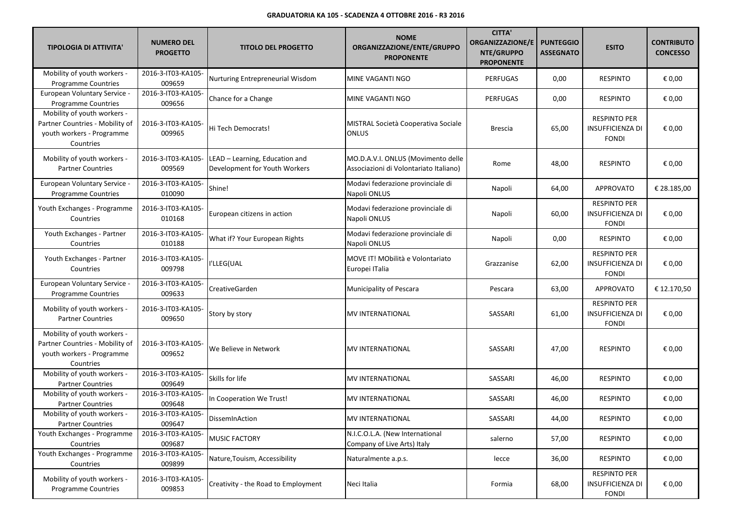**GRADUATORIA KA 105 - SCADENZA 4 OTTOBRE 2016 - R3 2016**

| TIPOLOGIA DI ATTIVITA' | NUMERO DEL PROGETTO | TITOLO DEL PROGETTO | NOME ORGANIZZAZIONE/ENTE/GRUPPO PROPONENTE | CITTA' ORGANIZZAZIONE/ENTE/GRUPPO PROPONENTE | PUNTEGGIO ASSEGNATO | ESITO | CONTRIBUTO CONCESSO |
|---|---|---|---|---|---|---|---|
| Mobility of youth workers - Programme Countries | 2016-3-IT03-KA105-009659 | Nurturing Entrepreneurial Wisdom | MINE VAGANTI NGO | PERFUGAS | 0,00 | RESPINTO | € 0,00 |
| European Voluntary Service - Programme Countries | 2016-3-IT03-KA105-009656 | Chance for a Change | MINE VAGANTI NGO | PERFUGAS | 0,00 | RESPINTO | € 0,00 |
| Mobility of youth workers - Partner Countries - Mobility of youth workers - Programme Countries | 2016-3-IT03-KA105-009965 | Hi Tech Democrats! | MISTRAL Società Cooperativa Sociale ONLUS | Brescia | 65,00 | RESPINTO PER INSUFFICIENZA DI FONDI | € 0,00 |
| Mobility of youth workers - Partner Countries | 2016-3-IT03-KA105-009569 | LEAD – Learning, Education and Development for Youth Workers | MO.D.A.V.I. ONLUS (Movimento delle Associazioni di Volontariato Italiano) | Rome | 48,00 | RESPINTO | € 0,00 |
| European Voluntary Service - Programme Countries | 2016-3-IT03-KA105-010090 | Shine! | Modavi federazione provinciale di Napoli ONLUS | Napoli | 64,00 | APPROVATO | € 28.185,00 |
| Youth Exchanges - Programme Countries | 2016-3-IT03-KA105-010168 | European citizens in action | Modavi federazione provinciale di Napoli ONLUS | Napoli | 60,00 | RESPINTO PER INSUFFICIENZA DI FONDI | € 0,00 |
| Youth Exchanges - Partner Countries | 2016-3-IT03-KA105-010188 | What if? Your European Rights | Modavi federazione provinciale di Napoli ONLUS | Napoli | 0,00 | RESPINTO | € 0,00 |
| Youth Exchanges - Partner Countries | 2016-3-IT03-KA105-009798 | I'LLEG(UAL | MOVE IT! MObilità e Volontariato Europei ITalia | Grazzanise | 62,00 | RESPINTO PER INSUFFICIENZA DI FONDI | € 0,00 |
| European Voluntary Service - Programme Countries | 2016-3-IT03-KA105-009633 | CreativeGarden | Municipality of Pescara | Pescara | 63,00 | APPROVATO | € 12.170,50 |
| Mobility of youth workers - Partner Countries | 2016-3-IT03-KA105-009650 | Story by story | MV INTERNATIONAL | SASSARI | 61,00 | RESPINTO PER INSUFFICIENZA DI FONDI | € 0,00 |
| Mobility of youth workers - Partner Countries - Mobility of youth workers - Programme Countries | 2016-3-IT03-KA105-009652 | We Believe in Network | MV INTERNATIONAL | SASSARI | 47,00 | RESPINTO | € 0,00 |
| Mobility of youth workers - Partner Countries | 2016-3-IT03-KA105-009649 | Skills for life | MV INTERNATIONAL | SASSARI | 46,00 | RESPINTO | € 0,00 |
| Mobility of youth workers - Partner Countries | 2016-3-IT03-KA105-009648 | In Cooperation We Trust! | MV INTERNATIONAL | SASSARI | 46,00 | RESPINTO | € 0,00 |
| Mobility of youth workers - Partner Countries | 2016-3-IT03-KA105-009647 | DissemInAction | MV INTERNATIONAL | SASSARI | 44,00 | RESPINTO | € 0,00 |
| Youth Exchanges - Programme Countries | 2016-3-IT03-KA105-009687 | MUSIC FACTORY | N.I.C.O.L.A. (New International Company of Live Arts) Italy | salerno | 57,00 | RESPINTO | € 0,00 |
| Youth Exchanges - Programme Countries | 2016-3-IT03-KA105-009899 | Nature,Touism, Accessibility | Naturalmente a.p.s. | lecce | 36,00 | RESPINTO | € 0,00 |
| Mobility of youth workers - Programme Countries | 2016-3-IT03-KA105-009853 | Creativity - the Road to Employment | Neci Italia | Formia | 68,00 | RESPINTO PER INSUFFICIENZA DI FONDI | € 0,00 |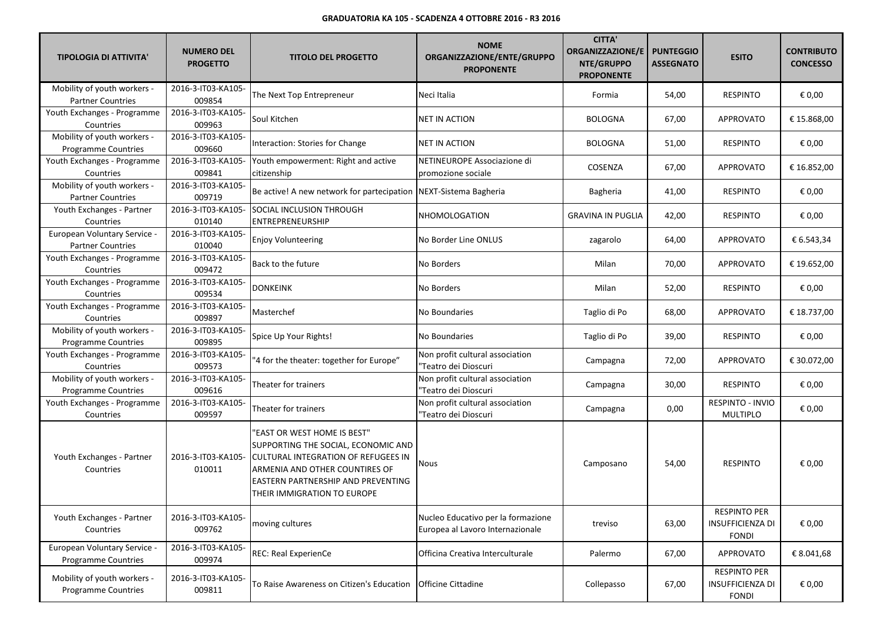**GRADUATORIA KA 105 - SCADENZA 4 OTTOBRE 2016 - R3 2016**

| TIPOLOGIA DI ATTIVITA' | NUMERO DEL PROGETTO | TITOLO DEL PROGETTO | NOME ORGANIZZAZIONE/ENTE/GRUPPO PROPONENTE | CITTA' ORGANIZZAZIONE/ENTE/GRUPPO PROPONENTE | PUNTEGGIO ASSEGNATO | ESITO | CONTRIBUTO CONCESSO |
|---|---|---|---|---|---|---|---|
| Mobility of youth workers - Partner Countries | 2016-3-IT03-KA105-009854 | The Next Top Entrepreneur | Neci Italia | Formia | 54,00 | RESPINTO | € 0,00 |
| Youth Exchanges - Programme Countries | 2016-3-IT03-KA105-009963 | Soul Kitchen | NET IN ACTION | BOLOGNA | 67,00 | APPROVATO | € 15.868,00 |
| Mobility of youth workers - Programme Countries | 2016-3-IT03-KA105-009660 | Interaction: Stories for Change | NET IN ACTION | BOLOGNA | 51,00 | RESPINTO | € 0,00 |
| Youth Exchanges - Programme Countries | 2016-3-IT03-KA105-009841 | Youth empowerment: Right and active citizenship | NETINEUROPE Associazione di promozione sociale | COSENZA | 67,00 | APPROVATO | € 16.852,00 |
| Mobility of youth workers - Partner Countries | 2016-3-IT03-KA105-009719 | Be active! A new network for partecipation | NEXT-Sistema Bagheria | Bagheria | 41,00 | RESPINTO | € 0,00 |
| Youth Exchanges - Partner Countries | 2016-3-IT03-KA105-010140 | SOCIAL INCLUSION THROUGH ENTREPRENEURSHIP | NHOMOLOGATION | GRAVINA IN PUGLIA | 42,00 | RESPINTO | € 0,00 |
| European Voluntary Service - Partner Countries | 2016-3-IT03-KA105-010040 | Enjoy Volunteering | No Border Line ONLUS | zagarolo | 64,00 | APPROVATO | € 6.543,34 |
| Youth Exchanges - Programme Countries | 2016-3-IT03-KA105-009472 | Back to the future | No Borders | Milan | 70,00 | APPROVATO | € 19.652,00 |
| Youth Exchanges - Programme Countries | 2016-3-IT03-KA105-009534 | DONKEINK | No Borders | Milan | 52,00 | RESPINTO | € 0,00 |
| Youth Exchanges - Programme Countries | 2016-3-IT03-KA105-009897 | Masterchef | No Boundaries | Taglio di Po | 68,00 | APPROVATO | € 18.737,00 |
| Mobility of youth workers - Programme Countries | 2016-3-IT03-KA105-009895 | Spice Up Your Rights! | No Boundaries | Taglio di Po | 39,00 | RESPINTO | € 0,00 |
| Youth Exchanges - Programme Countries | 2016-3-IT03-KA105-009573 | "4 for the theater: together for Europe" | Non profit cultural association "Teatro dei Dioscuri | Campagna | 72,00 | APPROVATO | € 30.072,00 |
| Mobility of youth workers - Programme Countries | 2016-3-IT03-KA105-009616 | Theater for trainers | Non profit cultural association "Teatro dei Dioscuri | Campagna | 30,00 | RESPINTO | € 0,00 |
| Youth Exchanges - Programme Countries | 2016-3-IT03-KA105-009597 | Theater for trainers | Non profit cultural association "Teatro dei Dioscuri | Campagna | 0,00 | RESPINTO - INVIO MULTIPLO | € 0,00 |
| Youth Exchanges - Partner Countries | 2016-3-IT03-KA105-010011 | "EAST OR WEST HOME IS BEST" SUPPORTING THE SOCIAL, ECONOMIC AND CULTURAL INTEGRATION OF REFUGEES IN ARMENIA AND OTHER COUNTIRES OF EASTERN PARTNERSHIP AND PREVENTING THEIR IMMIGRATION TO EUROPE | Nous | Camposano | 54,00 | RESPINTO | € 0,00 |
| Youth Exchanges - Partner Countries | 2016-3-IT03-KA105-009762 | moving cultures | Nucleo Educativo per la formazione Europea al Lavoro Internazionale | treviso | 63,00 | RESPINTO PER INSUFFICIENZA DI FONDI | € 0,00 |
| European Voluntary Service - Programme Countries | 2016-3-IT03-KA105-009974 | REC: Real ExperienCe | Officina Creativa Interculturale | Palermo | 67,00 | APPROVATO | € 8.041,68 |
| Mobility of youth workers - Programme Countries | 2016-3-IT03-KA105-009811 | To Raise Awareness on Citizen's Education | Officine Cittadine | Collepasso | 67,00 | RESPINTO PER INSUFFICIENZA DI FONDI | € 0,00 |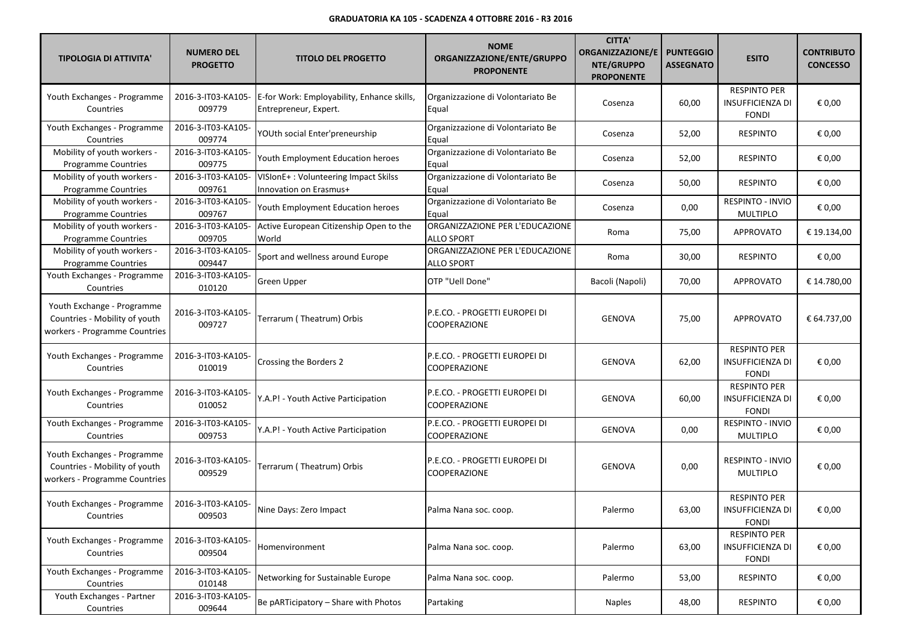**GRADUATORIA KA 105 - SCADENZA 4 OTTOBRE 2016 - R3 2016**

| TIPOLOGIA DI ATTIVITA' | NUMERO DEL PROGETTO | TITOLO DEL PROGETTO | NOME ORGANIZZAZIONE/ENTE/GRUPPO PROPONENTE | CITTA' ORGANIZZAZIONE/ENTE/GRUPPO PROPONENTE | PUNTEGGIO ASSEGNATO | ESITO | CONTRIBUTO CONCESSO |
|---|---|---|---|---|---|---|---|
| Youth Exchanges - Programme Countries | 2016-3-IT03-KA105-009779 | E-for Work: Employability, Enhance skills, Entrepreneur, Expert. | Organizzazione di Volontariato Be Equal | Cosenza | 60,00 | RESPINTO PER INSUFFICIENZA DI FONDI | € 0,00 |
| Youth Exchanges - Programme Countries | 2016-3-IT03-KA105-009774 | YOUth social Enter'preneurship | Organizzazione di Volontariato Be Equal | Cosenza | 52,00 | RESPINTO | € 0,00 |
| Mobility of youth workers - Programme Countries | 2016-3-IT03-KA105-009775 | Youth Employment Education heroes | Organizzazione di Volontariato Be Equal | Cosenza | 52,00 | RESPINTO | € 0,00 |
| Mobility of youth workers - Programme Countries | 2016-3-IT03-KA105-009761 | VISIonE+ : Volunteering Impact Skilss Innovation on Erasmus+ | Organizzazione di Volontariato Be Equal | Cosenza | 50,00 | RESPINTO | € 0,00 |
| Mobility of youth workers - Programme Countries | 2016-3-IT03-KA105-009767 | Youth Employment Education heroes | Organizzazione di Volontariato Be Equal | Cosenza | 0,00 | RESPINTO - INVIO MULTIPLO | € 0,00 |
| Mobility of youth workers - Programme Countries | 2016-3-IT03-KA105-009705 | Active European Citizenship Open to the World | ORGANIZZAZIONE PER L'EDUCAZIONE ALLO SPORT | Roma | 75,00 | APPROVATO | € 19.134,00 |
| Mobility of youth workers - Programme Countries | 2016-3-IT03-KA105-009447 | Sport and wellness around Europe | ORGANIZZAZIONE PER L'EDUCAZIONE ALLO SPORT | Roma | 30,00 | RESPINTO | € 0,00 |
| Youth Exchanges - Programme Countries | 2016-3-IT03-KA105-010120 | Green Upper | OTP "Uell Done" | Bacoli (Napoli) | 70,00 | APPROVATO | € 14.780,00 |
| Youth Exchange - Programme Countries - Mobility of youth workers - Programme Countries | 2016-3-IT03-KA105-009727 | Terrarum ( Theatrum) Orbis | P.E.CO. - PROGETTI EUROPEI DI COOPERAZIONE | GENOVA | 75,00 | APPROVATO | € 64.737,00 |
| Youth Exchanges - Programme Countries | 2016-3-IT03-KA105-010019 | Crossing the Borders 2 | P.E.CO. - PROGETTI EUROPEI DI COOPERAZIONE | GENOVA | 62,00 | RESPINTO PER INSUFFICIENZA DI FONDI | € 0,00 |
| Youth Exchanges - Programme Countries | 2016-3-IT03-KA105-010052 | Y.A.P! - Youth Active Participation | P.E.CO. - PROGETTI EUROPEI DI COOPERAZIONE | GENOVA | 60,00 | RESPINTO PER INSUFFICIENZA DI FONDI | € 0,00 |
| Youth Exchanges - Programme Countries | 2016-3-IT03-KA105-009753 | Y.A.P! - Youth Active Participation | P.E.CO. - PROGETTI EUROPEI DI COOPERAZIONE | GENOVA | 0,00 | RESPINTO - INVIO MULTIPLO | € 0,00 |
| Youth Exchanges - Programme Countries - Mobility of youth workers - Programme Countries | 2016-3-IT03-KA105-009529 | Terrarum ( Theatrum) Orbis | P.E.CO. - PROGETTI EUROPEI DI COOPERAZIONE | GENOVA | 0,00 | RESPINTO - INVIO MULTIPLO | € 0,00 |
| Youth Exchanges - Programme Countries | 2016-3-IT03-KA105-009503 | Nine Days: Zero Impact | Palma Nana soc. coop. | Palermo | 63,00 | RESPINTO PER INSUFFICIENZA DI FONDI | € 0,00 |
| Youth Exchanges - Programme Countries | 2016-3-IT03-KA105-009504 | Homenvironment | Palma Nana soc. coop. | Palermo | 63,00 | RESPINTO PER INSUFFICIENZA DI FONDI | € 0,00 |
| Youth Exchanges - Programme Countries | 2016-3-IT03-KA105-010148 | Networking for Sustainable Europe | Palma Nana soc. coop. | Palermo | 53,00 | RESPINTO | € 0,00 |
| Youth Exchanges - Partner Countries | 2016-3-IT03-KA105-009644 | Be pARTicipatory – Share with Photos | Partaking | Naples | 48,00 | RESPINTO | € 0,00 |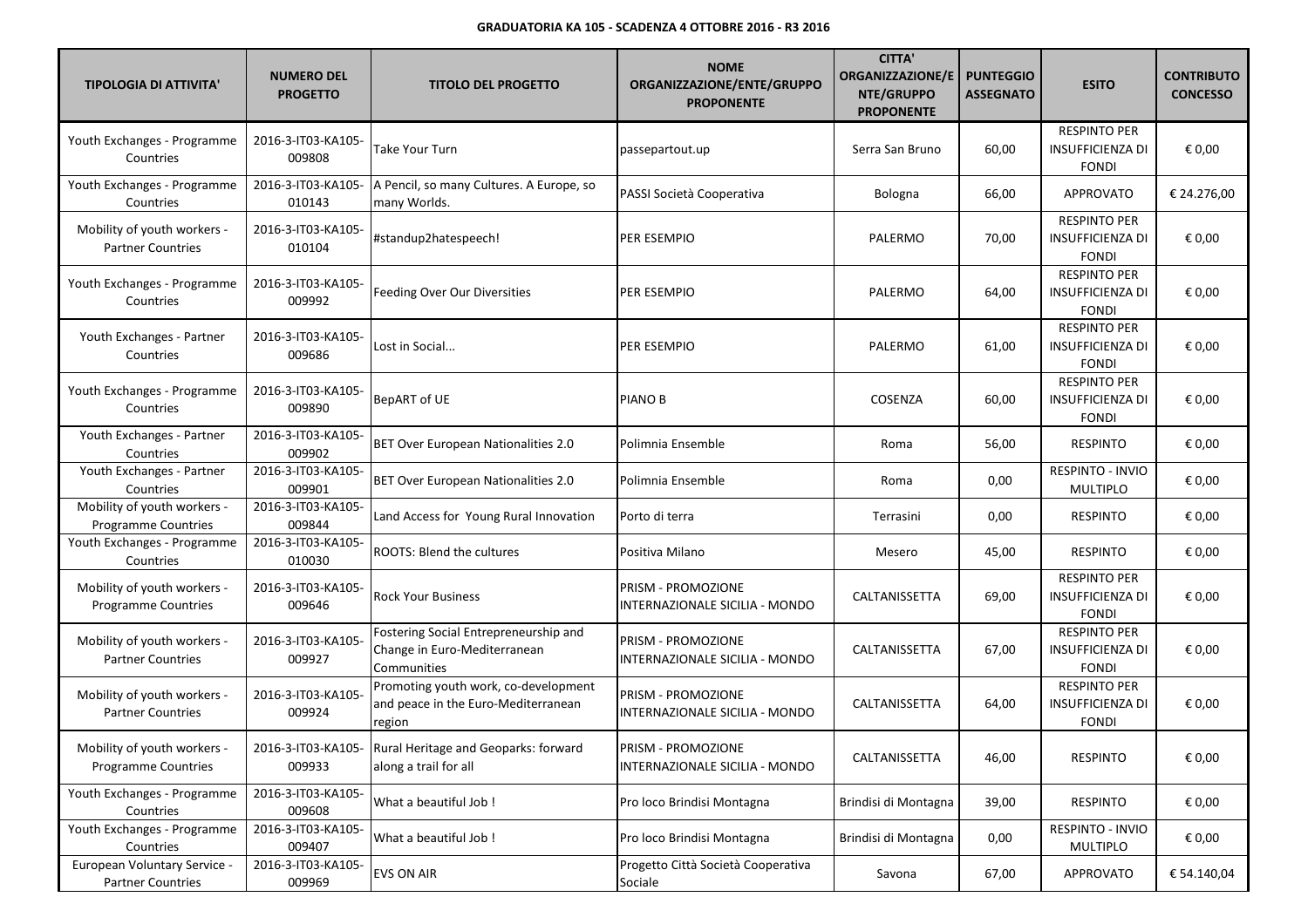**GRADUATORIA KA 105 - SCADENZA 4 OTTOBRE 2016 - R3 2016**

| TIPOLOGIA DI ATTIVITA' | NUMERO DEL PROGETTO | TITOLO DEL PROGETTO | NOME ORGANIZZAZIONE/ENTE/GRUPPO PROPONENTE | CITTA' ORGANIZZAZIONE/ENTE/GRUPPO PROPONENTE | PUNTEGGIO ASSEGNATO | ESITO | CONTRIBUTO CONCESSO |
|---|---|---|---|---|---|---|---|
| Youth Exchanges - Programme Countries | 2016-3-IT03-KA105-009808 | Take Your Turn | passepartout.up | Serra San Bruno | 60,00 | RESPINTO PER INSUFFICIENZA DI FONDI | € 0,00 |
| Youth Exchanges - Programme Countries | 2016-3-IT03-KA105-010143 | A Pencil, so many Cultures. A Europe, so many Worlds. | PASSI Società Cooperativa | Bologna | 66,00 | APPROVATO | € 24.276,00 |
| Mobility of youth workers - Partner Countries | 2016-3-IT03-KA105-010104 | #standup2hatespeech! | PER ESEMPIO | PALERMO | 70,00 | RESPINTO PER INSUFFICIENZA DI FONDI | € 0,00 |
| Youth Exchanges - Programme Countries | 2016-3-IT03-KA105-009992 | Feeding Over Our Diversities | PER ESEMPIO | PALERMO | 64,00 | RESPINTO PER INSUFFICIENZA DI FONDI | € 0,00 |
| Youth Exchanges - Partner Countries | 2016-3-IT03-KA105-009686 | Lost in Social... | PER ESEMPIO | PALERMO | 61,00 | RESPINTO PER INSUFFICIENZA DI FONDI | € 0,00 |
| Youth Exchanges - Programme Countries | 2016-3-IT03-KA105-009890 | BepART of UE | PIANO B | COSENZA | 60,00 | RESPINTO PER INSUFFICIENZA DI FONDI | € 0,00 |
| Youth Exchanges - Partner Countries | 2016-3-IT03-KA105-009902 | BET Over European Nationalities 2.0 | Polimnia Ensemble | Roma | 56,00 | RESPINTO | € 0,00 |
| Youth Exchanges - Partner Countries | 2016-3-IT03-KA105-009901 | BET Over European Nationalities 2.0 | Polimnia Ensemble | Roma | 0,00 | RESPINTO - INVIO MULTIPLO | € 0,00 |
| Mobility of youth workers - Programme Countries | 2016-3-IT03-KA105-009844 | Land Access for Young Rural Innovation | Porto di terra | Terrasini | 0,00 | RESPINTO | € 0,00 |
| Youth Exchanges - Programme Countries | 2016-3-IT03-KA105-010030 | ROOTS: Blend the cultures | Positiva Milano | Mesero | 45,00 | RESPINTO | € 0,00 |
| Mobility of youth workers - Programme Countries | 2016-3-IT03-KA105-009646 | Rock Your Business | PRISM - PROMOZIONE INTERNAZIONALE SICILIA - MONDO | CALTANISSETTA | 69,00 | RESPINTO PER INSUFFICIENZA DI FONDI | € 0,00 |
| Mobility of youth workers - Partner Countries | 2016-3-IT03-KA105-009927 | Fostering Social Entrepreneurship and Change in Euro-Mediterranean Communities | PRISM - PROMOZIONE INTERNAZIONALE SICILIA - MONDO | CALTANISSETTA | 67,00 | RESPINTO PER INSUFFICIENZA DI FONDI | € 0,00 |
| Mobility of youth workers - Partner Countries | 2016-3-IT03-KA105-009924 | Promoting youth work, co-development and peace in the Euro-Mediterranean region | PRISM - PROMOZIONE INTERNAZIONALE SICILIA - MONDO | CALTANISSETTA | 64,00 | RESPINTO PER INSUFFICIENZA DI FONDI | € 0,00 |
| Mobility of youth workers - Programme Countries | 2016-3-IT03-KA105-009933 | Rural Heritage and Geoparks: forward along a trail for all | PRISM - PROMOZIONE INTERNAZIONALE SICILIA - MONDO | CALTANISSETTA | 46,00 | RESPINTO | € 0,00 |
| Youth Exchanges - Programme Countries | 2016-3-IT03-KA105-009608 | What a beautiful Job ! | Pro loco Brindisi Montagna | Brindisi di Montagna | 39,00 | RESPINTO | € 0,00 |
| Youth Exchanges - Programme Countries | 2016-3-IT03-KA105-009407 | What a beautiful Job ! | Pro loco Brindisi Montagna | Brindisi di Montagna | 0,00 | RESPINTO - INVIO MULTIPLO | € 0,00 |
| European Voluntary Service - Partner Countries | 2016-3-IT03-KA105-009969 | EVS ON AIR | Progetto Città Società Cooperativa Sociale | Savona | 67,00 | APPROVATO | € 54.140,04 |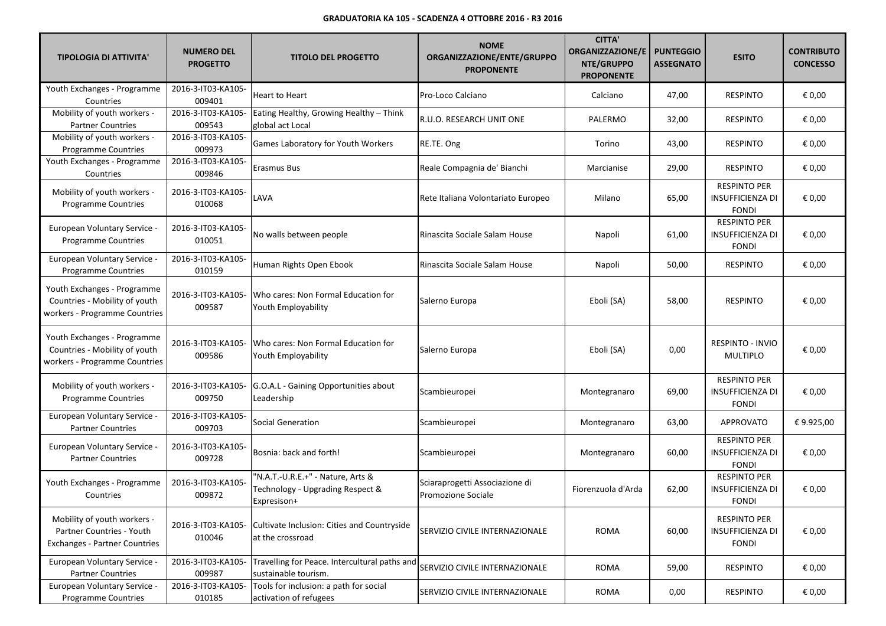**GRADUATORIA KA 105 - SCADENZA 4 OTTOBRE 2016 - R3 2016**

| TIPOLOGIA DI ATTIVITA' | NUMERO DEL PROGETTO | TITOLO DEL PROGETTO | NOME ORGANIZZAZIONE/ENTE/GRUPPO PROPONENTE | CITTA' ORGANIZZAZIONE/ENTE/GRUPPO PROPONENTE | PUNTEGGIO ASSEGNATO | ESITO | CONTRIBUTO CONCESSO |
|---|---|---|---|---|---|---|---|
| Youth Exchanges - Programme Countries | 2016-3-IT03-KA105-009401 | Heart to Heart | Pro-Loco Calciano | Calciano | 47,00 | RESPINTO | € 0,00 |
| Mobility of youth workers - Partner Countries | 2016-3-IT03-KA105-009543 | Eating Healthy, Growing Healthy – Think global act Local | R.U.O. RESEARCH UNIT ONE | PALERMO | 32,00 | RESPINTO | € 0,00 |
| Mobility of youth workers - Programme Countries | 2016-3-IT03-KA105-009973 | Games Laboratory for Youth Workers | RE.TE. Ong | Torino | 43,00 | RESPINTO | € 0,00 |
| Youth Exchanges - Programme Countries | 2016-3-IT03-KA105-009846 | Erasmus Bus | Reale Compagnia de' Bianchi | Marcianise | 29,00 | RESPINTO | € 0,00 |
| Mobility of youth workers - Programme Countries | 2016-3-IT03-KA105-010068 | LAVA | Rete Italiana Volontariato Europeo | Milano | 65,00 | RESPINTO PER INSUFFICIENZA DI FONDI | € 0,00 |
| European Voluntary Service - Programme Countries | 2016-3-IT03-KA105-010051 | No walls between people | Rinascita Sociale Salam House | Napoli | 61,00 | RESPINTO PER INSUFFICIENZA DI FONDI | € 0,00 |
| European Voluntary Service - Programme Countries | 2016-3-IT03-KA105-010159 | Human Rights Open Ebook | Rinascita Sociale Salam House | Napoli | 50,00 | RESPINTO | € 0,00 |
| Youth Exchanges - Programme Countries - Mobility of youth workers - Programme Countries | 2016-3-IT03-KA105-009587 | Who cares: Non Formal Education for Youth Employability | Salerno Europa | Eboli (SA) | 58,00 | RESPINTO | € 0,00 |
| Youth Exchanges - Programme Countries - Mobility of youth workers - Programme Countries | 2016-3-IT03-KA105-009586 | Who cares: Non Formal Education for Youth Employability | Salerno Europa | Eboli (SA) | 0,00 | RESPINTO - INVIO MULTIPLO | € 0,00 |
| Mobility of youth workers - Programme Countries | 2016-3-IT03-KA105-009750 | G.O.A.L - Gaining Opportunities about Leadership | Scambieuropei | Montegranaro | 69,00 | RESPINTO PER INSUFFICIENZA DI FONDI | € 0,00 |
| European Voluntary Service - Partner Countries | 2016-3-IT03-KA105-009703 | Social Generation | Scambieuropei | Montegranaro | 63,00 | APPROVATO | € 9.925,00 |
| European Voluntary Service - Partner Countries | 2016-3-IT03-KA105-009728 | Bosnia: back and forth! | Scambieuropei | Montegranaro | 60,00 | RESPINTO PER INSUFFICIENZA DI FONDI | € 0,00 |
| Youth Exchanges - Programme Countries | 2016-3-IT03-KA105-009872 | "N.A.T.-U.R.E.+" - Nature, Arts & Technology - Upgrading Respect & Expresison+ | Sciaraprogetti Associazione di Promozione Sociale | Fiorenzuola d'Arda | 62,00 | RESPINTO PER INSUFFICIENZA DI FONDI | € 0,00 |
| Mobility of youth workers - Partner Countries - Youth Exchanges - Partner Countries | 2016-3-IT03-KA105-010046 | Cultivate Inclusion: Cities and Countryside at the crossroad | SERVIZIO CIVILE INTERNAZIONALE | ROMA | 60,00 | RESPINTO PER INSUFFICIENZA DI FONDI | € 0,00 |
| European Voluntary Service - Partner Countries | 2016-3-IT03-KA105-009987 | Travelling for Peace. Intercultural paths and sustainable tourism. | SERVIZIO CIVILE INTERNAZIONALE | ROMA | 59,00 | RESPINTO | € 0,00 |
| European Voluntary Service - Programme Countries | 2016-3-IT03-KA105-010185 | Tools for inclusion: a path for social activation of refugees | SERVIZIO CIVILE INTERNAZIONALE | ROMA | 0,00 | RESPINTO | € 0,00 |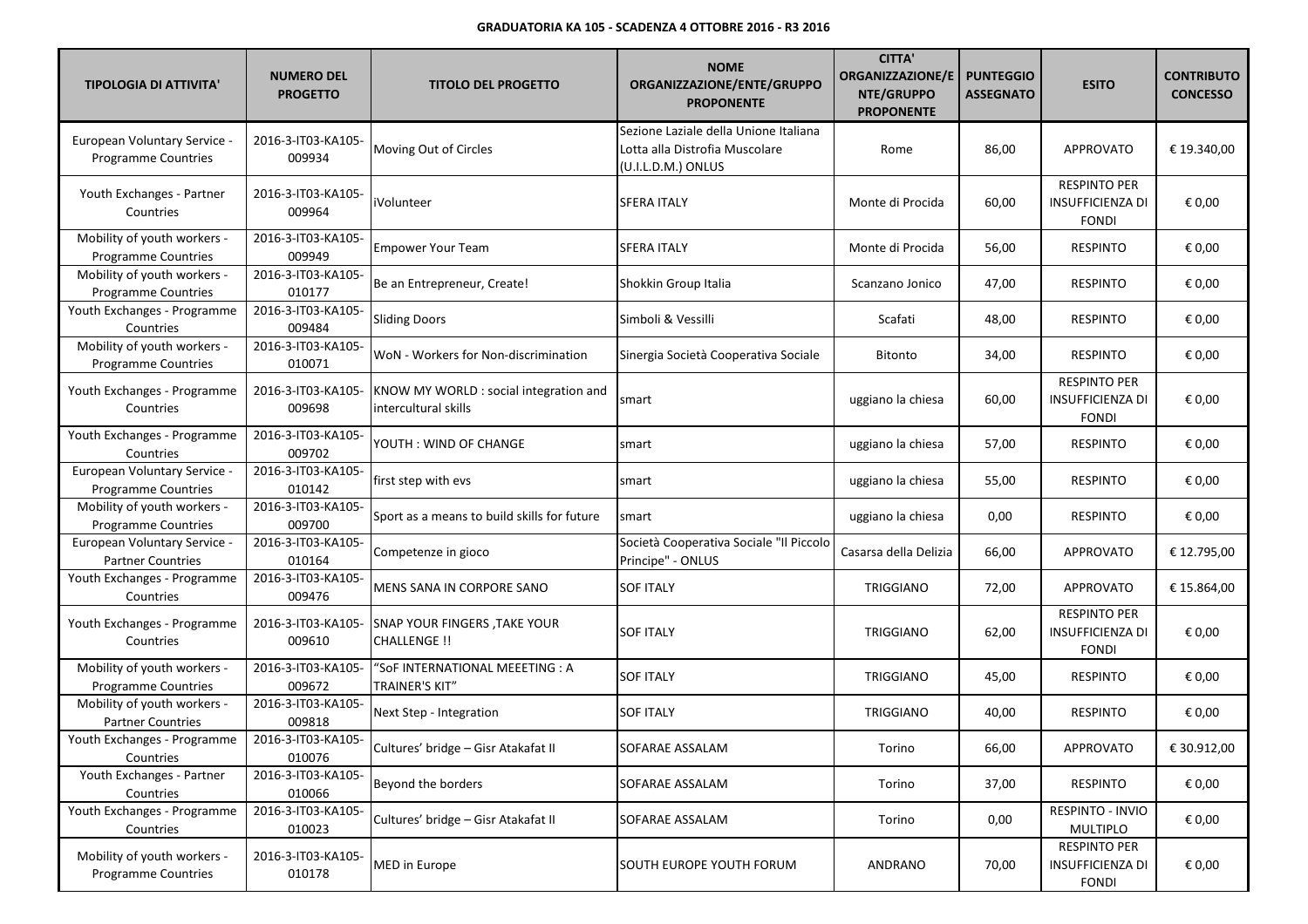**GRADUATORIA KA 105 - SCADENZA 4 OTTOBRE 2016 - R3 2016**

| TIPOLOGIA DI ATTIVITA' | NUMERO DEL PROGETTO | TITOLO DEL PROGETTO | NOME ORGANIZZAZIONE/ENTE/GRUPPO PROPONENTE | CITTA' ORGANIZZAZIONE/ENTE/GRUPPO PROPONENTE | PUNTEGGIO ASSEGNATO | ESITO | CONTRIBUTO CONCESSO |
|---|---|---|---|---|---|---|---|
| European Voluntary Service - Programme Countries | 2016-3-IT03-KA105-009934 | Moving Out of Circles | Sezione Laziale della Unione Italiana Lotta alla Distrofia Muscolare (U.I.L.D.M.) ONLUS | Rome | 86,00 | APPROVATO | € 19.340,00 |
| Youth Exchanges - Partner Countries | 2016-3-IT03-KA105-009964 | iVolunteer | SFERA ITALY | Monte di Procida | 60,00 | RESPINTO PER INSUFFICIENZA DI FONDI | € 0,00 |
| Mobility of youth workers - Programme Countries | 2016-3-IT03-KA105-009949 | Empower Your Team | SFERA ITALY | Monte di Procida | 56,00 | RESPINTO | € 0,00 |
| Mobility of youth workers - Programme Countries | 2016-3-IT03-KA105-010177 | Be an Entrepreneur, Create! | Shokkin Group Italia | Scanzano Jonico | 47,00 | RESPINTO | € 0,00 |
| Youth Exchanges - Programme Countries | 2016-3-IT03-KA105-009484 | Sliding Doors | Simboli & Vessilli | Scafati | 48,00 | RESPINTO | € 0,00 |
| Mobility of youth workers - Programme Countries | 2016-3-IT03-KA105-010071 | WoN - Workers for Non-discrimination | Sinergia Società Cooperativa Sociale | Bitonto | 34,00 | RESPINTO | € 0,00 |
| Youth Exchanges - Programme Countries | 2016-3-IT03-KA105-009698 | KNOW MY WORLD : social integration and intercultural skills | smart | uggiano la chiesa | 60,00 | RESPINTO PER INSUFFICIENZA DI FONDI | € 0,00 |
| Youth Exchanges - Programme Countries | 2016-3-IT03-KA105-009702 | YOUTH : WIND OF CHANGE | smart | uggiano la chiesa | 57,00 | RESPINTO | € 0,00 |
| European Voluntary Service - Programme Countries | 2016-3-IT03-KA105-010142 | first step with evs | smart | uggiano la chiesa | 55,00 | RESPINTO | € 0,00 |
| Mobility of youth workers - Programme Countries | 2016-3-IT03-KA105-009700 | Sport as a means to build skills for future | smart | uggiano la chiesa | 0,00 | RESPINTO | € 0,00 |
| European Voluntary Service - Partner Countries | 2016-3-IT03-KA105-010164 | Competenze in gioco | Società Cooperativa Sociale "Il Piccolo Principe" - ONLUS | Casarsa della Delizia | 66,00 | APPROVATO | € 12.795,00 |
| Youth Exchanges - Programme Countries | 2016-3-IT03-KA105-009476 | MENS SANA IN CORPORE SANO | SOF ITALY | TRIGGIANO | 72,00 | APPROVATO | € 15.864,00 |
| Youth Exchanges - Programme Countries | 2016-3-IT03-KA105-009610 | SNAP YOUR FINGERS ,TAKE YOUR CHALLENGE !! | SOF ITALY | TRIGGIANO | 62,00 | RESPINTO PER INSUFFICIENZA DI FONDI | € 0,00 |
| Mobility of youth workers - Programme Countries | 2016-3-IT03-KA105-009672 | "SoF INTERNATIONAL MEEETING : A TRAINER'S KIT" | SOF ITALY | TRIGGIANO | 45,00 | RESPINTO | € 0,00 |
| Mobility of youth workers - Partner Countries | 2016-3-IT03-KA105-009818 | Next Step - Integration | SOF ITALY | TRIGGIANO | 40,00 | RESPINTO | € 0,00 |
| Youth Exchanges - Programme Countries | 2016-3-IT03-KA105-010076 | Cultures' bridge – Gisr Atakafat II | SOFARAE ASSALAM | Torino | 66,00 | APPROVATO | € 30.912,00 |
| Youth Exchanges - Partner Countries | 2016-3-IT03-KA105-010066 | Beyond the borders | SOFARAE ASSALAM | Torino | 37,00 | RESPINTO | € 0,00 |
| Youth Exchanges - Programme Countries | 2016-3-IT03-KA105-010023 | Cultures' bridge – Gisr Atakafat II | SOFARAE ASSALAM | Torino | 0,00 | RESPINTO - INVIO MULTIPLO | € 0,00 |
| Mobility of youth workers - Programme Countries | 2016-3-IT03-KA105-010178 | MED in Europe | SOUTH EUROPE YOUTH FORUM | ANDRANO | 70,00 | RESPINTO PER INSUFFICIENZA DI FONDI | € 0,00 |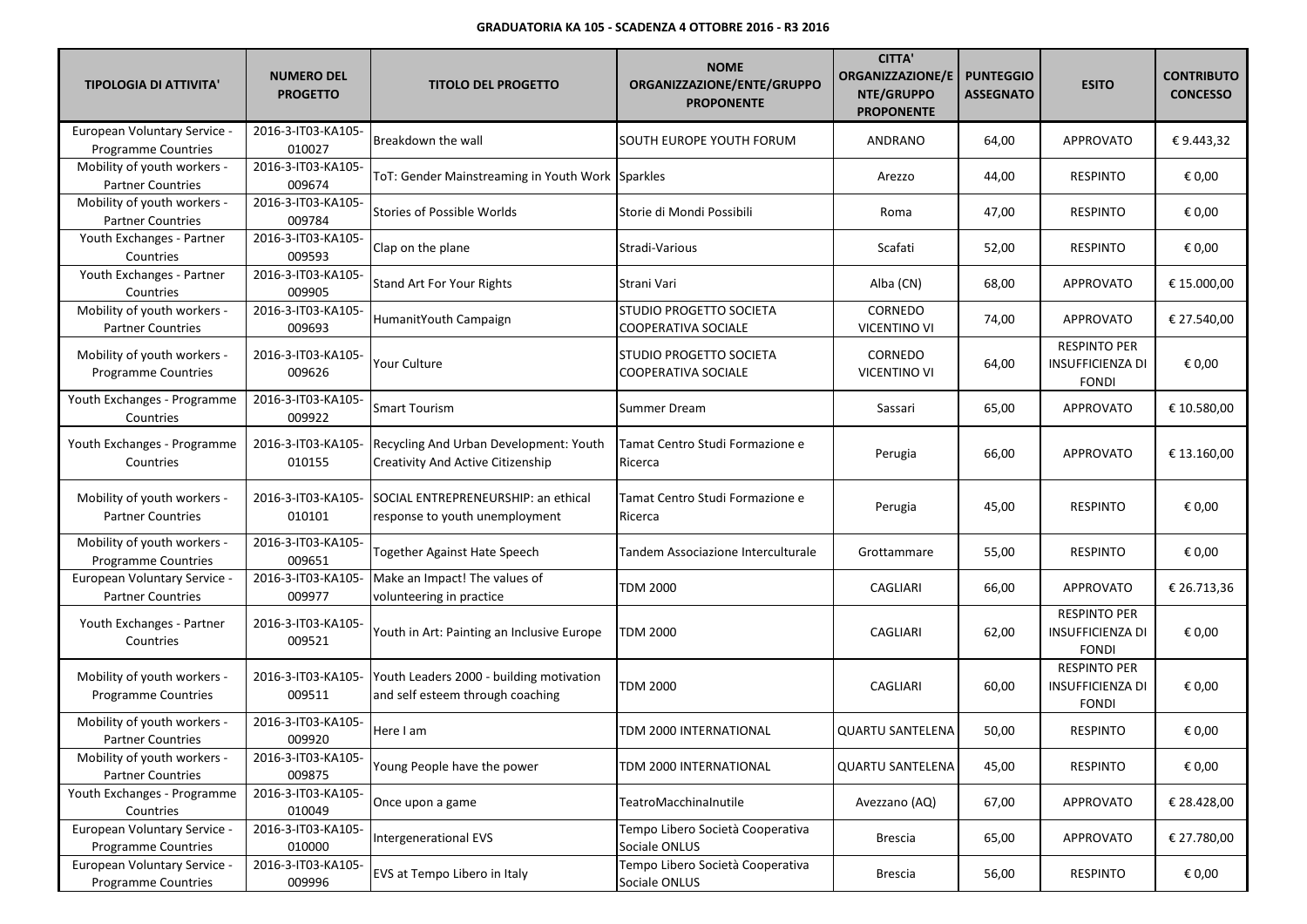**GRADUATORIA KA 105 - SCADENZA 4 OTTOBRE 2016 - R3 2016**

| TIPOLOGIA DI ATTIVITA' | NUMERO DEL PROGETTO | TITOLO DEL PROGETTO | NOME ORGANIZZAZIONE/ENTE/GRUPPO PROPONENTE | CITTA' ORGANIZZAZIONE/ENTE/GRUPPO PROPONENTE | PUNTEGGIO ASSEGNATO | ESITO | CONTRIBUTO CONCESSO |
|---|---|---|---|---|---|---|---|
| European Voluntary Service - Programme Countries | 2016-3-IT03-KA105-010027 | Breakdown the wall | SOUTH EUROPE YOUTH FORUM | ANDRANO | 64,00 | APPROVATO | € 9.443,32 |
| Mobility of youth workers - Partner Countries | 2016-3-IT03-KA105-009674 | ToT: Gender Mainstreaming in Youth Work | Sparkles | Arezzo | 44,00 | RESPINTO | € 0,00 |
| Mobility of youth workers - Partner Countries | 2016-3-IT03-KA105-009784 | Stories of Possible Worlds | Storie di Mondi Possibili | Roma | 47,00 | RESPINTO | € 0,00 |
| Youth Exchanges - Partner Countries | 2016-3-IT03-KA105-009593 | Clap on the plane | Stradi-Various | Scafati | 52,00 | RESPINTO | € 0,00 |
| Youth Exchanges - Partner Countries | 2016-3-IT03-KA105-009905 | Stand Art For Your Rights | Strani Vari | Alba (CN) | 68,00 | APPROVATO | € 15.000,00 |
| Mobility of youth workers - Partner Countries | 2016-3-IT03-KA105-009693 | HumanitYouth Campaign | STUDIO PROGETTO SOCIETA COOPERATIVA SOCIALE | CORNEDO VICENTINO VI | 74,00 | APPROVATO | € 27.540,00 |
| Mobility of youth workers - Programme Countries | 2016-3-IT03-KA105-009626 | Your Culture | STUDIO PROGETTO SOCIETA COOPERATIVA SOCIALE | CORNEDO VICENTINO VI | 64,00 | RESPINTO PER INSUFFICIENZA DI FONDI | € 0,00 |
| Youth Exchanges - Programme Countries | 2016-3-IT03-KA105-009922 | Smart Tourism | Summer Dream | Sassari | 65,00 | APPROVATO | € 10.580,00 |
| Youth Exchanges - Programme Countries | 2016-3-IT03-KA105-010155 | Recycling And Urban Development: Youth Creativity And Active Citizenship | Tamat Centro Studi Formazione e Ricerca | Perugia | 66,00 | APPROVATO | € 13.160,00 |
| Mobility of youth workers - Partner Countries | 2016-3-IT03-KA105-010101 | SOCIAL ENTREPRENEURSHIP: an ethical response to youth unemployment | Tamat Centro Studi Formazione e Ricerca | Perugia | 45,00 | RESPINTO | € 0,00 |
| Mobility of youth workers - Programme Countries | 2016-3-IT03-KA105-009651 | Together Against Hate Speech | Tandem Associazione Interculturale | Grottammare | 55,00 | RESPINTO | € 0,00 |
| European Voluntary Service - Partner Countries | 2016-3-IT03-KA105-009977 | Make an Impact! The values of volunteering in practice | TDM 2000 | CAGLIARI | 66,00 | APPROVATO | € 26.713,36 |
| Youth Exchanges - Partner Countries | 2016-3-IT03-KA105-009521 | Youth in Art: Painting an Inclusive Europe | TDM 2000 | CAGLIARI | 62,00 | RESPINTO PER INSUFFICIENZA DI FONDI | € 0,00 |
| Mobility of youth workers - Programme Countries | 2016-3-IT03-KA105-009511 | Youth Leaders 2000 - building motivation and self esteem through coaching | TDM 2000 | CAGLIARI | 60,00 | RESPINTO PER INSUFFICIENZA DI FONDI | € 0,00 |
| Mobility of youth workers - Partner Countries | 2016-3-IT03-KA105-009920 | Here I am | TDM 2000 INTERNATIONAL | QUARTU SANTELENA | 50,00 | RESPINTO | € 0,00 |
| Mobility of youth workers - Partner Countries | 2016-3-IT03-KA105-009875 | Young People have the power | TDM 2000 INTERNATIONAL | QUARTU SANTELENA | 45,00 | RESPINTO | € 0,00 |
| Youth Exchanges - Programme Countries | 2016-3-IT03-KA105-010049 | Once upon a game | TeatroMacchinaInutile | Avezzano (AQ) | 67,00 | APPROVATO | € 28.428,00 |
| European Voluntary Service - Programme Countries | 2016-3-IT03-KA105-010000 | Intergenerational EVS | Tempo Libero Società Cooperativa Sociale ONLUS | Brescia | 65,00 | APPROVATO | € 27.780,00 |
| European Voluntary Service - Programme Countries | 2016-3-IT03-KA105-009996 | EVS at Tempo Libero in Italy | Tempo Libero Società Cooperativa Sociale ONLUS | Brescia | 56,00 | RESPINTO | € 0,00 |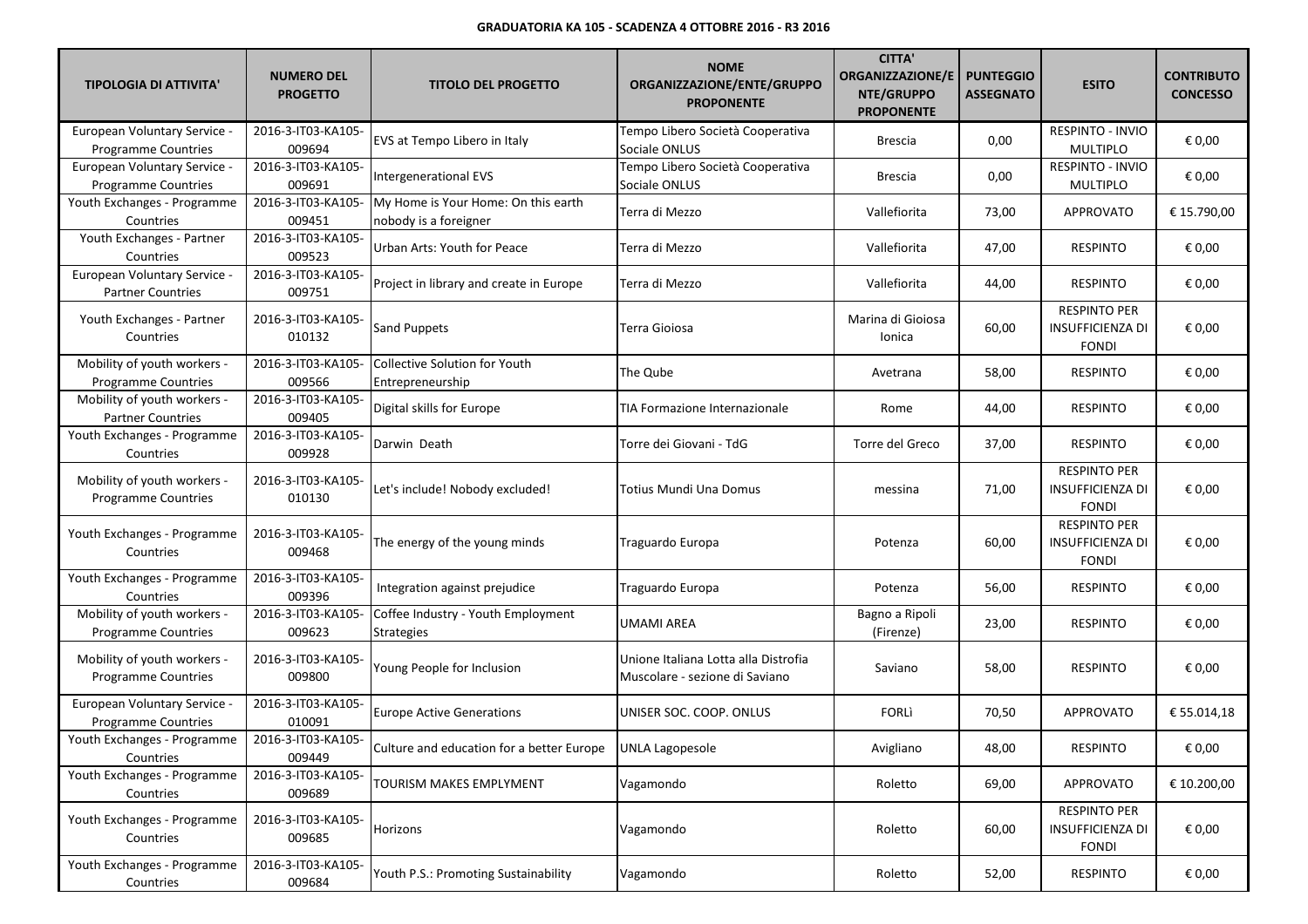**GRADUATORIA KA 105 - SCADENZA 4 OTTOBRE 2016 - R3 2016**

| TIPOLOGIA DI ATTIVITA' | NUMERO DEL PROGETTO | TITOLO DEL PROGETTO | NOME ORGANIZZAZIONE/ENTE/GRUPPO PROPONENTE | CITTA' ORGANIZZAZIONE/ENTE/GRUPPO PROPONENTE | PUNTEGGIO ASSEGNATO | ESITO | CONTRIBUTO CONCESSO |
|---|---|---|---|---|---|---|---|
| European Voluntary Service - Programme Countries | 2016-3-IT03-KA105-009694 | EVS at Tempo Libero in Italy | Tempo Libero Società Cooperativa Sociale ONLUS | Brescia | 0,00 | RESPINTO - INVIO MULTIPLO | € 0,00 |
| European Voluntary Service - Programme Countries | 2016-3-IT03-KA105-009691 | Intergenerational EVS | Tempo Libero Società Cooperativa Sociale ONLUS | Brescia | 0,00 | RESPINTO - INVIO MULTIPLO | € 0,00 |
| Youth Exchanges - Programme Countries | 2016-3-IT03-KA105-009451 | My Home is Your Home: On this earth nobody is a foreigner | Terra di Mezzo | Vallefiorita | 73,00 | APPROVATO | € 15.790,00 |
| Youth Exchanges - Partner Countries | 2016-3-IT03-KA105-009523 | Urban Arts: Youth for Peace | Terra di Mezzo | Vallefiorita | 47,00 | RESPINTO | € 0,00 |
| European Voluntary Service - Partner Countries | 2016-3-IT03-KA105-009751 | Project in library and create in Europe | Terra di Mezzo | Vallefiorita | 44,00 | RESPINTO | € 0,00 |
| Youth Exchanges - Partner Countries | 2016-3-IT03-KA105-010132 | Sand Puppets | Terra Gioiosa | Marina di Gioiosa Ionica | 60,00 | RESPINTO PER INSUFFICIENZA DI FONDI | € 0,00 |
| Mobility of youth workers - Programme Countries | 2016-3-IT03-KA105-009566 | Collective Solution for Youth Entrepreneurship | The Qube | Avetrana | 58,00 | RESPINTO | € 0,00 |
| Mobility of youth workers - Partner Countries | 2016-3-IT03-KA105-009405 | Digital skills for Europe | TIA Formazione Internazionale | Rome | 44,00 | RESPINTO | € 0,00 |
| Youth Exchanges - Programme Countries | 2016-3-IT03-KA105-009928 | Darwin Death | Torre dei Giovani - TdG | Torre del Greco | 37,00 | RESPINTO | € 0,00 |
| Mobility of youth workers - Programme Countries | 2016-3-IT03-KA105-010130 | Let's include! Nobody excluded! | Totius Mundi Una Domus | messina | 71,00 | RESPINTO PER INSUFFICIENZA DI FONDI | € 0,00 |
| Youth Exchanges - Programme Countries | 2016-3-IT03-KA105-009468 | The energy of the young minds | Traguardo Europa | Potenza | 60,00 | RESPINTO PER INSUFFICIENZA DI FONDI | € 0,00 |
| Youth Exchanges - Programme Countries | 2016-3-IT03-KA105-009396 | Integration against prejudice | Traguardo Europa | Potenza | 56,00 | RESPINTO | € 0,00 |
| Mobility of youth workers - Programme Countries | 2016-3-IT03-KA105-009623 | Coffee Industry - Youth Employment Strategies | UMAMI AREA | Bagno a Ripoli (Firenze) | 23,00 | RESPINTO | € 0,00 |
| Mobility of youth workers - Programme Countries | 2016-3-IT03-KA105-009800 | Young People for Inclusion | Unione Italiana Lotta alla Distrofia Muscolare - sezione di Saviano | Saviano | 58,00 | RESPINTO | € 0,00 |
| European Voluntary Service - Programme Countries | 2016-3-IT03-KA105-010091 | Europe Active Generations | UNISER SOC. COOP. ONLUS | FORLÌ | 70,50 | APPROVATO | € 55.014,18 |
| Youth Exchanges - Programme Countries | 2016-3-IT03-KA105-009449 | Culture and education for a better Europe | UNLA Lagopesole | Avigliano | 48,00 | RESPINTO | € 0,00 |
| Youth Exchanges - Programme Countries | 2016-3-IT03-KA105-009689 | TOURISM MAKES EMPLYMENT | Vagamondo | Roletto | 69,00 | APPROVATO | € 10.200,00 |
| Youth Exchanges - Programme Countries | 2016-3-IT03-KA105-009685 | Horizons | Vagamondo | Roletto | 60,00 | RESPINTO PER INSUFFICIENZA DI FONDI | € 0,00 |
| Youth Exchanges - Programme Countries | 2016-3-IT03-KA105-009684 | Youth P.S.: Promoting Sustainability | Vagamondo | Roletto | 52,00 | RESPINTO | € 0,00 |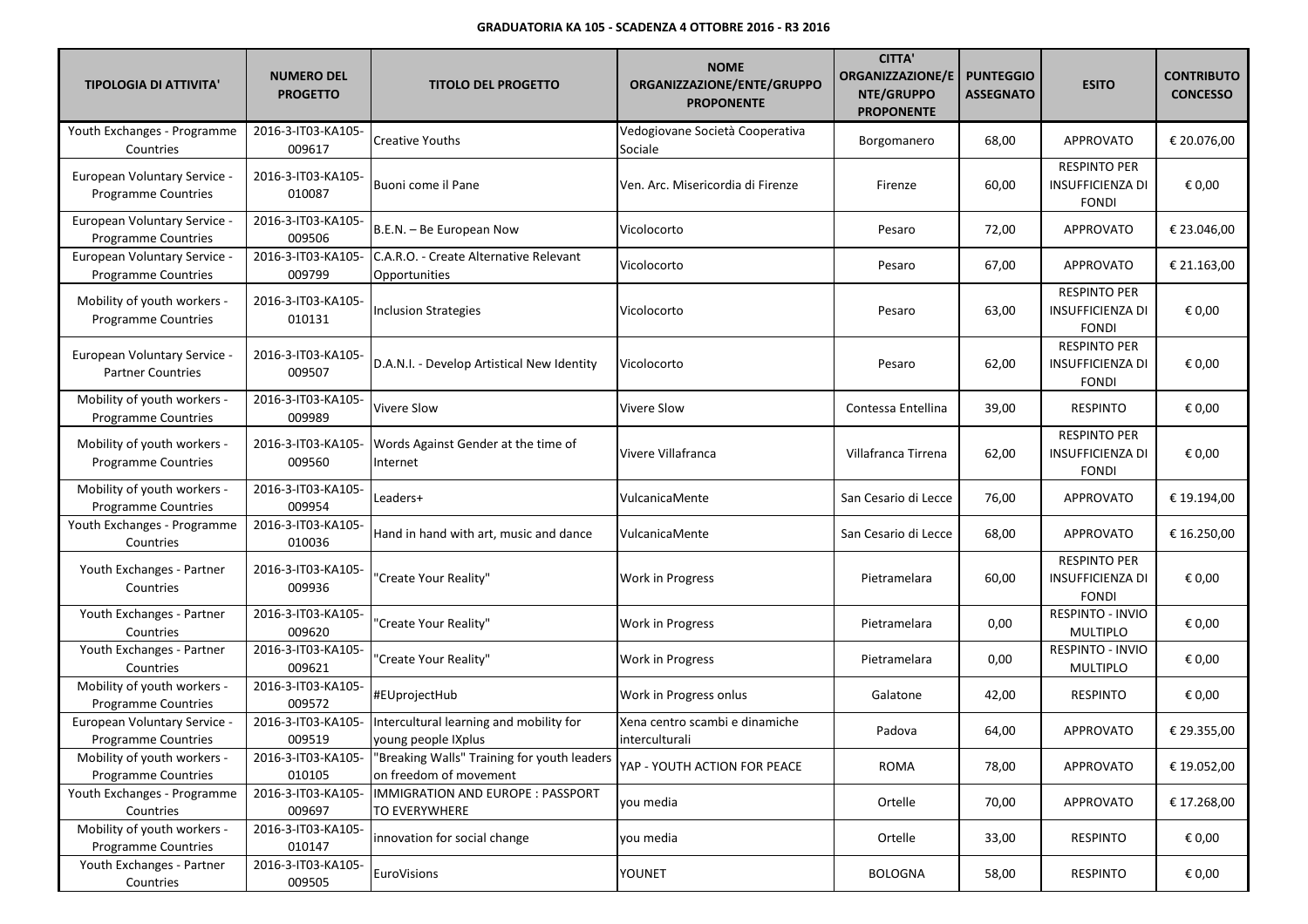**GRADUATORIA KA 105 - SCADENZA 4 OTTOBRE 2016 - R3 2016**

| TIPOLOGIA DI ATTIVITA' | NUMERO DEL PROGETTO | TITOLO DEL PROGETTO | NOME ORGANIZZAZIONE/ENTE/GRUPPO PROPONENTE | CITTA' ORGANIZZAZIONE/ENTE/GRUPPO PROPONENTE | PUNTEGGIO ASSEGNATO | ESITO | CONTRIBUTO CONCESSO |
|---|---|---|---|---|---|---|---|
| Youth Exchanges - Programme Countries | 2016-3-IT03-KA105-009617 | Creative Youths | Vedogiovane Società Cooperativa Sociale | Borgomanero | 68,00 | APPROVATO | € 20.076,00 |
| European Voluntary Service - Programme Countries | 2016-3-IT03-KA105-010087 | Buoni come il Pane | Ven. Arc. Misericordia di Firenze | Firenze | 60,00 | RESPINTO PER INSUFFICIENZA DI FONDI | € 0,00 |
| European Voluntary Service - Programme Countries | 2016-3-IT03-KA105-009506 | B.E.N. – Be European Now | Vicolocorto | Pesaro | 72,00 | APPROVATO | € 23.046,00 |
| European Voluntary Service - Programme Countries | 2016-3-IT03-KA105-009799 | C.A.R.O. - Create Alternative Relevant Opportunities | Vicolocorto | Pesaro | 67,00 | APPROVATO | € 21.163,00 |
| Mobility of youth workers - Programme Countries | 2016-3-IT03-KA105-010131 | Inclusion Strategies | Vicolocorto | Pesaro | 63,00 | RESPINTO PER INSUFFICIENZA DI FONDI | € 0,00 |
| European Voluntary Service - Partner Countries | 2016-3-IT03-KA105-009507 | D.A.N.I. - Develop Artistical New Identity | Vicolocorto | Pesaro | 62,00 | RESPINTO PER INSUFFICIENZA DI FONDI | € 0,00 |
| Mobility of youth workers - Programme Countries | 2016-3-IT03-KA105-009989 | Vivere Slow | Vivere Slow | Contessa Entellina | 39,00 | RESPINTO | € 0,00 |
| Mobility of youth workers - Programme Countries | 2016-3-IT03-KA105-009560 | Words Against Gender at the time of Internet | Vivere Villafranca | Villafranca Tirrena | 62,00 | RESPINTO PER INSUFFICIENZA DI FONDI | € 0,00 |
| Mobility of youth workers - Programme Countries | 2016-3-IT03-KA105-009954 | Leaders+ | VulcanicaMente | San Cesario di Lecce | 76,00 | APPROVATO | € 19.194,00 |
| Youth Exchanges - Programme Countries | 2016-3-IT03-KA105-010036 | Hand in hand with art, music and dance | VulcanicaMente | San Cesario di Lecce | 68,00 | APPROVATO | € 16.250,00 |
| Youth Exchanges - Partner Countries | 2016-3-IT03-KA105-009936 | "Create Your Reality" | Work in Progress | Pietramelara | 60,00 | RESPINTO PER INSUFFICIENZA DI FONDI | € 0,00 |
| Youth Exchanges - Partner Countries | 2016-3-IT03-KA105-009620 | "Create Your Reality" | Work in Progress | Pietramelara | 0,00 | RESPINTO - INVIO MULTIPLO | € 0,00 |
| Youth Exchanges - Partner Countries | 2016-3-IT03-KA105-009621 | "Create Your Reality" | Work in Progress | Pietramelara | 0,00 | RESPINTO - INVIO MULTIPLO | € 0,00 |
| Mobility of youth workers - Programme Countries | 2016-3-IT03-KA105-009572 | #EUprojectHub | Work in Progress onlus | Galatone | 42,00 | RESPINTO | € 0,00 |
| European Voluntary Service - Programme Countries | 2016-3-IT03-KA105-009519 | Intercultural learning and mobility for young people IXplus | Xena centro scambi e dinamiche interculturali | Padova | 64,00 | APPROVATO | € 29.355,00 |
| Mobility of youth workers - Programme Countries | 2016-3-IT03-KA105-010105 | "Breaking Walls" Training for youth leaders on freedom of movement | YAP - YOUTH ACTION FOR PEACE | ROMA | 78,00 | APPROVATO | € 19.052,00 |
| Youth Exchanges - Programme Countries | 2016-3-IT03-KA105-009697 | IMMIGRATION AND EUROPE : PASSPORT TO EVERYWHERE | you media | Ortelle | 70,00 | APPROVATO | € 17.268,00 |
| Mobility of youth workers - Programme Countries | 2016-3-IT03-KA105-010147 | innovation for social change | you media | Ortelle | 33,00 | RESPINTO | € 0,00 |
| Youth Exchanges - Partner Countries | 2016-3-IT03-KA105-009505 | EuroVisions | YOUNET | BOLOGNA | 58,00 | RESPINTO | € 0,00 |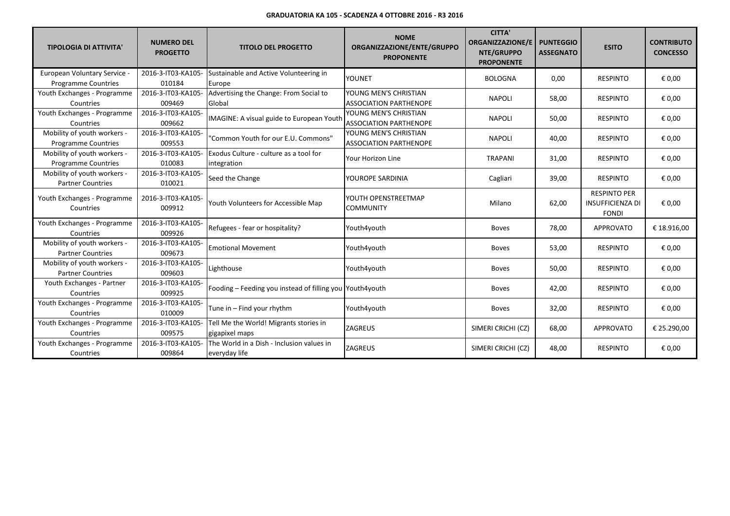**GRADUATORIA KA 105 - SCADENZA 4 OTTOBRE 2016 - R3 2016**

| TIPOLOGIA DI ATTIVITA' | NUMERO DEL PROGETTO | TITOLO DEL PROGETTO | NOME ORGANIZZAZIONE/ENTE/GRUPPO PROPONENTE | CITTA' ORGANIZZAZIONE/ENTE/GRUPPO PROPONENTE | PUNTEGGIO ASSEGNATO | ESITO | CONTRIBUTO CONCESSO |
|---|---|---|---|---|---|---|---|
| European Voluntary Service - Programme Countries | 2016-3-IT03-KA105-010184 | Sustainable and Active Volunteering in Europe | YOUNET | BOLOGNA | 0,00 | RESPINTO | € 0,00 |
| Youth Exchanges - Programme Countries | 2016-3-IT03-KA105-009469 | Advertising the Change: From Social to Global | YOUNG MEN'S CHRISTIAN ASSOCIATION PARTHENOPE | NAPOLI | 58,00 | RESPINTO | € 0,00 |
| Youth Exchanges - Programme Countries | 2016-3-IT03-KA105-009662 | IMAGINE: A visual guide to European Youth | YOUNG MEN'S CHRISTIAN ASSOCIATION PARTHENOPE | NAPOLI | 50,00 | RESPINTO | € 0,00 |
| Mobility of youth workers - Programme Countries | 2016-3-IT03-KA105-009553 | "Common Youth for our E.U. Commons" | YOUNG MEN'S CHRISTIAN ASSOCIATION PARTHENOPE | NAPOLI | 40,00 | RESPINTO | € 0,00 |
| Mobility of youth workers - Programme Countries | 2016-3-IT03-KA105-010083 | Exodus Culture - culture as a tool for integration | Your Horizon Line | TRAPANI | 31,00 | RESPINTO | € 0,00 |
| Mobility of youth workers - Partner Countries | 2016-3-IT03-KA105-010021 | Seed the Change | YOUROPE SARDINIA | Cagliari | 39,00 | RESPINTO | € 0,00 |
| Youth Exchanges - Programme Countries | 2016-3-IT03-KA105-009912 | Youth Volunteers for Accessible Map | YOUTH OPENSTREETMAP COMMUNITY | Milano | 62,00 | RESPINTO PER INSUFFICIENZA DI FONDI | € 0,00 |
| Youth Exchanges - Programme Countries | 2016-3-IT03-KA105-009926 | Refugees - fear or hospitality? | Youth4youth | Boves | 78,00 | APPROVATO | € 18.916,00 |
| Mobility of youth workers - Partner Countries | 2016-3-IT03-KA105-009673 | Emotional Movement | Youth4youth | Boves | 53,00 | RESPINTO | € 0,00 |
| Mobility of youth workers - Partner Countries | 2016-3-IT03-KA105-009603 | Lighthouse | Youth4youth | Boves | 50,00 | RESPINTO | € 0,00 |
| Youth Exchanges - Partner Countries | 2016-3-IT03-KA105-009925 | Fooding – Feeding you instead of filling you | Youth4youth | Boves | 42,00 | RESPINTO | € 0,00 |
| Youth Exchanges - Programme Countries | 2016-3-IT03-KA105-010009 | Tune in – Find your rhythm | Youth4youth | Boves | 32,00 | RESPINTO | € 0,00 |
| Youth Exchanges - Programme Countries | 2016-3-IT03-KA105-009575 | Tell Me the World! Migrants stories in gigapixel maps | ZAGREUS | SIMERI CRICHI (CZ) | 68,00 | APPROVATO | € 25.290,00 |
| Youth Exchanges - Programme Countries | 2016-3-IT03-KA105-009864 | The World in a Dish - Inclusion values in everyday life | ZAGREUS | SIMERI CRICHI (CZ) | 48,00 | RESPINTO | € 0,00 |